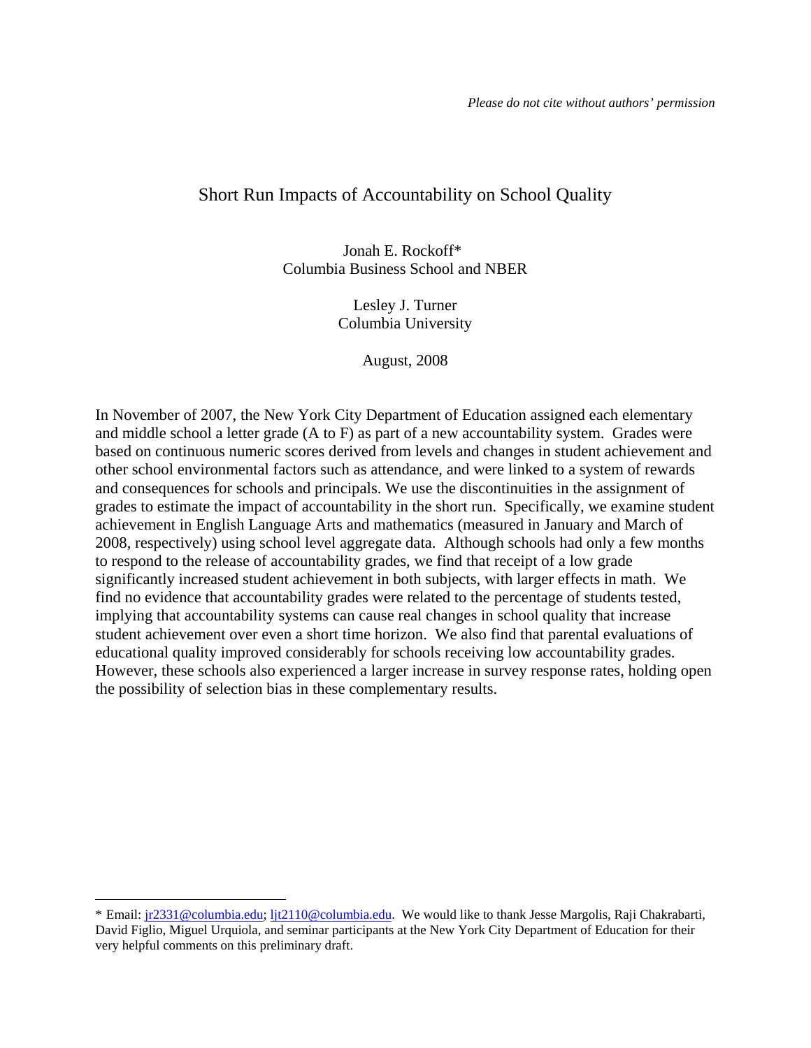*Please do not cite without authors' permission*

# Short Run Impacts of Accountability on School Quality

Jonah E. Rockoff*
Columbia Business School and NBER

Lesley J. Turner
Columbia University

August, 2008

In November of 2007, the New York City Department of Education assigned each elementary and middle school a letter grade (A to F) as part of a new accountability system. Grades were based on continuous numeric scores derived from levels and changes in student achievement and other school environmental factors such as attendance, and were linked to a system of rewards and consequences for schools and principals. We use the discontinuities in the assignment of grades to estimate the impact of accountability in the short run. Specifically, we examine student achievement in English Language Arts and mathematics (measured in January and March of 2008, respectively) using school level aggregate data. Although schools had only a few months to respond to the release of accountability grades, we find that receipt of a low grade significantly increased student achievement in both subjects, with larger effects in math. We find no evidence that accountability grades were related to the percentage of students tested, implying that accountability systems can cause real changes in school quality that increase student achievement over even a short time horizon. We also find that parental evaluations of educational quality improved considerably for schools receiving low accountability grades. However, these schools also experienced a larger increase in survey response rates, holding open the possibility of selection bias in these complementary results.

---

* Email: jr2331@columbia.edu; ljt2110@columbia.edu. We would like to thank Jesse Margolis, Raji Chakrabarti, David Figlio, Miguel Urquiola, and seminar participants at the New York City Department of Education for their very helpful comments on this preliminary draft.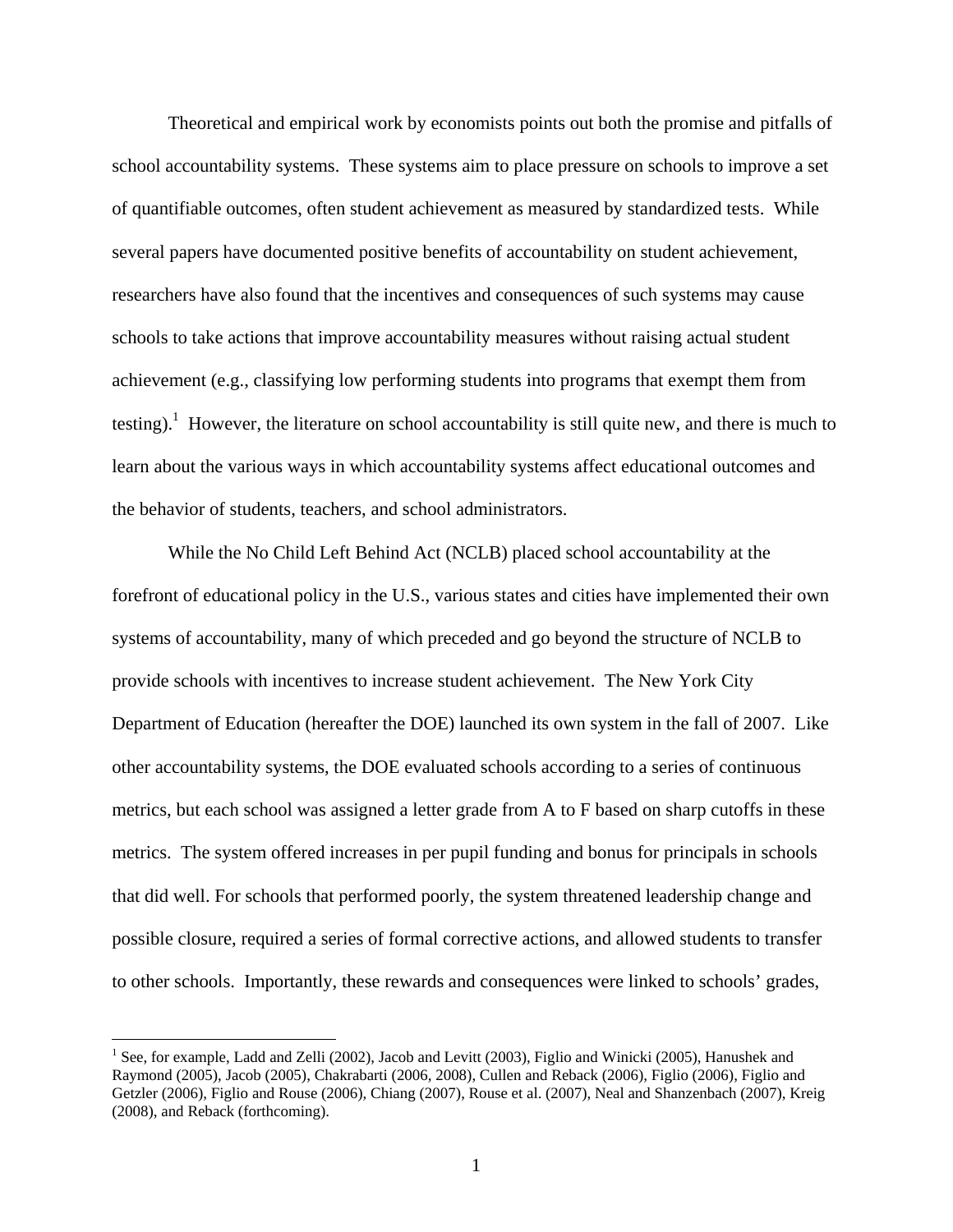Theoretical and empirical work by economists points out both the promise and pitfalls of school accountability systems. These systems aim to place pressure on schools to improve a set of quantifiable outcomes, often student achievement as measured by standardized tests. While several papers have documented positive benefits of accountability on student achievement, researchers have also found that the incentives and consequences of such systems may cause schools to take actions that improve accountability measures without raising actual student achievement (e.g., classifying low performing students into programs that exempt them from testing).[1] However, the literature on school accountability is still quite new, and there is much to learn about the various ways in which accountability systems affect educational outcomes and the behavior of students, teachers, and school administrators.

While the No Child Left Behind Act (NCLB) placed school accountability at the forefront of educational policy in the U.S., various states and cities have implemented their own systems of accountability, many of which preceded and go beyond the structure of NCLB to provide schools with incentives to increase student achievement. The New York City Department of Education (hereafter the DOE) launched its own system in the fall of 2007. Like other accountability systems, the DOE evaluated schools according to a series of continuous metrics, but each school was assigned a letter grade from A to F based on sharp cutoffs in these metrics. The system offered increases in per pupil funding and bonus for principals in schools that did well. For schools that performed poorly, the system threatened leadership change and possible closure, required a series of formal corrective actions, and allowed students to transfer to other schools. Importantly, these rewards and consequences were linked to schools' grades,

[1] See, for example, Ladd and Zelli (2002), Jacob and Levitt (2003), Figlio and Winicki (2005), Hanushek and Raymond (2005), Jacob (2005), Chakrabarti (2006, 2008), Cullen and Reback (2006), Figlio (2006), Figlio and Getzler (2006), Figlio and Rouse (2006), Chiang (2007), Rouse et al. (2007), Neal and Shanzenbach (2007), Kreig (2008), and Reback (forthcoming).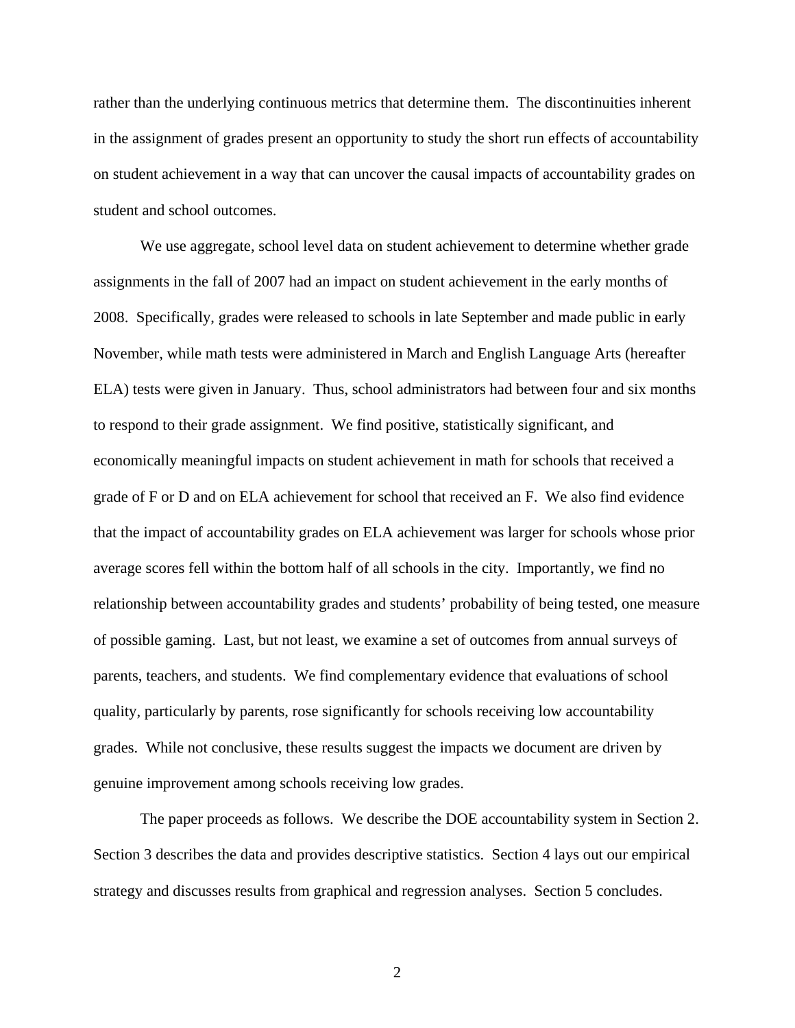rather than the underlying continuous metrics that determine them. The discontinuities inherent in the assignment of grades present an opportunity to study the short run effects of accountability on student achievement in a way that can uncover the causal impacts of accountability grades on student and school outcomes.

We use aggregate, school level data on student achievement to determine whether grade assignments in the fall of 2007 had an impact on student achievement in the early months of 2008. Specifically, grades were released to schools in late September and made public in early November, while math tests were administered in March and English Language Arts (hereafter ELA) tests were given in January. Thus, school administrators had between four and six months to respond to their grade assignment. We find positive, statistically significant, and economically meaningful impacts on student achievement in math for schools that received a grade of F or D and on ELA achievement for school that received an F. We also find evidence that the impact of accountability grades on ELA achievement was larger for schools whose prior average scores fell within the bottom half of all schools in the city. Importantly, we find no relationship between accountability grades and students' probability of being tested, one measure of possible gaming. Last, but not least, we examine a set of outcomes from annual surveys of parents, teachers, and students. We find complementary evidence that evaluations of school quality, particularly by parents, rose significantly for schools receiving low accountability grades. While not conclusive, these results suggest the impacts we document are driven by genuine improvement among schools receiving low grades.

The paper proceeds as follows. We describe the DOE accountability system in Section 2. Section 3 describes the data and provides descriptive statistics. Section 4 lays out our empirical strategy and discusses results from graphical and regression analyses. Section 5 concludes.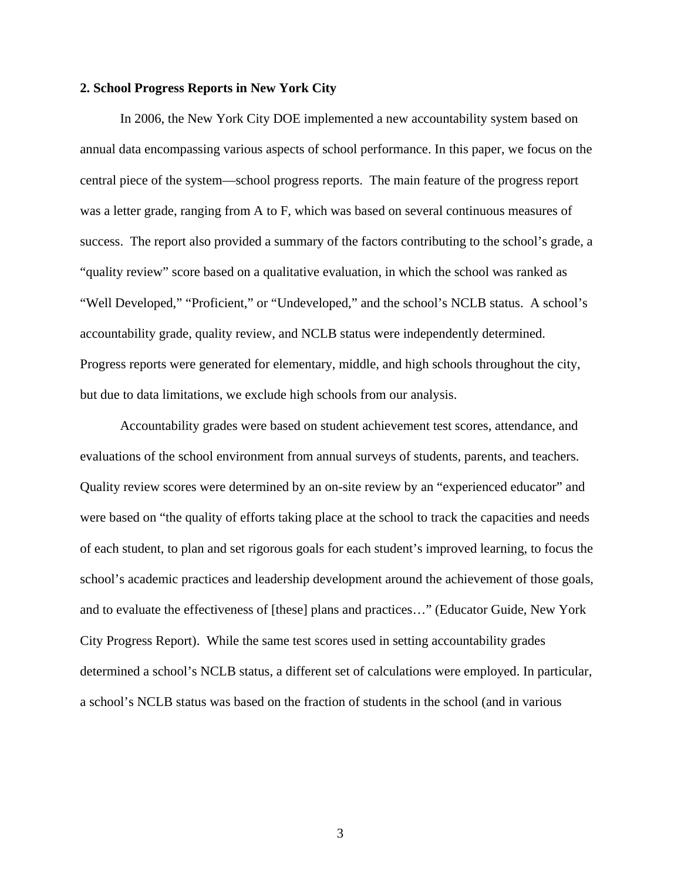## 2. School Progress Reports in New York City

In 2006, the New York City DOE implemented a new accountability system based on annual data encompassing various aspects of school performance. In this paper, we focus on the central piece of the system—school progress reports. The main feature of the progress report was a letter grade, ranging from A to F, which was based on several continuous measures of success. The report also provided a summary of the factors contributing to the school's grade, a "quality review" score based on a qualitative evaluation, in which the school was ranked as "Well Developed," "Proficient," or "Undeveloped," and the school's NCLB status. A school's accountability grade, quality review, and NCLB status were independently determined. Progress reports were generated for elementary, middle, and high schools throughout the city, but due to data limitations, we exclude high schools from our analysis.

Accountability grades were based on student achievement test scores, attendance, and evaluations of the school environment from annual surveys of students, parents, and teachers. Quality review scores were determined by an on-site review by an "experienced educator" and were based on "the quality of efforts taking place at the school to track the capacities and needs of each student, to plan and set rigorous goals for each student's improved learning, to focus the school's academic practices and leadership development around the achievement of those goals, and to evaluate the effectiveness of [these] plans and practices…" (Educator Guide, New York City Progress Report). While the same test scores used in setting accountability grades determined a school's NCLB status, a different set of calculations were employed. In particular, a school's NCLB status was based on the fraction of students in the school (and in various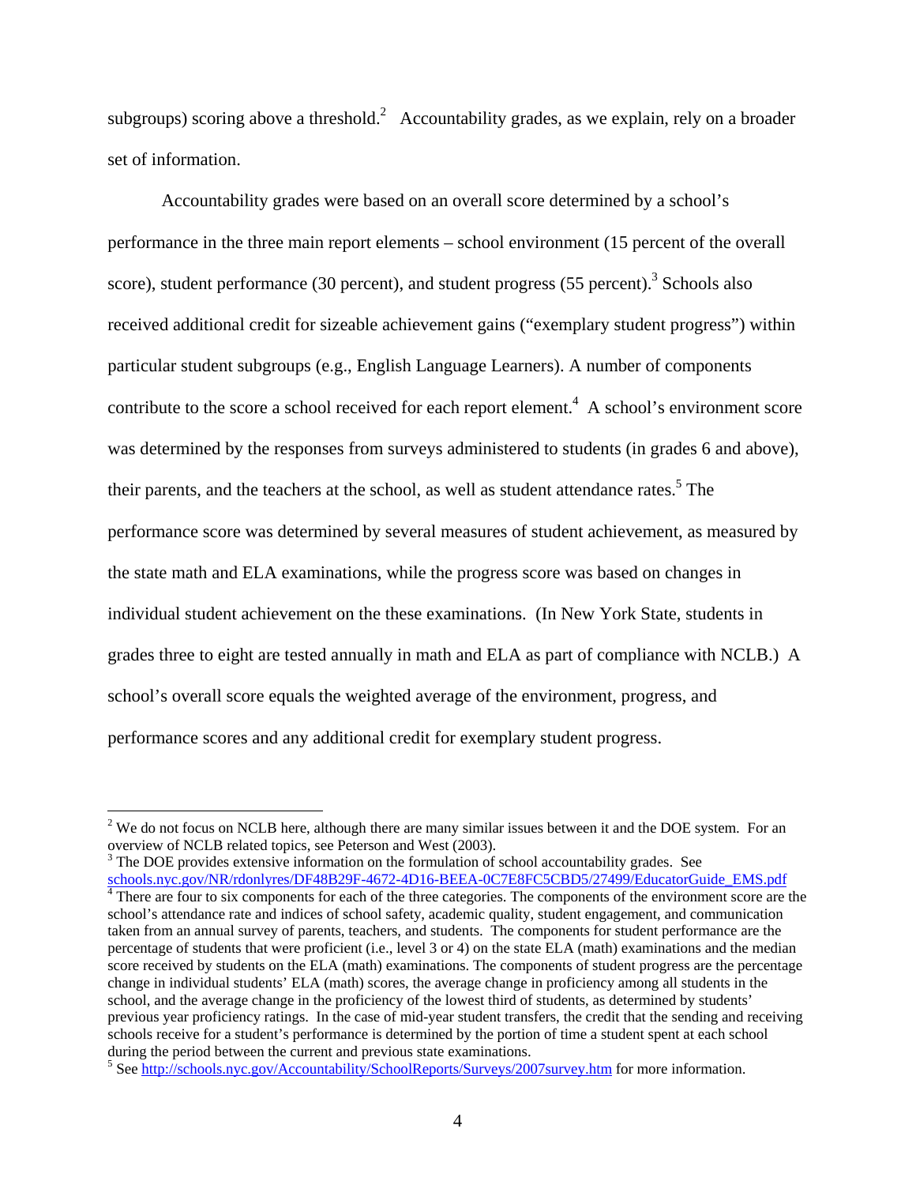subgroups) scoring above a threshold.[2] Accountability grades, as we explain, rely on a broader set of information.

Accountability grades were based on an overall score determined by a school's performance in the three main report elements – school environment (15 percent of the overall score), student performance (30 percent), and student progress (55 percent).[3] Schools also received additional credit for sizeable achievement gains ("exemplary student progress") within particular student subgroups (e.g., English Language Learners). A number of components contribute to the score a school received for each report element.[4] A school's environment score was determined by the responses from surveys administered to students (in grades 6 and above), their parents, and the teachers at the school, as well as student attendance rates.[5] The performance score was determined by several measures of student achievement, as measured by the state math and ELA examinations, while the progress score was based on changes in individual student achievement on the these examinations. (In New York State, students in grades three to eight are tested annually in math and ELA as part of compliance with NCLB.) A school's overall score equals the weighted average of the environment, progress, and performance scores and any additional credit for exemplary student progress.

---

[2] We do not focus on NCLB here, although there are many similar issues between it and the DOE system. For an overview of NCLB related topics, see Peterson and West (2003).

[3] The DOE provides extensive information on the formulation of school accountability grades. See schools.nyc.gov/NR/rdonlyres/DF48B29F-4672-4D16-BEEA-0C7E8FC5CBD5/27499/EducatorGuide_EMS.pdf

[4] There are four to six components for each of the three categories. The components of the environment score are the school's attendance rate and indices of school safety, academic quality, student engagement, and communication taken from an annual survey of parents, teachers, and students. The components for student performance are the percentage of students that were proficient (i.e., level 3 or 4) on the state ELA (math) examinations and the median score received by students on the ELA (math) examinations. The components of student progress are the percentage change in individual students' ELA (math) scores, the average change in proficiency among all students in the school, and the average change in the proficiency of the lowest third of students, as determined by students' previous year proficiency ratings. In the case of mid-year student transfers, the credit that the sending and receiving schools receive for a student's performance is determined by the portion of time a student spent at each school during the period between the current and previous state examinations.

[5] See http://schools.nyc.gov/Accountability/SchoolReports/Surveys/2007survey.htm for more information.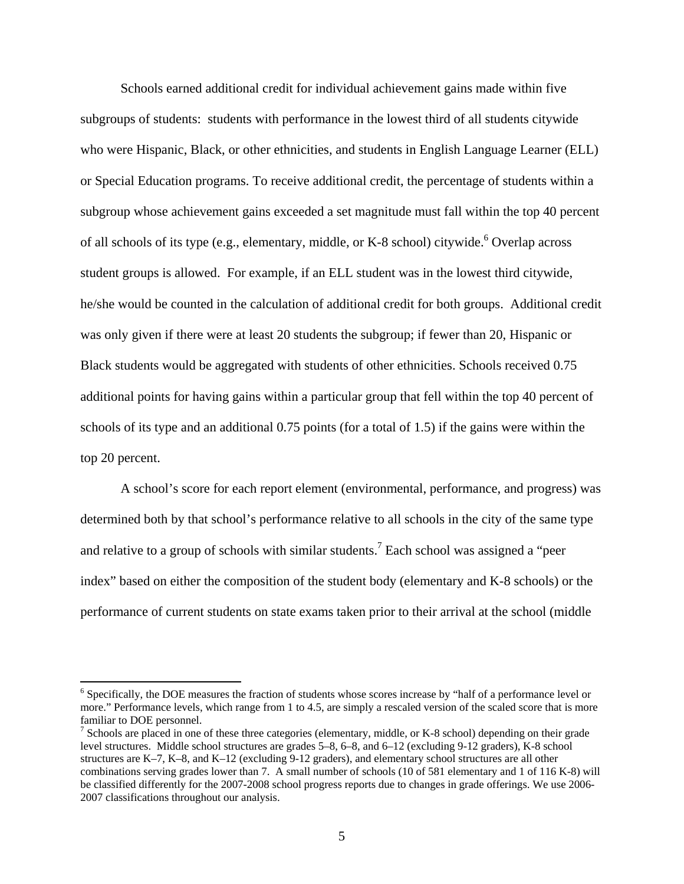Schools earned additional credit for individual achievement gains made within five subgroups of students: students with performance in the lowest third of all students citywide who were Hispanic, Black, or other ethnicities, and students in English Language Learner (ELL) or Special Education programs. To receive additional credit, the percentage of students within a subgroup whose achievement gains exceeded a set magnitude must fall within the top 40 percent of all schools of its type (e.g., elementary, middle, or K-8 school) citywide.[6] Overlap across student groups is allowed. For example, if an ELL student was in the lowest third citywide, he/she would be counted in the calculation of additional credit for both groups. Additional credit was only given if there were at least 20 students the subgroup; if fewer than 20, Hispanic or Black students would be aggregated with students of other ethnicities. Schools received 0.75 additional points for having gains within a particular group that fell within the top 40 percent of schools of its type and an additional 0.75 points (for a total of 1.5) if the gains were within the top 20 percent.

A school's score for each report element (environmental, performance, and progress) was determined both by that school's performance relative to all schools in the city of the same type and relative to a group of schools with similar students.[7] Each school was assigned a "peer index" based on either the composition of the student body (elementary and K-8 schools) or the performance of current students on state exams taken prior to their arrival at the school (middle

---

[6] Specifically, the DOE measures the fraction of students whose scores increase by "half of a performance level or more." Performance levels, which range from 1 to 4.5, are simply a rescaled version of the scaled score that is more familiar to DOE personnel.

[7] Schools are placed in one of these three categories (elementary, middle, or K-8 school) depending on their grade level structures. Middle school structures are grades 5–8, 6–8, and 6–12 (excluding 9-12 graders), K-8 school structures are K–7, K–8, and K–12 (excluding 9-12 graders), and elementary school structures are all other combinations serving grades lower than 7. A small number of schools (10 of 581 elementary and 1 of 116 K-8) will be classified differently for the 2007-2008 school progress reports due to changes in grade offerings. We use 2006-2007 classifications throughout our analysis.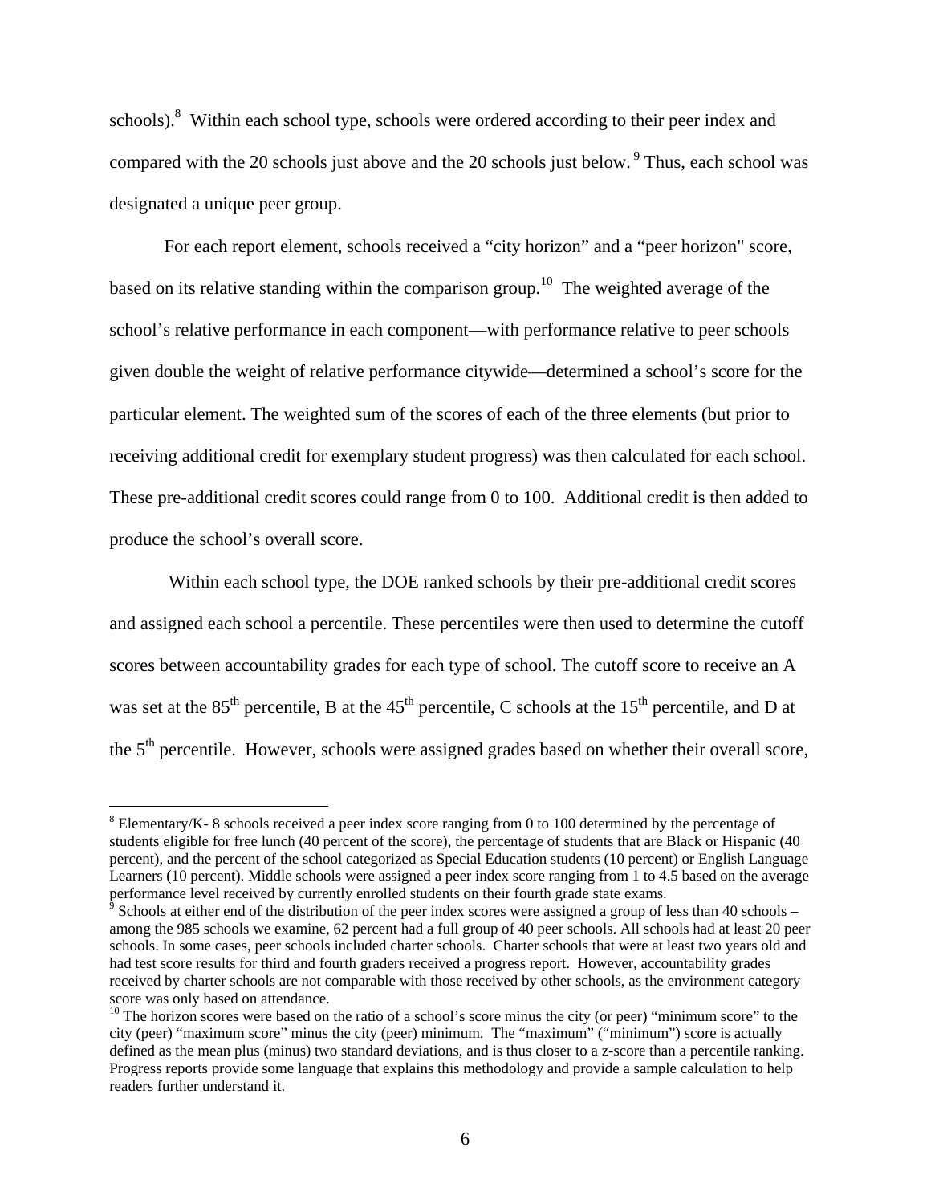schools).[8] Within each school type, schools were ordered according to their peer index and compared with the 20 schools just above and the 20 schools just below. [9] Thus, each school was designated a unique peer group.

For each report element, schools received a "city horizon" and a "peer horizon" score, based on its relative standing within the comparison group.[10] The weighted average of the school's relative performance in each component—with performance relative to peer schools given double the weight of relative performance citywide—determined a school's score for the particular element. The weighted sum of the scores of each of the three elements (but prior to receiving additional credit for exemplary student progress) was then calculated for each school. These pre-additional credit scores could range from 0 to 100. Additional credit is then added to produce the school's overall score.

Within each school type, the DOE ranked schools by their pre-additional credit scores and assigned each school a percentile. These percentiles were then used to determine the cutoff scores between accountability grades for each type of school. The cutoff score to receive an A was set at the 85th percentile, B at the 45th percentile, C schools at the 15th percentile, and D at the 5th percentile. However, schools were assigned grades based on whether their overall score,

---

[8] Elementary/K- 8 schools received a peer index score ranging from 0 to 100 determined by the percentage of students eligible for free lunch (40 percent of the score), the percentage of students that are Black or Hispanic (40 percent), and the percent of the school categorized as Special Education students (10 percent) or English Language Learners (10 percent). Middle schools were assigned a peer index score ranging from 1 to 4.5 based on the average performance level received by currently enrolled students on their fourth grade state exams.

[9] Schools at either end of the distribution of the peer index scores were assigned a group of less than 40 schools – among the 985 schools we examine, 62 percent had a full group of 40 peer schools. All schools had at least 20 peer schools. In some cases, peer schools included charter schools. Charter schools that were at least two years old and had test score results for third and fourth graders received a progress report. However, accountability grades received by charter schools are not comparable with those received by other schools, as the environment category score was only based on attendance.

[10] The horizon scores were based on the ratio of a school's score minus the city (or peer) "minimum score" to the city (peer) "maximum score" minus the city (peer) minimum. The "maximum" ("minimum") score is actually defined as the mean plus (minus) two standard deviations, and is thus closer to a z-score than a percentile ranking. Progress reports provide some language that explains this methodology and provide a sample calculation to help readers further understand it.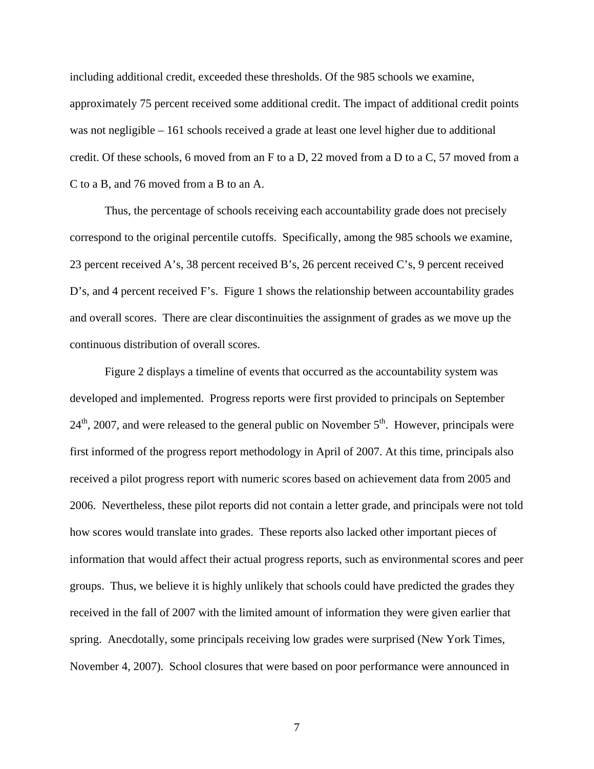including additional credit, exceeded these thresholds. Of the 985 schools we examine, approximately 75 percent received some additional credit. The impact of additional credit points was not negligible – 161 schools received a grade at least one level higher due to additional credit. Of these schools, 6 moved from an F to a D, 22 moved from a D to a C, 57 moved from a C to a B, and 76 moved from a B to an A.

Thus, the percentage of schools receiving each accountability grade does not precisely correspond to the original percentile cutoffs. Specifically, among the 985 schools we examine, 23 percent received A's, 38 percent received B's, 26 percent received C's, 9 percent received D's, and 4 percent received F's. Figure 1 shows the relationship between accountability grades and overall scores. There are clear discontinuities the assignment of grades as we move up the continuous distribution of overall scores.

Figure 2 displays a timeline of events that occurred as the accountability system was developed and implemented. Progress reports were first provided to principals on September 24th, 2007, and were released to the general public on November 5th. However, principals were first informed of the progress report methodology in April of 2007. At this time, principals also received a pilot progress report with numeric scores based on achievement data from 2005 and 2006. Nevertheless, these pilot reports did not contain a letter grade, and principals were not told how scores would translate into grades. These reports also lacked other important pieces of information that would affect their actual progress reports, such as environmental scores and peer groups. Thus, we believe it is highly unlikely that schools could have predicted the grades they received in the fall of 2007 with the limited amount of information they were given earlier that spring. Anecdotally, some principals receiving low grades were surprised (New York Times, November 4, 2007). School closures that were based on poor performance were announced in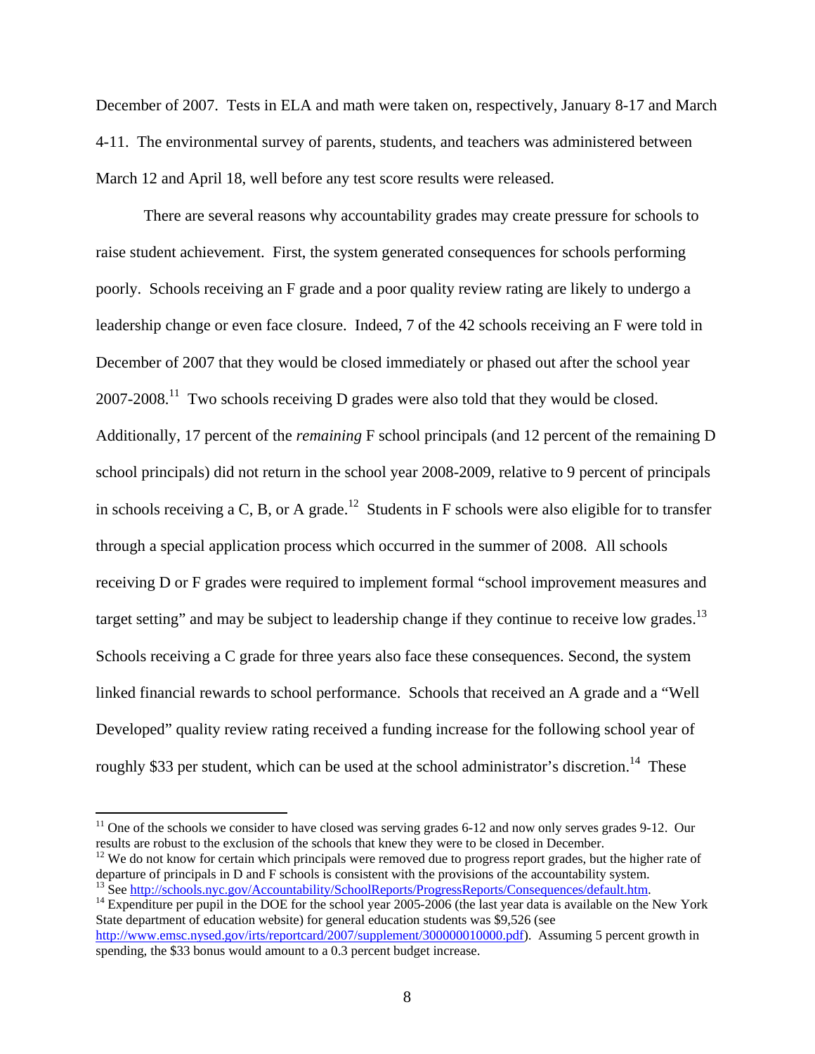December of 2007. Tests in ELA and math were taken on, respectively, January 8-17 and March 4-11. The environmental survey of parents, students, and teachers was administered between March 12 and April 18, well before any test score results were released.

There are several reasons why accountability grades may create pressure for schools to raise student achievement. First, the system generated consequences for schools performing poorly. Schools receiving an F grade and a poor quality review rating are likely to undergo a leadership change or even face closure. Indeed, 7 of the 42 schools receiving an F were told in December of 2007 that they would be closed immediately or phased out after the school year 2007-2008.[11] Two schools receiving D grades were also told that they would be closed. Additionally, 17 percent of the *remaining* F school principals (and 12 percent of the remaining D school principals) did not return in the school year 2008-2009, relative to 9 percent of principals in schools receiving a C, B, or A grade.[12] Students in F schools were also eligible for to transfer through a special application process which occurred in the summer of 2008. All schools receiving D or F grades were required to implement formal "school improvement measures and target setting" and may be subject to leadership change if they continue to receive low grades.[13] Schools receiving a C grade for three years also face these consequences. Second, the system linked financial rewards to school performance. Schools that received an A grade and a "Well Developed" quality review rating received a funding increase for the following school year of roughly $33 per student, which can be used at the school administrator's discretion.[14] These

---

[11] One of the schools we consider to have closed was serving grades 6-12 and now only serves grades 9-12. Our results are robust to the exclusion of the schools that knew they were to be closed in December.

[12] We do not know for certain which principals were removed due to progress report grades, but the higher rate of departure of principals in D and F schools is consistent with the provisions of the accountability system.

[13] See http://schools.nyc.gov/Accountability/SchoolReports/ProgressReports/Consequences/default.htm.

[14] Expenditure per pupil in the DOE for the school year 2005-2006 (the last year data is available on the New York State department of education website) for general education students was $9,526 (see http://www.emsc.nysed.gov/irts/reportcard/2007/supplement/300000010000.pdf). Assuming 5 percent growth in spending, the $33 bonus would amount to a 0.3 percent budget increase.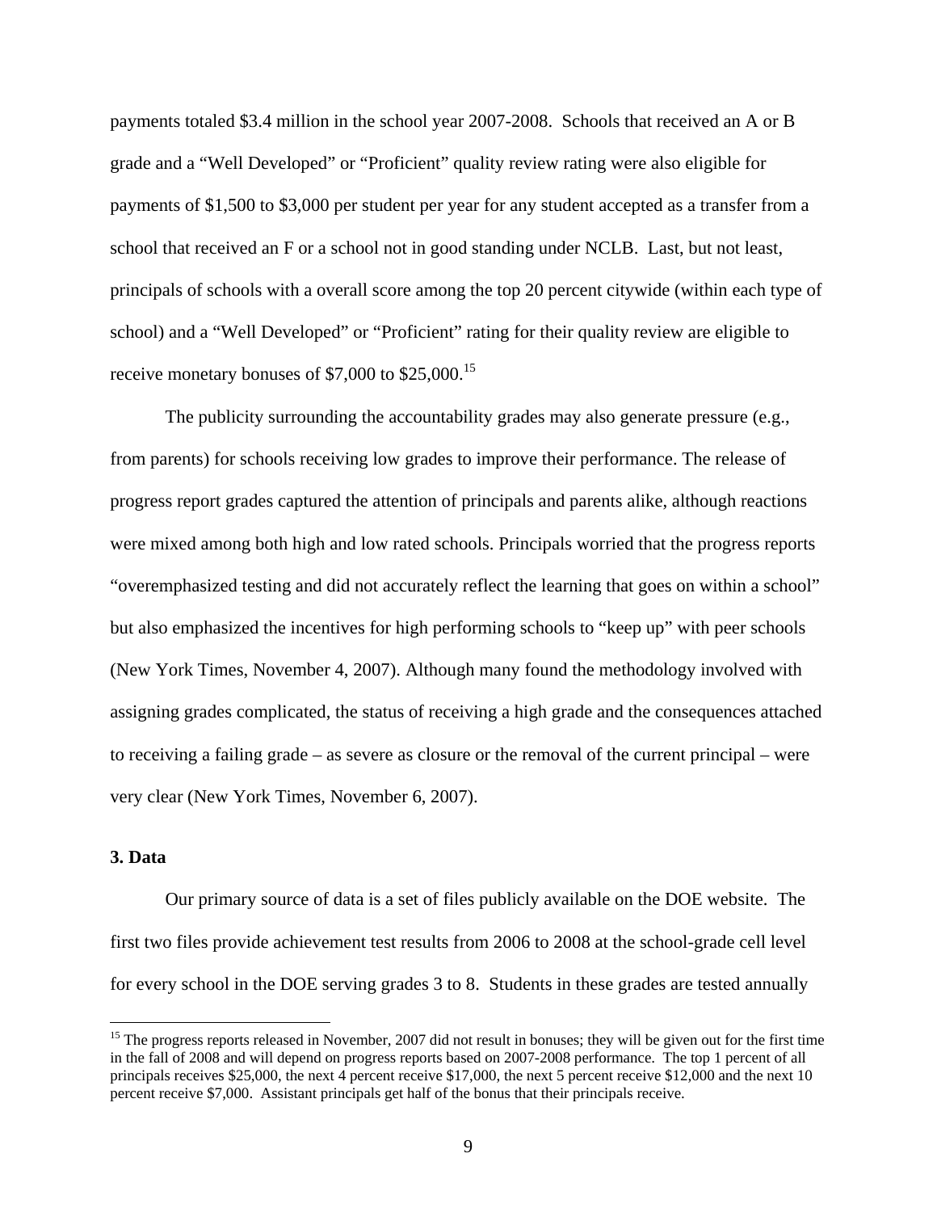payments totaled $3.4 million in the school year 2007-2008. Schools that received an A or B grade and a "Well Developed" or "Proficient" quality review rating were also eligible for payments of $1,500 to $3,000 per student per year for any student accepted as a transfer from a school that received an F or a school not in good standing under NCLB. Last, but not least, principals of schools with a overall score among the top 20 percent citywide (within each type of school) and a "Well Developed" or "Proficient" rating for their quality review are eligible to receive monetary bonuses of $7,000 to $25,000.[15]

The publicity surrounding the accountability grades may also generate pressure (e.g., from parents) for schools receiving low grades to improve their performance. The release of progress report grades captured the attention of principals and parents alike, although reactions were mixed among both high and low rated schools. Principals worried that the progress reports "overemphasized testing and did not accurately reflect the learning that goes on within a school" but also emphasized the incentives for high performing schools to "keep up" with peer schools (New York Times, November 4, 2007). Although many found the methodology involved with assigning grades complicated, the status of receiving a high grade and the consequences attached to receiving a failing grade – as severe as closure or the removal of the current principal – were very clear (New York Times, November 6, 2007).

**3. Data**

Our primary source of data is a set of files publicly available on the DOE website. The first two files provide achievement test results from 2006 to 2008 at the school-grade cell level for every school in the DOE serving grades 3 to 8. Students in these grades are tested annually

[15] The progress reports released in November, 2007 did not result in bonuses; they will be given out for the first time in the fall of 2008 and will depend on progress reports based on 2007-2008 performance. The top 1 percent of all principals receives $25,000, the next 4 percent receive $17,000, the next 5 percent receive $12,000 and the next 10 percent receive $7,000. Assistant principals get half of the bonus that their principals receive.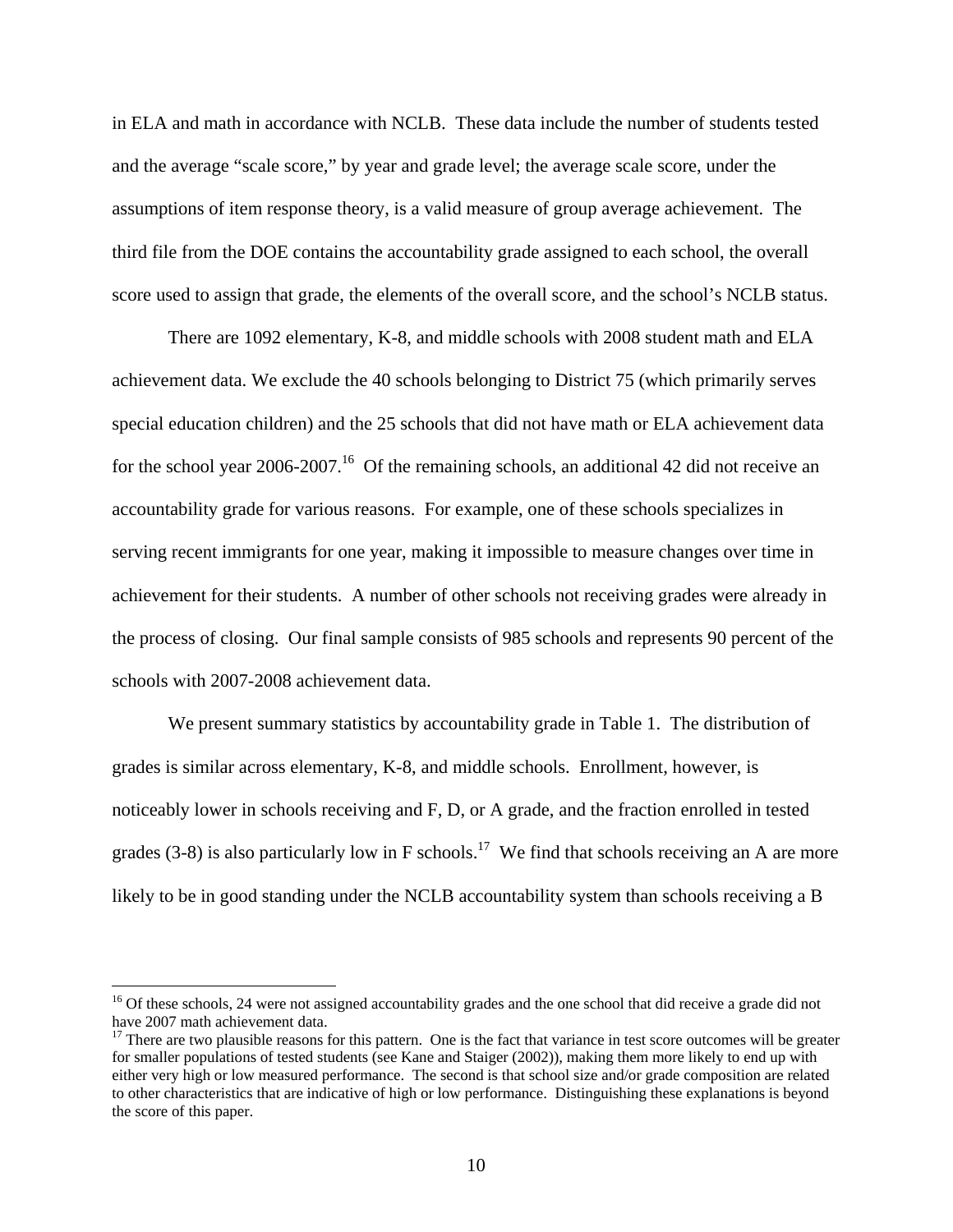in ELA and math in accordance with NCLB. These data include the number of students tested and the average "scale score," by year and grade level; the average scale score, under the assumptions of item response theory, is a valid measure of group average achievement. The third file from the DOE contains the accountability grade assigned to each school, the overall score used to assign that grade, the elements of the overall score, and the school's NCLB status.

There are 1092 elementary, K-8, and middle schools with 2008 student math and ELA achievement data. We exclude the 40 schools belonging to District 75 (which primarily serves special education children) and the 25 schools that did not have math or ELA achievement data for the school year 2006-2007.[16] Of the remaining schools, an additional 42 did not receive an accountability grade for various reasons. For example, one of these schools specializes in serving recent immigrants for one year, making it impossible to measure changes over time in achievement for their students. A number of other schools not receiving grades were already in the process of closing. Our final sample consists of 985 schools and represents 90 percent of the schools with 2007-2008 achievement data.

We present summary statistics by accountability grade in Table 1. The distribution of grades is similar across elementary, K-8, and middle schools. Enrollment, however, is noticeably lower in schools receiving and F, D, or A grade, and the fraction enrolled in tested grades (3-8) is also particularly low in F schools.[17] We find that schools receiving an A are more likely to be in good standing under the NCLB accountability system than schools receiving a B

---

[16] Of these schools, 24 were not assigned accountability grades and the one school that did receive a grade did not have 2007 math achievement data.

[17] There are two plausible reasons for this pattern. One is the fact that variance in test score outcomes will be greater for smaller populations of tested students (see Kane and Staiger (2002)), making them more likely to end up with either very high or low measured performance. The second is that school size and/or grade composition are related to other characteristics that are indicative of high or low performance. Distinguishing these explanations is beyond the score of this paper.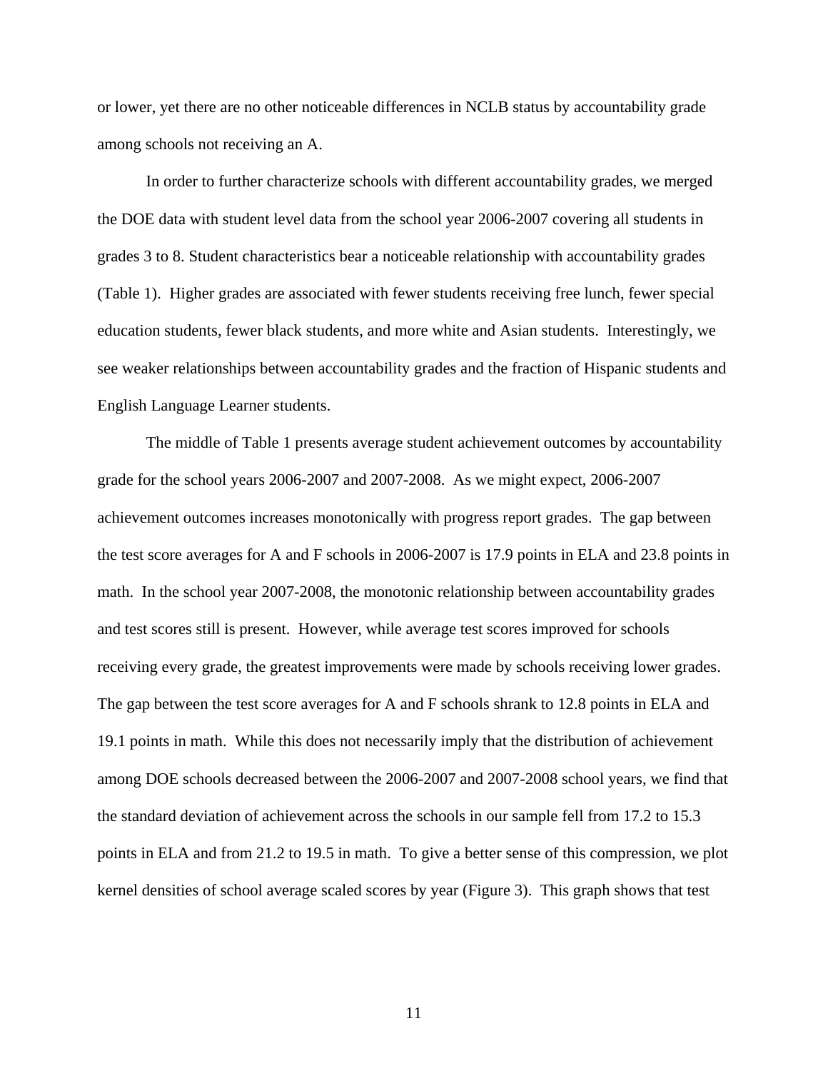or lower, yet there are no other noticeable differences in NCLB status by accountability grade among schools not receiving an A.

In order to further characterize schools with different accountability grades, we merged the DOE data with student level data from the school year 2006-2007 covering all students in grades 3 to 8. Student characteristics bear a noticeable relationship with accountability grades (Table 1). Higher grades are associated with fewer students receiving free lunch, fewer special education students, fewer black students, and more white and Asian students. Interestingly, we see weaker relationships between accountability grades and the fraction of Hispanic students and English Language Learner students.

The middle of Table 1 presents average student achievement outcomes by accountability grade for the school years 2006-2007 and 2007-2008. As we might expect, 2006-2007 achievement outcomes increases monotonically with progress report grades. The gap between the test score averages for A and F schools in 2006-2007 is 17.9 points in ELA and 23.8 points in math. In the school year 2007-2008, the monotonic relationship between accountability grades and test scores still is present. However, while average test scores improved for schools receiving every grade, the greatest improvements were made by schools receiving lower grades. The gap between the test score averages for A and F schools shrank to 12.8 points in ELA and 19.1 points in math. While this does not necessarily imply that the distribution of achievement among DOE schools decreased between the 2006-2007 and 2007-2008 school years, we find that the standard deviation of achievement across the schools in our sample fell from 17.2 to 15.3 points in ELA and from 21.2 to 19.5 in math. To give a better sense of this compression, we plot kernel densities of school average scaled scores by year (Figure 3). This graph shows that test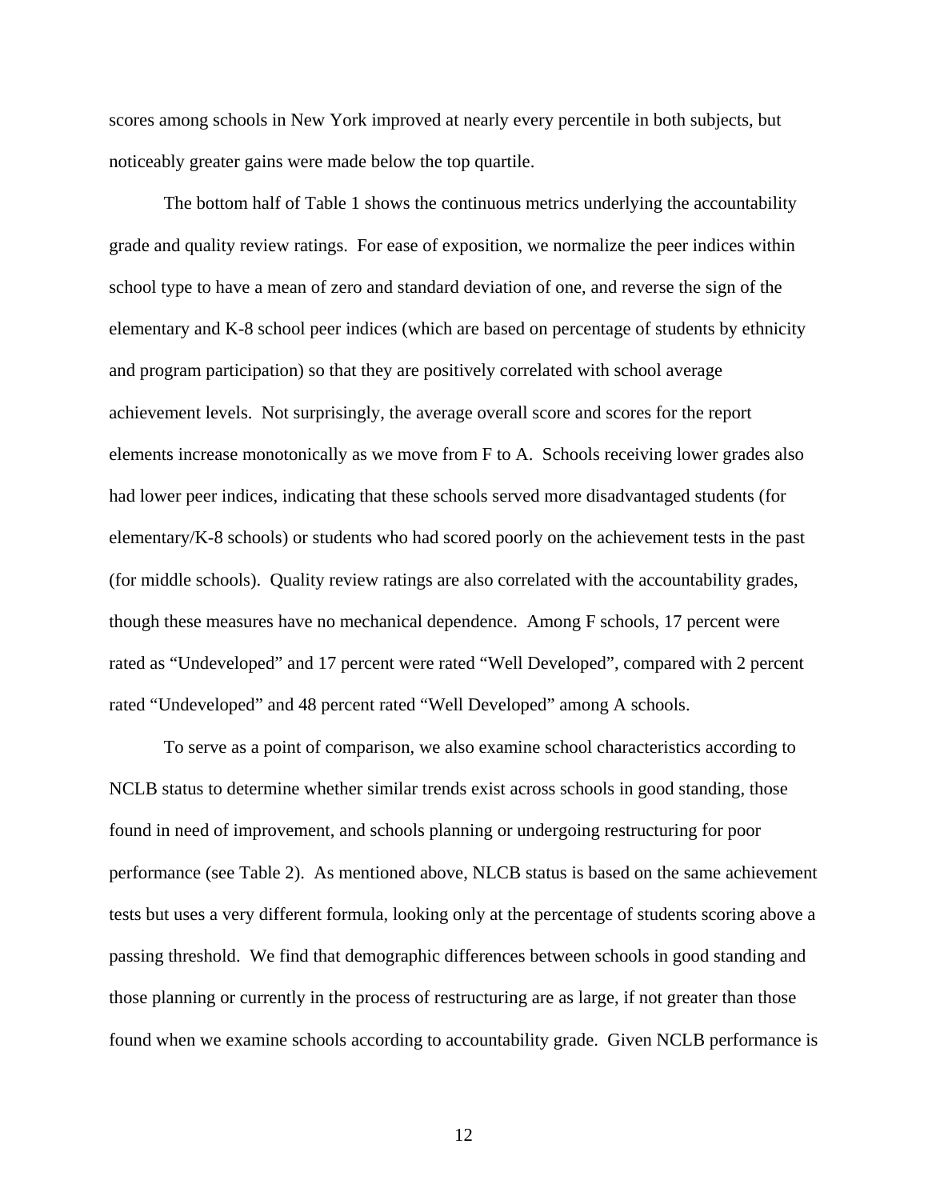scores among schools in New York improved at nearly every percentile in both subjects, but noticeably greater gains were made below the top quartile.

The bottom half of Table 1 shows the continuous metrics underlying the accountability grade and quality review ratings. For ease of exposition, we normalize the peer indices within school type to have a mean of zero and standard deviation of one, and reverse the sign of the elementary and K-8 school peer indices (which are based on percentage of students by ethnicity and program participation) so that they are positively correlated with school average achievement levels. Not surprisingly, the average overall score and scores for the report elements increase monotonically as we move from F to A. Schools receiving lower grades also had lower peer indices, indicating that these schools served more disadvantaged students (for elementary/K-8 schools) or students who had scored poorly on the achievement tests in the past (for middle schools). Quality review ratings are also correlated with the accountability grades, though these measures have no mechanical dependence. Among F schools, 17 percent were rated as "Undeveloped" and 17 percent were rated "Well Developed", compared with 2 percent rated "Undeveloped" and 48 percent rated "Well Developed" among A schools.

To serve as a point of comparison, we also examine school characteristics according to NCLB status to determine whether similar trends exist across schools in good standing, those found in need of improvement, and schools planning or undergoing restructuring for poor performance (see Table 2). As mentioned above, NLCB status is based on the same achievement tests but uses a very different formula, looking only at the percentage of students scoring above a passing threshold. We find that demographic differences between schools in good standing and those planning or currently in the process of restructuring are as large, if not greater than those found when we examine schools according to accountability grade. Given NCLB performance is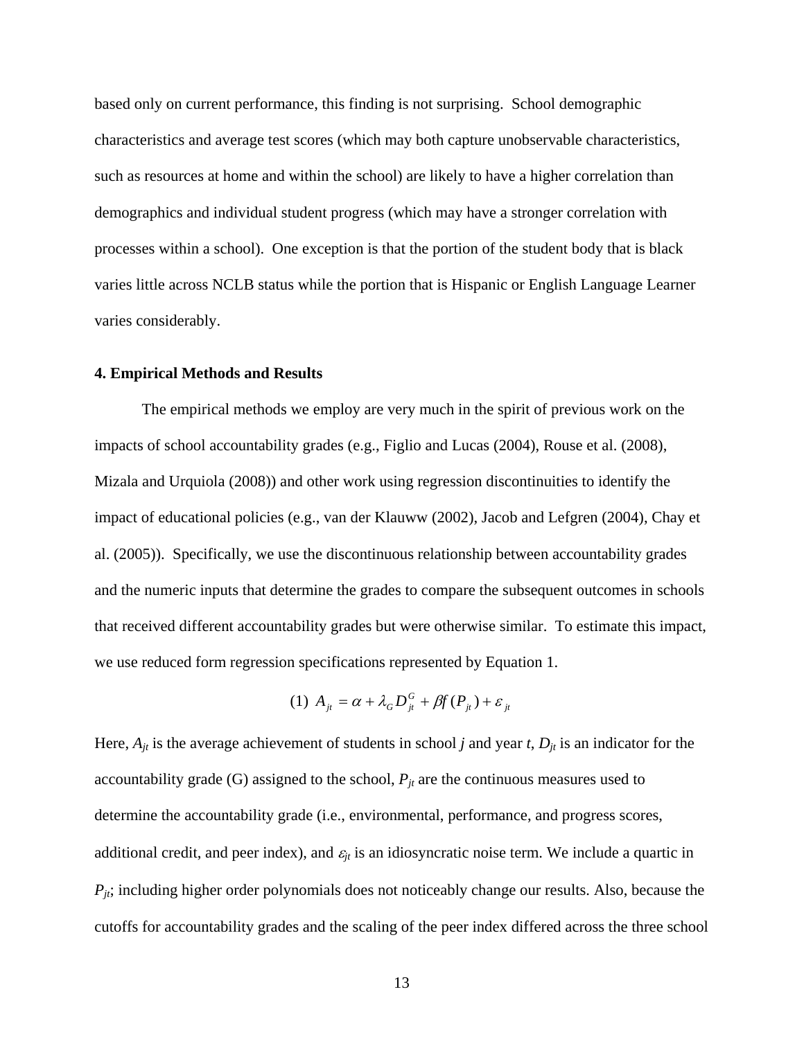based only on current performance, this finding is not surprising. School demographic characteristics and average test scores (which may both capture unobservable characteristics, such as resources at home and within the school) are likely to have a higher correlation than demographics and individual student progress (which may have a stronger correlation with processes within a school). One exception is that the portion of the student body that is black varies little across NCLB status while the portion that is Hispanic or English Language Learner varies considerably.

### 4. Empirical Methods and Results

The empirical methods we employ are very much in the spirit of previous work on the impacts of school accountability grades (e.g., Figlio and Lucas (2004), Rouse et al. (2008), Mizala and Urquiola (2008)) and other work using regression discontinuities to identify the impact of educational policies (e.g., van der Klauww (2002), Jacob and Lefgren (2004), Chay et al. (2005)). Specifically, we use the discontinuous relationship between accountability grades and the numeric inputs that determine the grades to compare the subsequent outcomes in schools that received different accountability grades but were otherwise similar. To estimate this impact, we use reduced form regression specifications represented by Equation 1.

$$(1)\ A_{jt} = \alpha + \lambda_G D_{jt}^G + \beta f(P_{jt}) + \varepsilon_{jt}$$

Here, $A_{jt}$ is the average achievement of students in school *j* and year *t*, $D_{jt}$ is an indicator for the accountability grade (G) assigned to the school, $P_{jt}$ are the continuous measures used to determine the accountability grade (i.e., environmental, performance, and progress scores, additional credit, and peer index), and $\varepsilon_{jt}$ is an idiosyncratic noise term. We include a quartic in $P_{jt}$; including higher order polynomials does not noticeably change our results. Also, because the cutoffs for accountability grades and the scaling of the peer index differed across the three school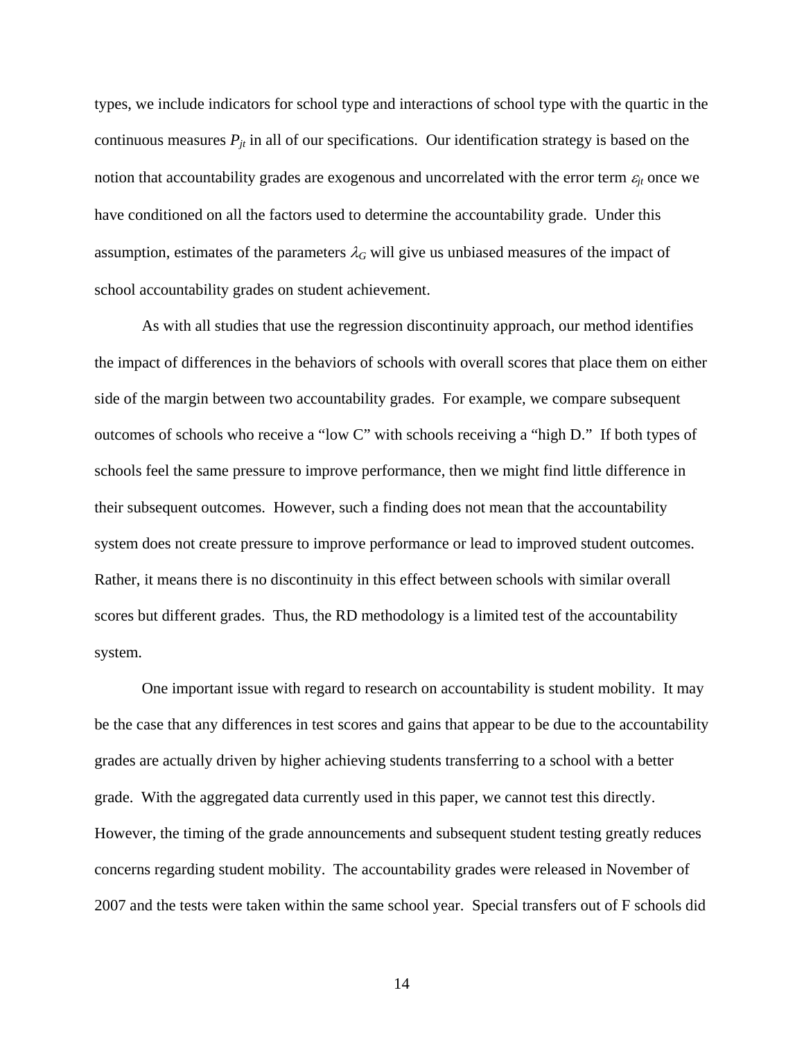types, we include indicators for school type and interactions of school type with the quartic in the continuous measures $P_{jt}$ in all of our specifications. Our identification strategy is based on the notion that accountability grades are exogenous and uncorrelated with the error term $\varepsilon_{jt}$ once we have conditioned on all the factors used to determine the accountability grade. Under this assumption, estimates of the parameters $\lambda_G$ will give us unbiased measures of the impact of school accountability grades on student achievement.

As with all studies that use the regression discontinuity approach, our method identifies the impact of differences in the behaviors of schools with overall scores that place them on either side of the margin between two accountability grades. For example, we compare subsequent outcomes of schools who receive a "low C" with schools receiving a "high D." If both types of schools feel the same pressure to improve performance, then we might find little difference in their subsequent outcomes. However, such a finding does not mean that the accountability system does not create pressure to improve performance or lead to improved student outcomes. Rather, it means there is no discontinuity in this effect between schools with similar overall scores but different grades. Thus, the RD methodology is a limited test of the accountability system.

One important issue with regard to research on accountability is student mobility. It may be the case that any differences in test scores and gains that appear to be due to the accountability grades are actually driven by higher achieving students transferring to a school with a better grade. With the aggregated data currently used in this paper, we cannot test this directly. However, the timing of the grade announcements and subsequent student testing greatly reduces concerns regarding student mobility. The accountability grades were released in November of 2007 and the tests were taken within the same school year. Special transfers out of F schools did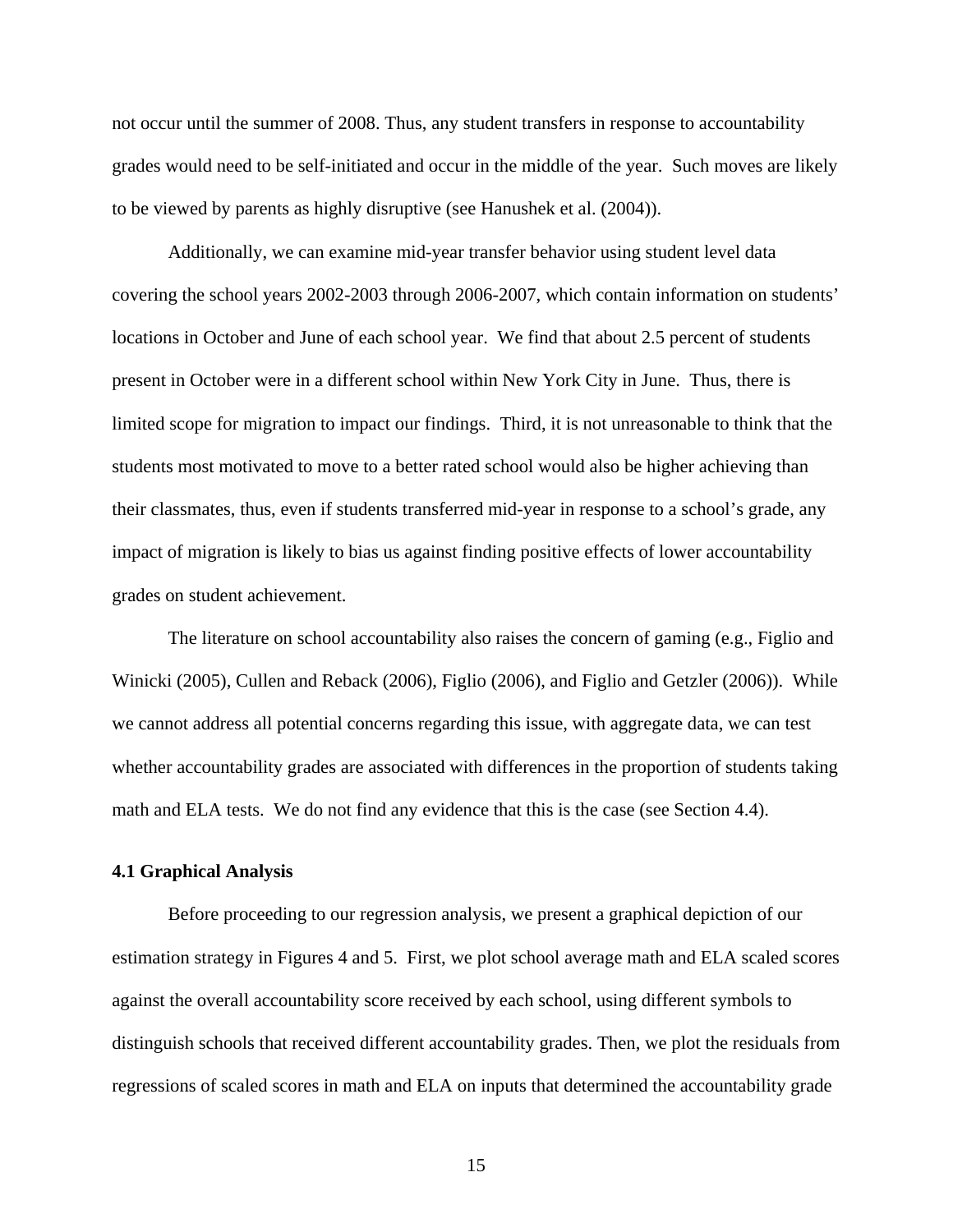not occur until the summer of 2008. Thus, any student transfers in response to accountability grades would need to be self-initiated and occur in the middle of the year. Such moves are likely to be viewed by parents as highly disruptive (see Hanushek et al. (2004)).

Additionally, we can examine mid-year transfer behavior using student level data covering the school years 2002-2003 through 2006-2007, which contain information on students' locations in October and June of each school year. We find that about 2.5 percent of students present in October were in a different school within New York City in June. Thus, there is limited scope for migration to impact our findings. Third, it is not unreasonable to think that the students most motivated to move to a better rated school would also be higher achieving than their classmates, thus, even if students transferred mid-year in response to a school's grade, any impact of migration is likely to bias us against finding positive effects of lower accountability grades on student achievement.

The literature on school accountability also raises the concern of gaming (e.g., Figlio and Winicki (2005), Cullen and Reback (2006), Figlio (2006), and Figlio and Getzler (2006)). While we cannot address all potential concerns regarding this issue, with aggregate data, we can test whether accountability grades are associated with differences in the proportion of students taking math and ELA tests. We do not find any evidence that this is the case (see Section 4.4).

### 4.1 Graphical Analysis

Before proceeding to our regression analysis, we present a graphical depiction of our estimation strategy in Figures 4 and 5. First, we plot school average math and ELA scaled scores against the overall accountability score received by each school, using different symbols to distinguish schools that received different accountability grades. Then, we plot the residuals from regressions of scaled scores in math and ELA on inputs that determined the accountability grade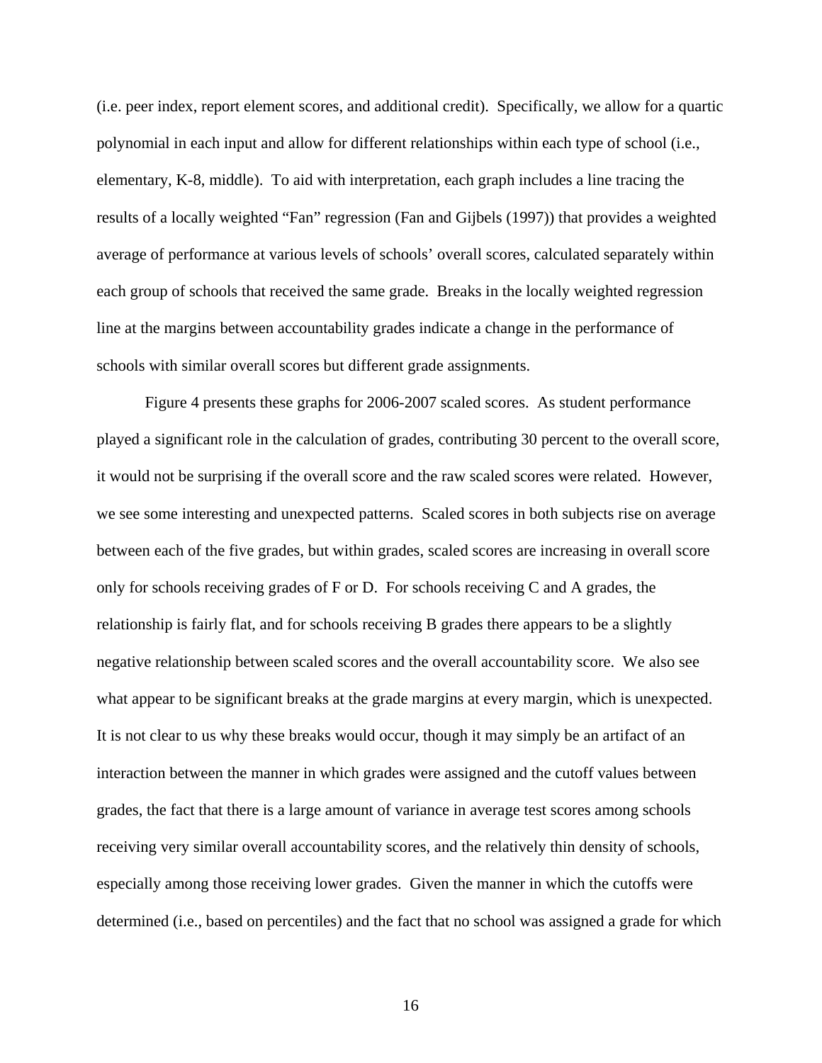(i.e. peer index, report element scores, and additional credit). Specifically, we allow for a quartic polynomial in each input and allow for different relationships within each type of school (i.e., elementary, K-8, middle). To aid with interpretation, each graph includes a line tracing the results of a locally weighted "Fan" regression (Fan and Gijbels (1997)) that provides a weighted average of performance at various levels of schools' overall scores, calculated separately within each group of schools that received the same grade. Breaks in the locally weighted regression line at the margins between accountability grades indicate a change in the performance of schools with similar overall scores but different grade assignments.

Figure 4 presents these graphs for 2006-2007 scaled scores. As student performance played a significant role in the calculation of grades, contributing 30 percent to the overall score, it would not be surprising if the overall score and the raw scaled scores were related. However, we see some interesting and unexpected patterns. Scaled scores in both subjects rise on average between each of the five grades, but within grades, scaled scores are increasing in overall score only for schools receiving grades of F or D. For schools receiving C and A grades, the relationship is fairly flat, and for schools receiving B grades there appears to be a slightly negative relationship between scaled scores and the overall accountability score. We also see what appear to be significant breaks at the grade margins at every margin, which is unexpected. It is not clear to us why these breaks would occur, though it may simply be an artifact of an interaction between the manner in which grades were assigned and the cutoff values between grades, the fact that there is a large amount of variance in average test scores among schools receiving very similar overall accountability scores, and the relatively thin density of schools, especially among those receiving lower grades. Given the manner in which the cutoffs were determined (i.e., based on percentiles) and the fact that no school was assigned a grade for which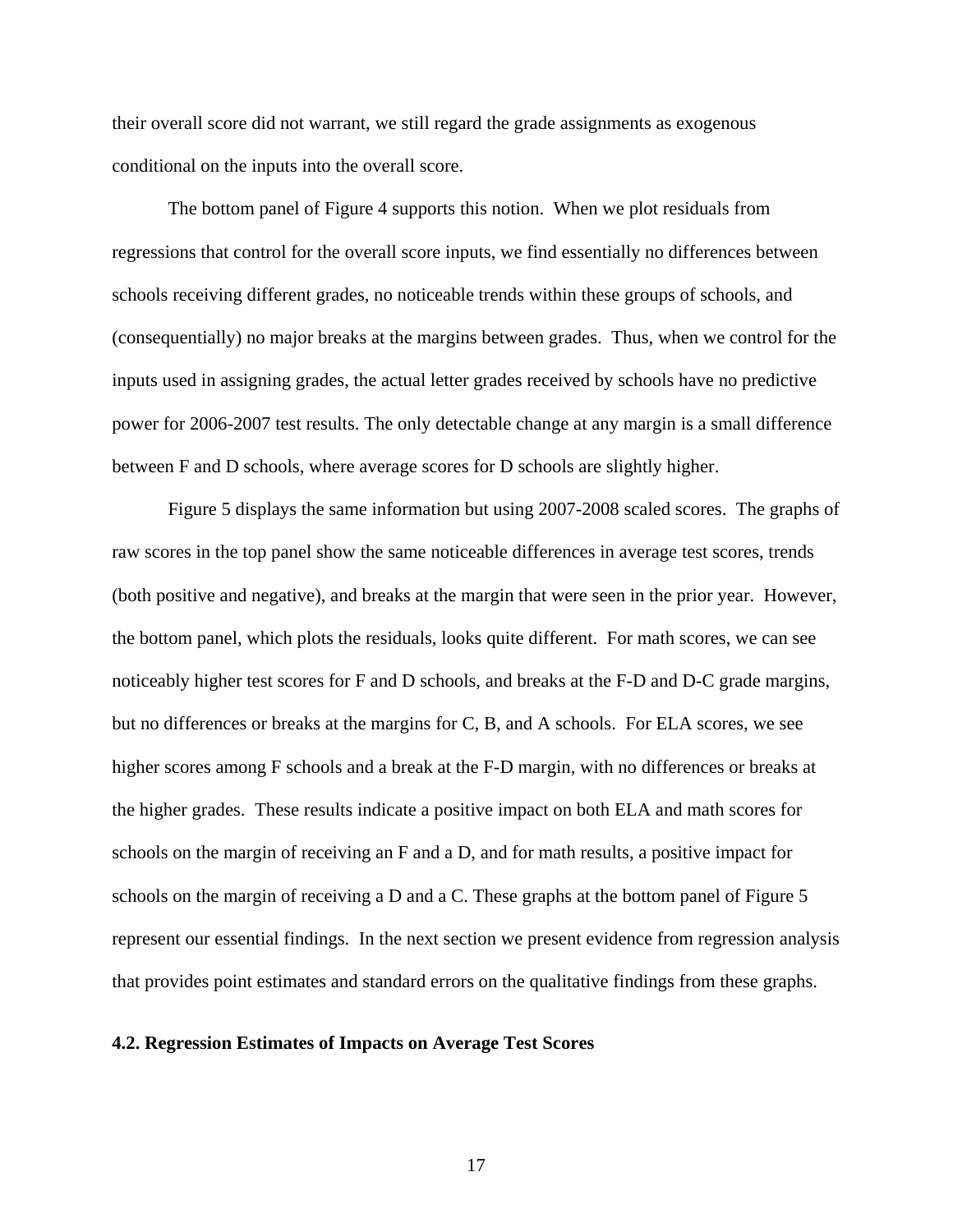their overall score did not warrant, we still regard the grade assignments as exogenous conditional on the inputs into the overall score.

The bottom panel of Figure 4 supports this notion. When we plot residuals from regressions that control for the overall score inputs, we find essentially no differences between schools receiving different grades, no noticeable trends within these groups of schools, and (consequentially) no major breaks at the margins between grades. Thus, when we control for the inputs used in assigning grades, the actual letter grades received by schools have no predictive power for 2006-2007 test results. The only detectable change at any margin is a small difference between F and D schools, where average scores for D schools are slightly higher.

Figure 5 displays the same information but using 2007-2008 scaled scores. The graphs of raw scores in the top panel show the same noticeable differences in average test scores, trends (both positive and negative), and breaks at the margin that were seen in the prior year. However, the bottom panel, which plots the residuals, looks quite different. For math scores, we can see noticeably higher test scores for F and D schools, and breaks at the F-D and D-C grade margins, but no differences or breaks at the margins for C, B, and A schools. For ELA scores, we see higher scores among F schools and a break at the F-D margin, with no differences or breaks at the higher grades. These results indicate a positive impact on both ELA and math scores for schools on the margin of receiving an F and a D, and for math results, a positive impact for schools on the margin of receiving a D and a C. These graphs at the bottom panel of Figure 5 represent our essential findings. In the next section we present evidence from regression analysis that provides point estimates and standard errors on the qualitative findings from these graphs.

### 4.2. Regression Estimates of Impacts on Average Test Scores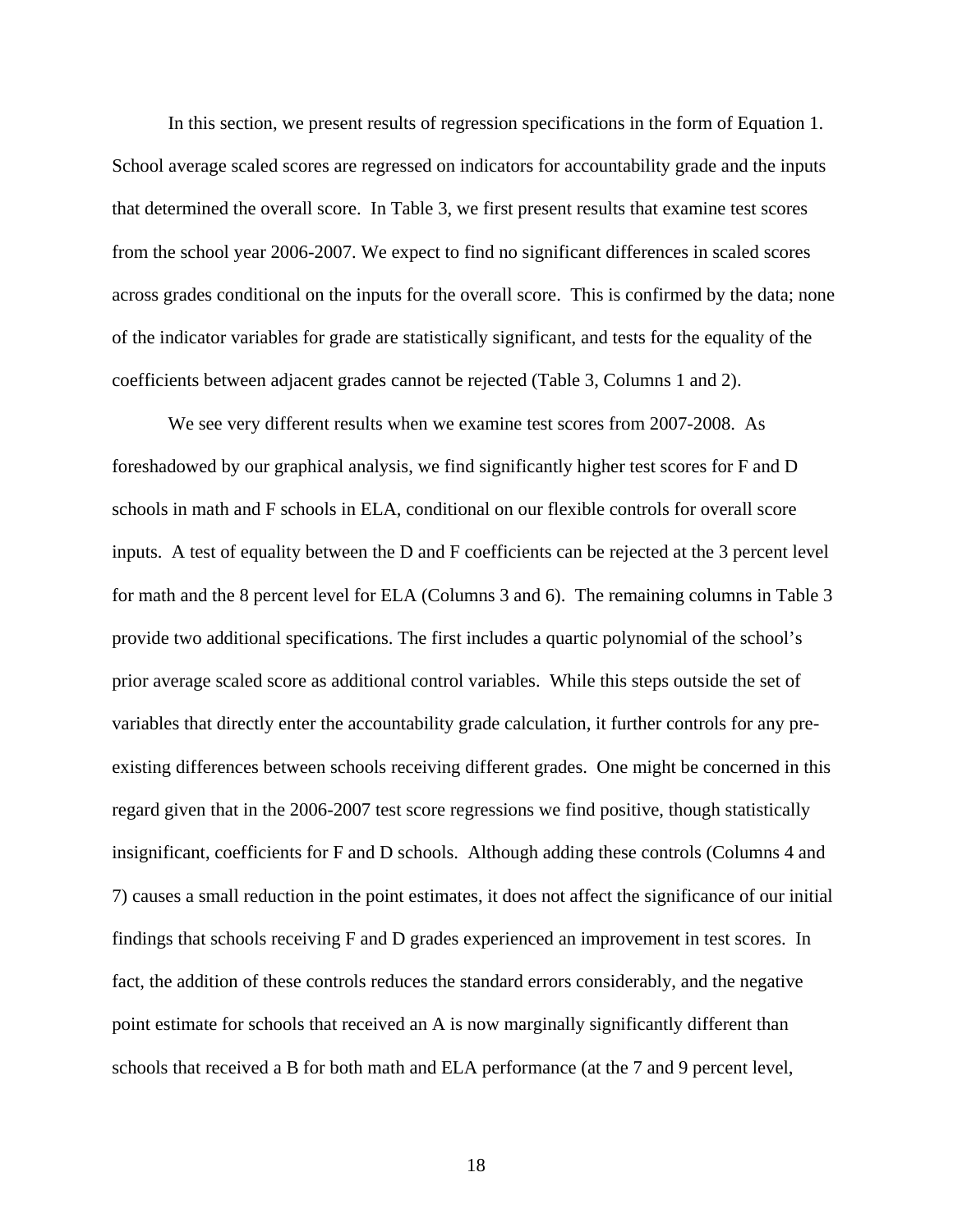In this section, we present results of regression specifications in the form of Equation 1. School average scaled scores are regressed on indicators for accountability grade and the inputs that determined the overall score. In Table 3, we first present results that examine test scores from the school year 2006-2007. We expect to find no significant differences in scaled scores across grades conditional on the inputs for the overall score. This is confirmed by the data; none of the indicator variables for grade are statistically significant, and tests for the equality of the coefficients between adjacent grades cannot be rejected (Table 3, Columns 1 and 2).

We see very different results when we examine test scores from 2007-2008. As foreshadowed by our graphical analysis, we find significantly higher test scores for F and D schools in math and F schools in ELA, conditional on our flexible controls for overall score inputs. A test of equality between the D and F coefficients can be rejected at the 3 percent level for math and the 8 percent level for ELA (Columns 3 and 6). The remaining columns in Table 3 provide two additional specifications. The first includes a quartic polynomial of the school's prior average scaled score as additional control variables. While this steps outside the set of variables that directly enter the accountability grade calculation, it further controls for any pre-existing differences between schools receiving different grades. One might be concerned in this regard given that in the 2006-2007 test score regressions we find positive, though statistically insignificant, coefficients for F and D schools. Although adding these controls (Columns 4 and 7) causes a small reduction in the point estimates, it does not affect the significance of our initial findings that schools receiving F and D grades experienced an improvement in test scores. In fact, the addition of these controls reduces the standard errors considerably, and the negative point estimate for schools that received an A is now marginally significantly different than schools that received a B for both math and ELA performance (at the 7 and 9 percent level,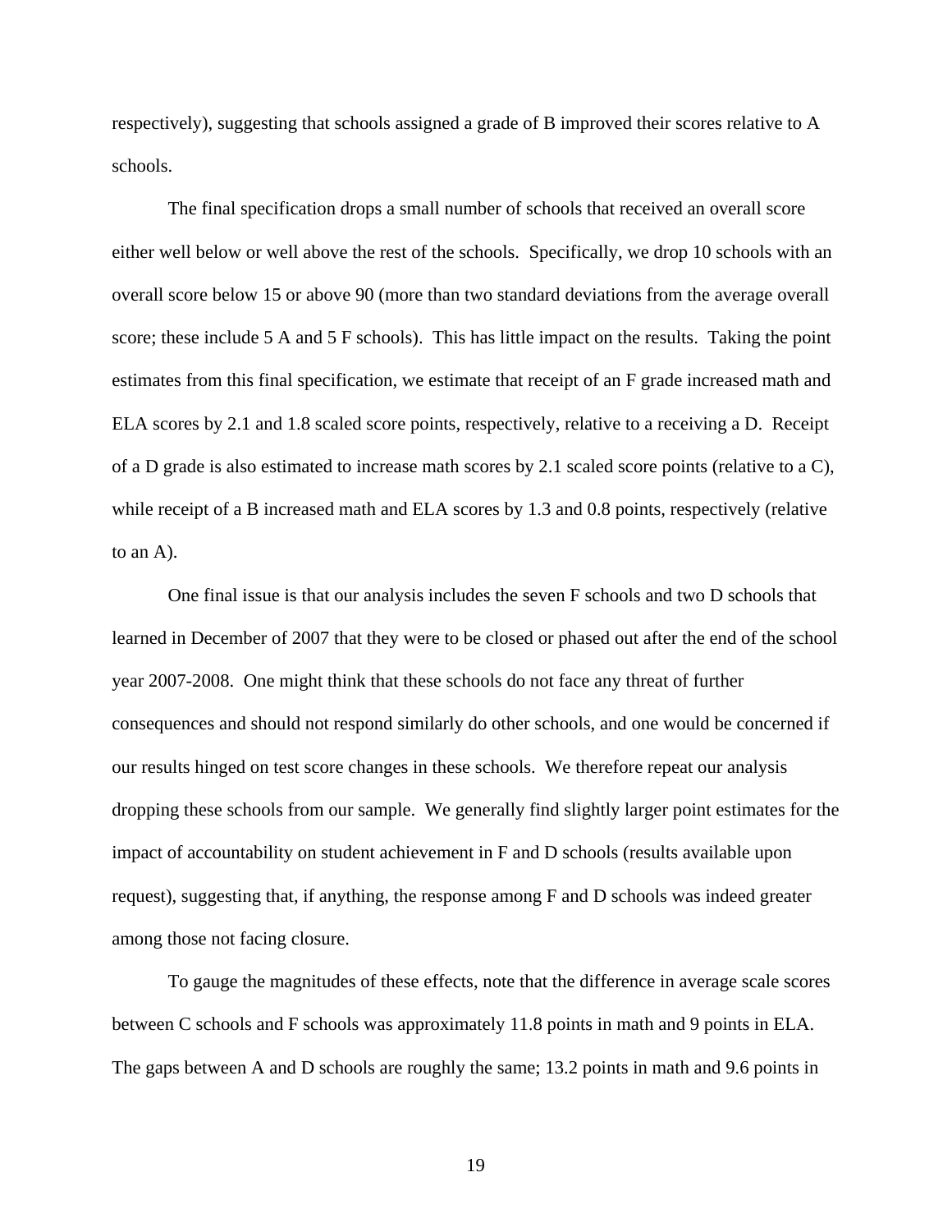respectively), suggesting that schools assigned a grade of B improved their scores relative to A schools.

The final specification drops a small number of schools that received an overall score either well below or well above the rest of the schools. Specifically, we drop 10 schools with an overall score below 15 or above 90 (more than two standard deviations from the average overall score; these include 5 A and 5 F schools). This has little impact on the results. Taking the point estimates from this final specification, we estimate that receipt of an F grade increased math and ELA scores by 2.1 and 1.8 scaled score points, respectively, relative to a receiving a D. Receipt of a D grade is also estimated to increase math scores by 2.1 scaled score points (relative to a C), while receipt of a B increased math and ELA scores by 1.3 and 0.8 points, respectively (relative to an A).

One final issue is that our analysis includes the seven F schools and two D schools that learned in December of 2007 that they were to be closed or phased out after the end of the school year 2007-2008. One might think that these schools do not face any threat of further consequences and should not respond similarly do other schools, and one would be concerned if our results hinged on test score changes in these schools. We therefore repeat our analysis dropping these schools from our sample. We generally find slightly larger point estimates for the impact of accountability on student achievement in F and D schools (results available upon request), suggesting that, if anything, the response among F and D schools was indeed greater among those not facing closure.

To gauge the magnitudes of these effects, note that the difference in average scale scores between C schools and F schools was approximately 11.8 points in math and 9 points in ELA. The gaps between A and D schools are roughly the same; 13.2 points in math and 9.6 points in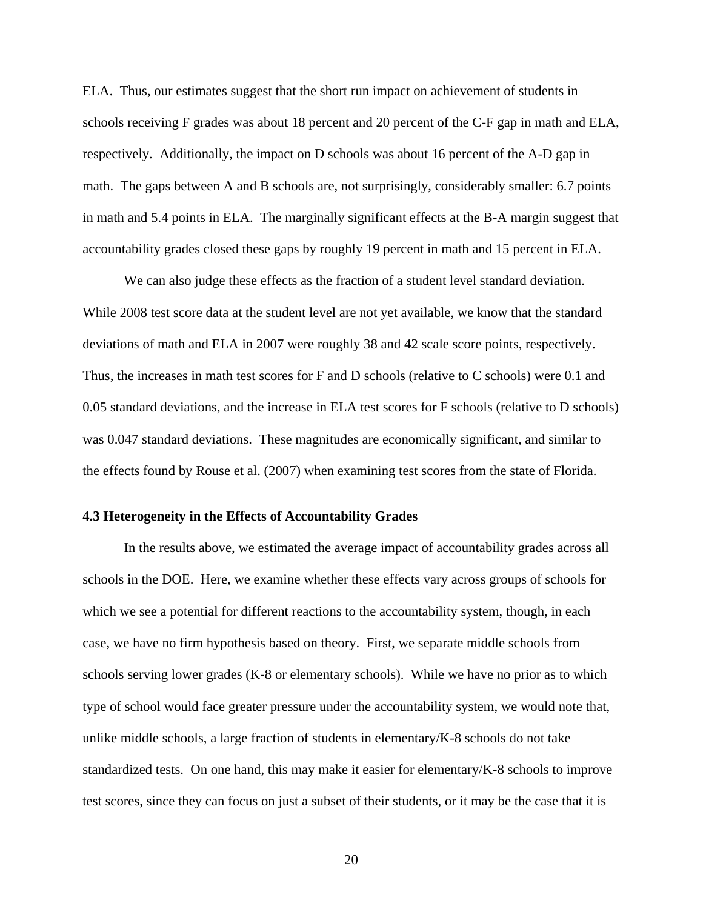ELA. Thus, our estimates suggest that the short run impact on achievement of students in schools receiving F grades was about 18 percent and 20 percent of the C-F gap in math and ELA, respectively. Additionally, the impact on D schools was about 16 percent of the A-D gap in math. The gaps between A and B schools are, not surprisingly, considerably smaller: 6.7 points in math and 5.4 points in ELA. The marginally significant effects at the B-A margin suggest that accountability grades closed these gaps by roughly 19 percent in math and 15 percent in ELA.

We can also judge these effects as the fraction of a student level standard deviation. While 2008 test score data at the student level are not yet available, we know that the standard deviations of math and ELA in 2007 were roughly 38 and 42 scale score points, respectively. Thus, the increases in math test scores for F and D schools (relative to C schools) were 0.1 and 0.05 standard deviations, and the increase in ELA test scores for F schools (relative to D schools) was 0.047 standard deviations. These magnitudes are economically significant, and similar to the effects found by Rouse et al. (2007) when examining test scores from the state of Florida.

### 4.3 Heterogeneity in the Effects of Accountability Grades

In the results above, we estimated the average impact of accountability grades across all schools in the DOE. Here, we examine whether these effects vary across groups of schools for which we see a potential for different reactions to the accountability system, though, in each case, we have no firm hypothesis based on theory. First, we separate middle schools from schools serving lower grades (K-8 or elementary schools). While we have no prior as to which type of school would face greater pressure under the accountability system, we would note that, unlike middle schools, a large fraction of students in elementary/K-8 schools do not take standardized tests. On one hand, this may make it easier for elementary/K-8 schools to improve test scores, since they can focus on just a subset of their students, or it may be the case that it is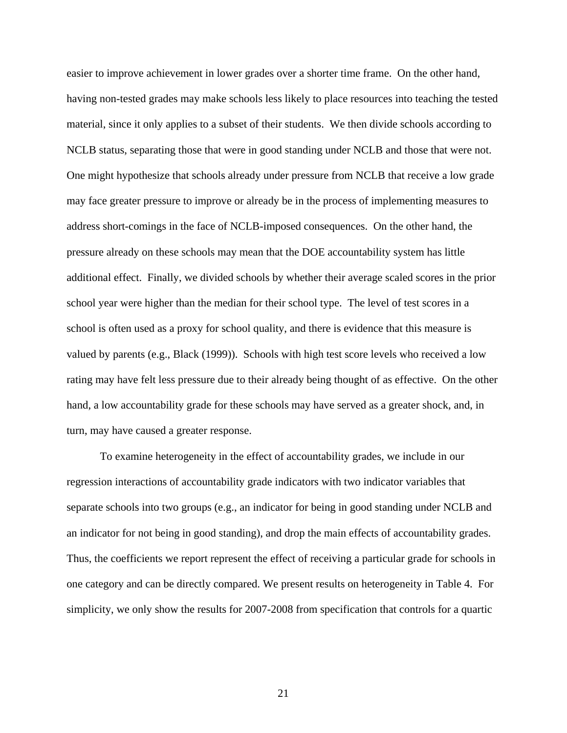easier to improve achievement in lower grades over a shorter time frame. On the other hand, having non-tested grades may make schools less likely to place resources into teaching the tested material, since it only applies to a subset of their students. We then divide schools according to NCLB status, separating those that were in good standing under NCLB and those that were not. One might hypothesize that schools already under pressure from NCLB that receive a low grade may face greater pressure to improve or already be in the process of implementing measures to address short-comings in the face of NCLB-imposed consequences. On the other hand, the pressure already on these schools may mean that the DOE accountability system has little additional effect. Finally, we divided schools by whether their average scaled scores in the prior school year were higher than the median for their school type. The level of test scores in a school is often used as a proxy for school quality, and there is evidence that this measure is valued by parents (e.g., Black (1999)). Schools with high test score levels who received a low rating may have felt less pressure due to their already being thought of as effective. On the other hand, a low accountability grade for these schools may have served as a greater shock, and, in turn, may have caused a greater response.

To examine heterogeneity in the effect of accountability grades, we include in our regression interactions of accountability grade indicators with two indicator variables that separate schools into two groups (e.g., an indicator for being in good standing under NCLB and an indicator for not being in good standing), and drop the main effects of accountability grades. Thus, the coefficients we report represent the effect of receiving a particular grade for schools in one category and can be directly compared. We present results on heterogeneity in Table 4. For simplicity, we only show the results for 2007-2008 from specification that controls for a quartic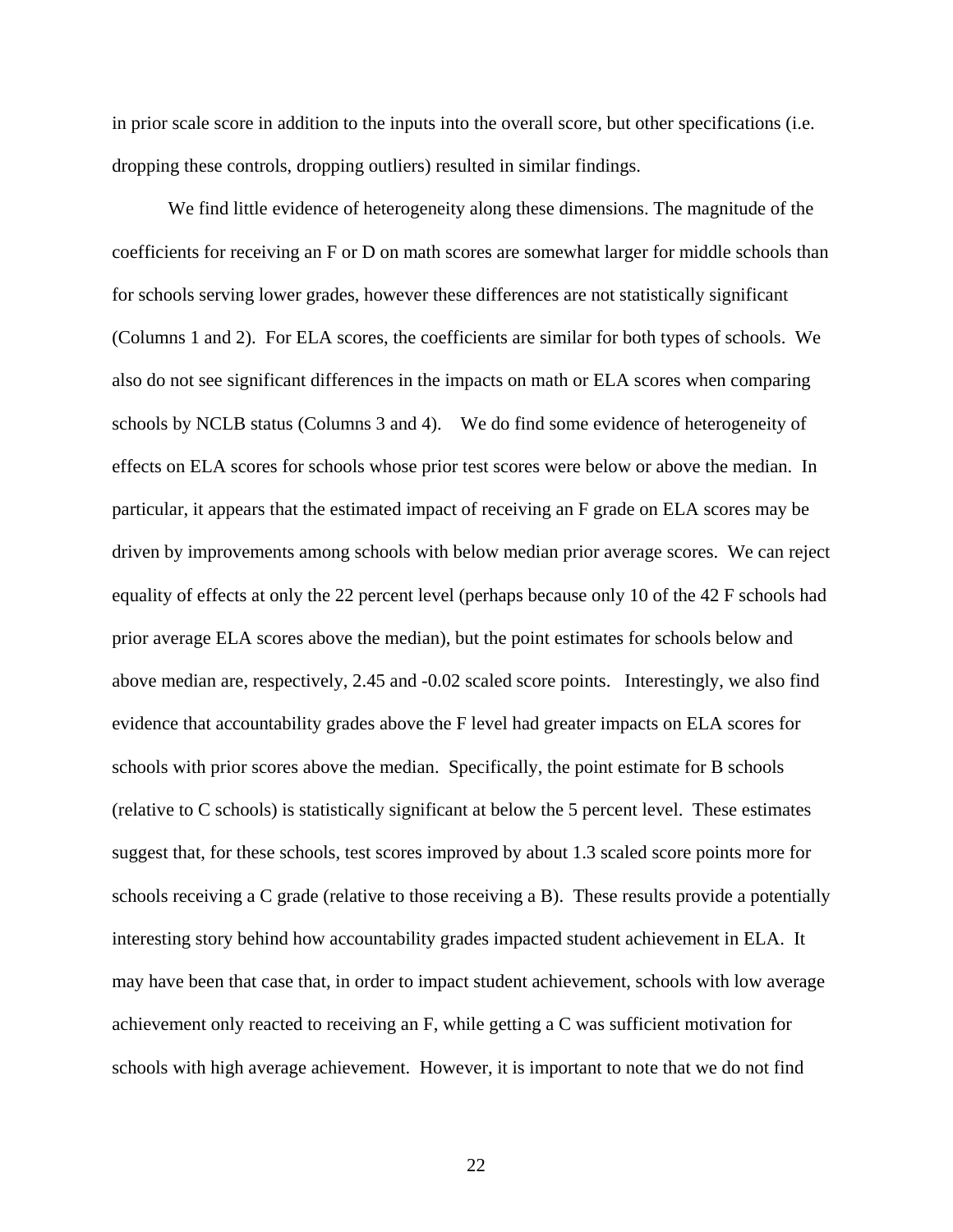in prior scale score in addition to the inputs into the overall score, but other specifications (i.e. dropping these controls, dropping outliers) resulted in similar findings.

We find little evidence of heterogeneity along these dimensions. The magnitude of the coefficients for receiving an F or D on math scores are somewhat larger for middle schools than for schools serving lower grades, however these differences are not statistically significant (Columns 1 and 2). For ELA scores, the coefficients are similar for both types of schools. We also do not see significant differences in the impacts on math or ELA scores when comparing schools by NCLB status (Columns 3 and 4). We do find some evidence of heterogeneity of effects on ELA scores for schools whose prior test scores were below or above the median. In particular, it appears that the estimated impact of receiving an F grade on ELA scores may be driven by improvements among schools with below median prior average scores. We can reject equality of effects at only the 22 percent level (perhaps because only 10 of the 42 F schools had prior average ELA scores above the median), but the point estimates for schools below and above median are, respectively, 2.45 and -0.02 scaled score points. Interestingly, we also find evidence that accountability grades above the F level had greater impacts on ELA scores for schools with prior scores above the median. Specifically, the point estimate for B schools (relative to C schools) is statistically significant at below the 5 percent level. These estimates suggest that, for these schools, test scores improved by about 1.3 scaled score points more for schools receiving a C grade (relative to those receiving a B). These results provide a potentially interesting story behind how accountability grades impacted student achievement in ELA. It may have been that case that, in order to impact student achievement, schools with low average achievement only reacted to receiving an F, while getting a C was sufficient motivation for schools with high average achievement. However, it is important to note that we do not find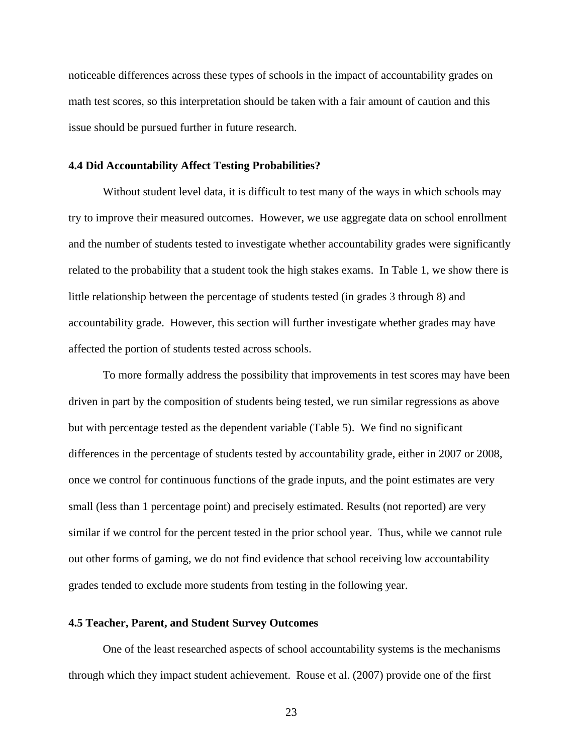noticeable differences across these types of schools in the impact of accountability grades on math test scores, so this interpretation should be taken with a fair amount of caution and this issue should be pursued further in future research.

### 4.4 Did Accountability Affect Testing Probabilities?

Without student level data, it is difficult to test many of the ways in which schools may try to improve their measured outcomes. However, we use aggregate data on school enrollment and the number of students tested to investigate whether accountability grades were significantly related to the probability that a student took the high stakes exams. In Table 1, we show there is little relationship between the percentage of students tested (in grades 3 through 8) and accountability grade. However, this section will further investigate whether grades may have affected the portion of students tested across schools.

To more formally address the possibility that improvements in test scores may have been driven in part by the composition of students being tested, we run similar regressions as above but with percentage tested as the dependent variable (Table 5). We find no significant differences in the percentage of students tested by accountability grade, either in 2007 or 2008, once we control for continuous functions of the grade inputs, and the point estimates are very small (less than 1 percentage point) and precisely estimated. Results (not reported) are very similar if we control for the percent tested in the prior school year. Thus, while we cannot rule out other forms of gaming, we do not find evidence that school receiving low accountability grades tended to exclude more students from testing in the following year.

### 4.5 Teacher, Parent, and Student Survey Outcomes

One of the least researched aspects of school accountability systems is the mechanisms through which they impact student achievement. Rouse et al. (2007) provide one of the first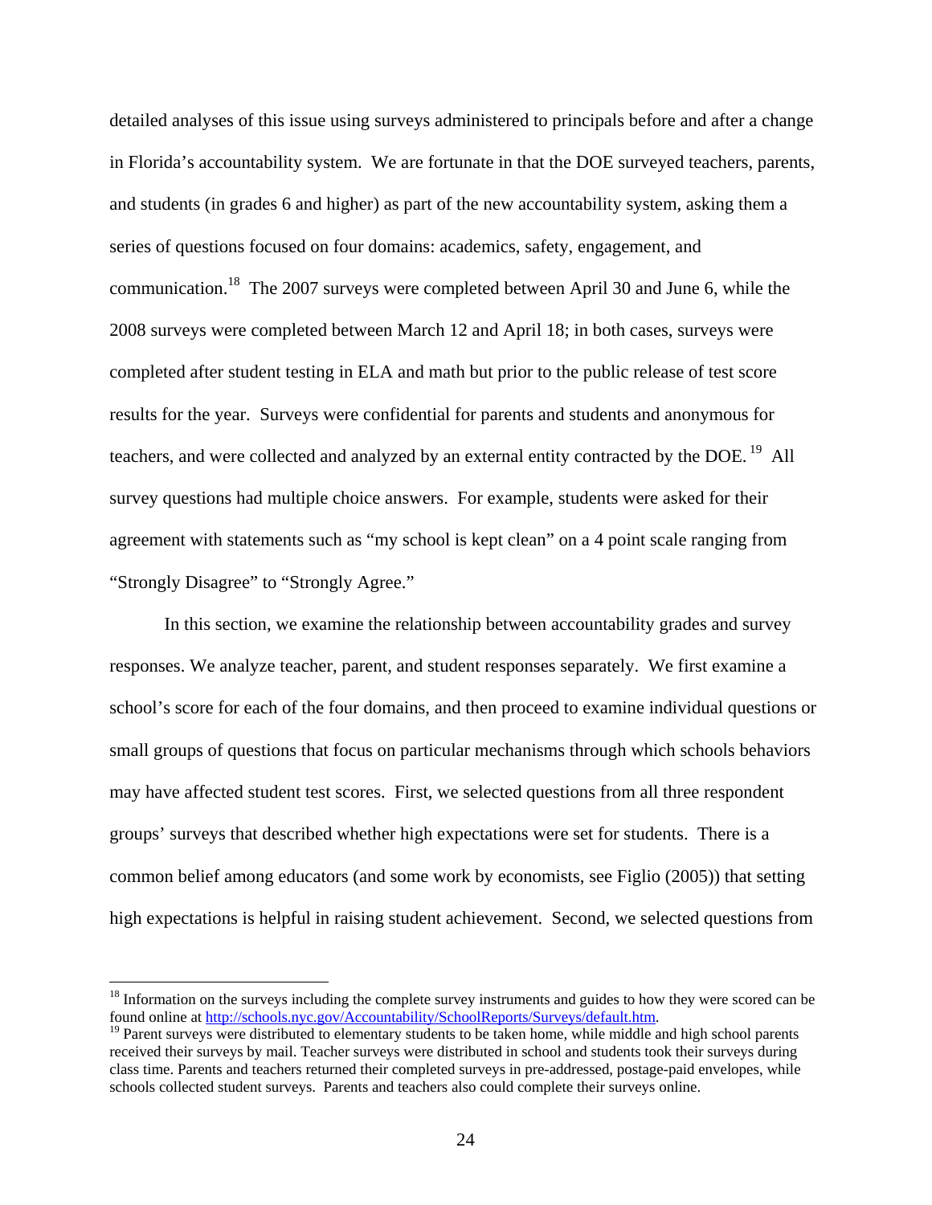detailed analyses of this issue using surveys administered to principals before and after a change in Florida's accountability system. We are fortunate in that the DOE surveyed teachers, parents, and students (in grades 6 and higher) as part of the new accountability system, asking them a series of questions focused on four domains: academics, safety, engagement, and communication.[18] The 2007 surveys were completed between April 30 and June 6, while the 2008 surveys were completed between March 12 and April 18; in both cases, surveys were completed after student testing in ELA and math but prior to the public release of test score results for the year. Surveys were confidential for parents and students and anonymous for teachers, and were collected and analyzed by an external entity contracted by the DOE.[19] All survey questions had multiple choice answers. For example, students were asked for their agreement with statements such as "my school is kept clean" on a 4 point scale ranging from "Strongly Disagree" to "Strongly Agree."

In this section, we examine the relationship between accountability grades and survey responses. We analyze teacher, parent, and student responses separately. We first examine a school's score for each of the four domains, and then proceed to examine individual questions or small groups of questions that focus on particular mechanisms through which schools behaviors may have affected student test scores. First, we selected questions from all three respondent groups' surveys that described whether high expectations were set for students. There is a common belief among educators (and some work by economists, see Figlio (2005)) that setting high expectations is helpful in raising student achievement. Second, we selected questions from

---

[18] Information on the surveys including the complete survey instruments and guides to how they were scored can be found online at http://schools.nyc.gov/Accountability/SchoolReports/Surveys/default.htm.

[19] Parent surveys were distributed to elementary students to be taken home, while middle and high school parents received their surveys by mail. Teacher surveys were distributed in school and students took their surveys during class time. Parents and teachers returned their completed surveys in pre-addressed, postage-paid envelopes, while schools collected student surveys. Parents and teachers also could complete their surveys online.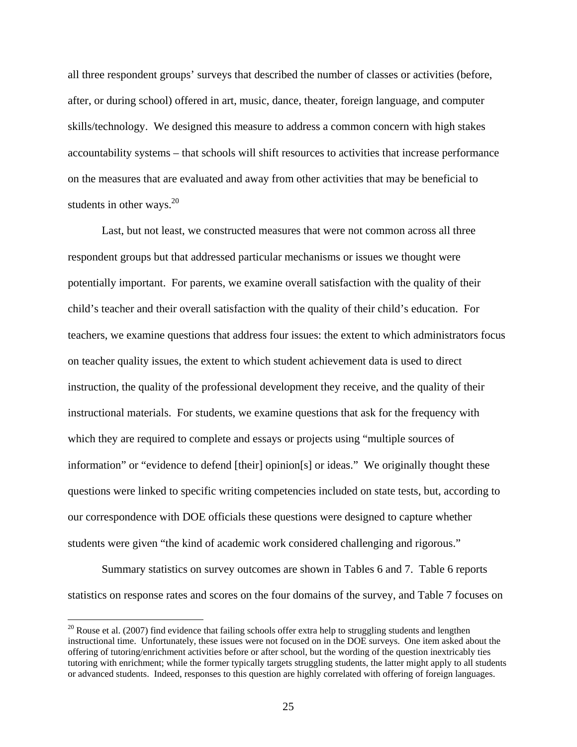all three respondent groups' surveys that described the number of classes or activities (before, after, or during school) offered in art, music, dance, theater, foreign language, and computer skills/technology. We designed this measure to address a common concern with high stakes accountability systems – that schools will shift resources to activities that increase performance on the measures that are evaluated and away from other activities that may be beneficial to students in other ways.[20]

Last, but not least, we constructed measures that were not common across all three respondent groups but that addressed particular mechanisms or issues we thought were potentially important. For parents, we examine overall satisfaction with the quality of their child's teacher and their overall satisfaction with the quality of their child's education. For teachers, we examine questions that address four issues: the extent to which administrators focus on teacher quality issues, the extent to which student achievement data is used to direct instruction, the quality of the professional development they receive, and the quality of their instructional materials. For students, we examine questions that ask for the frequency with which they are required to complete and essays or projects using "multiple sources of information" or "evidence to defend [their] opinion[s] or ideas." We originally thought these questions were linked to specific writing competencies included on state tests, but, according to our correspondence with DOE officials these questions were designed to capture whether students were given "the kind of academic work considered challenging and rigorous."

Summary statistics on survey outcomes are shown in Tables 6 and 7. Table 6 reports statistics on response rates and scores on the four domains of the survey, and Table 7 focuses on

[20] Rouse et al. (2007) find evidence that failing schools offer extra help to struggling students and lengthen instructional time. Unfortunately, these issues were not focused on in the DOE surveys. One item asked about the offering of tutoring/enrichment activities before or after school, but the wording of the question inextricably ties tutoring with enrichment; while the former typically targets struggling students, the latter might apply to all students or advanced students. Indeed, responses to this question are highly correlated with offering of foreign languages.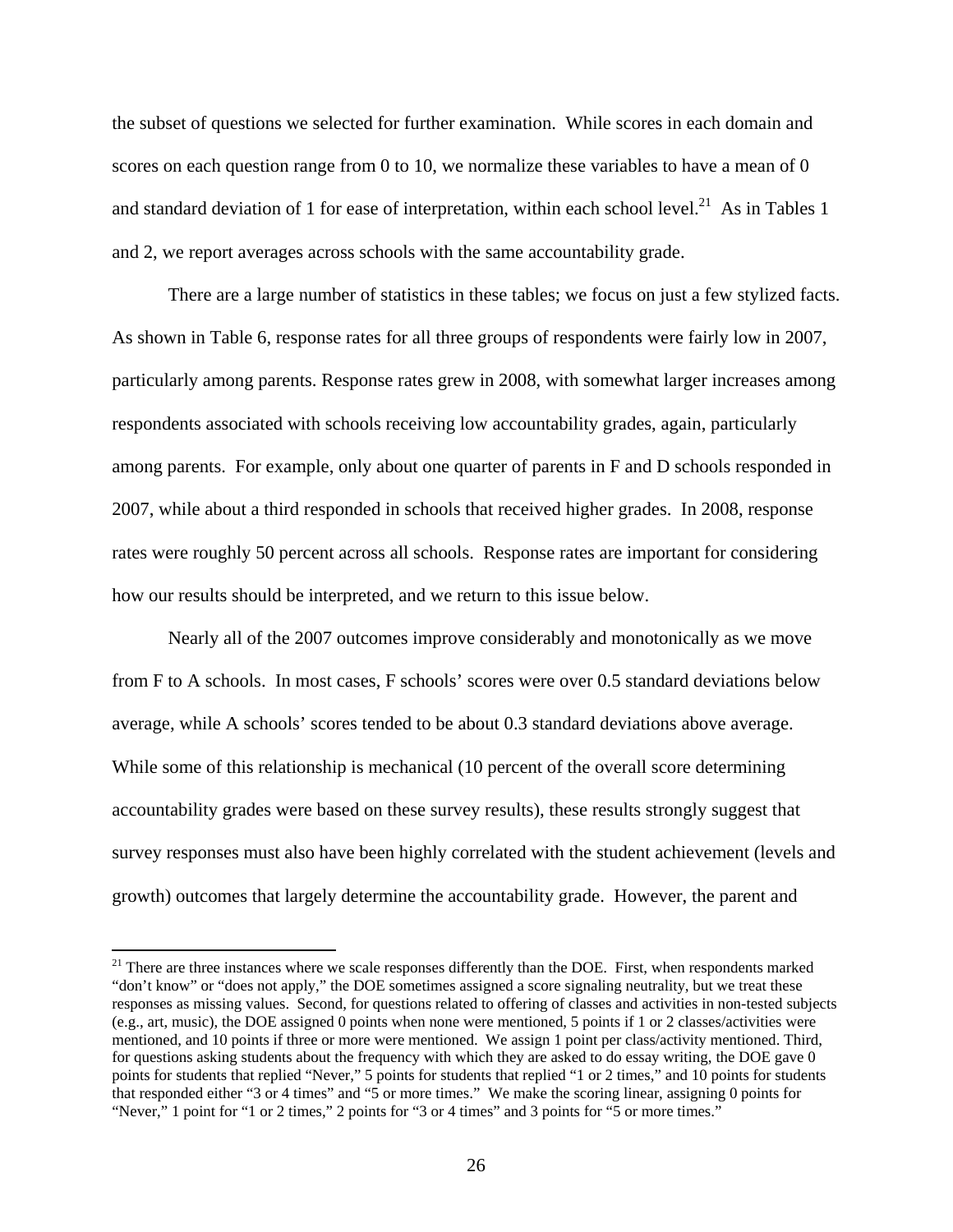the subset of questions we selected for further examination. While scores in each domain and scores on each question range from 0 to 10, we normalize these variables to have a mean of 0 and standard deviation of 1 for ease of interpretation, within each school level.[21] As in Tables 1 and 2, we report averages across schools with the same accountability grade.

There are a large number of statistics in these tables; we focus on just a few stylized facts. As shown in Table 6, response rates for all three groups of respondents were fairly low in 2007, particularly among parents. Response rates grew in 2008, with somewhat larger increases among respondents associated with schools receiving low accountability grades, again, particularly among parents. For example, only about one quarter of parents in F and D schools responded in 2007, while about a third responded in schools that received higher grades. In 2008, response rates were roughly 50 percent across all schools. Response rates are important for considering how our results should be interpreted, and we return to this issue below.

Nearly all of the 2007 outcomes improve considerably and monotonically as we move from F to A schools. In most cases, F schools' scores were over 0.5 standard deviations below average, while A schools' scores tended to be about 0.3 standard deviations above average. While some of this relationship is mechanical (10 percent of the overall score determining accountability grades were based on these survey results), these results strongly suggest that survey responses must also have been highly correlated with the student achievement (levels and growth) outcomes that largely determine the accountability grade. However, the parent and

---

[21] There are three instances where we scale responses differently than the DOE. First, when respondents marked "don't know" or "does not apply," the DOE sometimes assigned a score signaling neutrality, but we treat these responses as missing values. Second, for questions related to offering of classes and activities in non-tested subjects (e.g., art, music), the DOE assigned 0 points when none were mentioned, 5 points if 1 or 2 classes/activities were mentioned, and 10 points if three or more were mentioned. We assign 1 point per class/activity mentioned. Third, for questions asking students about the frequency with which they are asked to do essay writing, the DOE gave 0 points for students that replied "Never," 5 points for students that replied "1 or 2 times," and 10 points for students that responded either "3 or 4 times" and "5 or more times." We make the scoring linear, assigning 0 points for "Never," 1 point for "1 or 2 times," 2 points for "3 or 4 times" and 3 points for "5 or more times."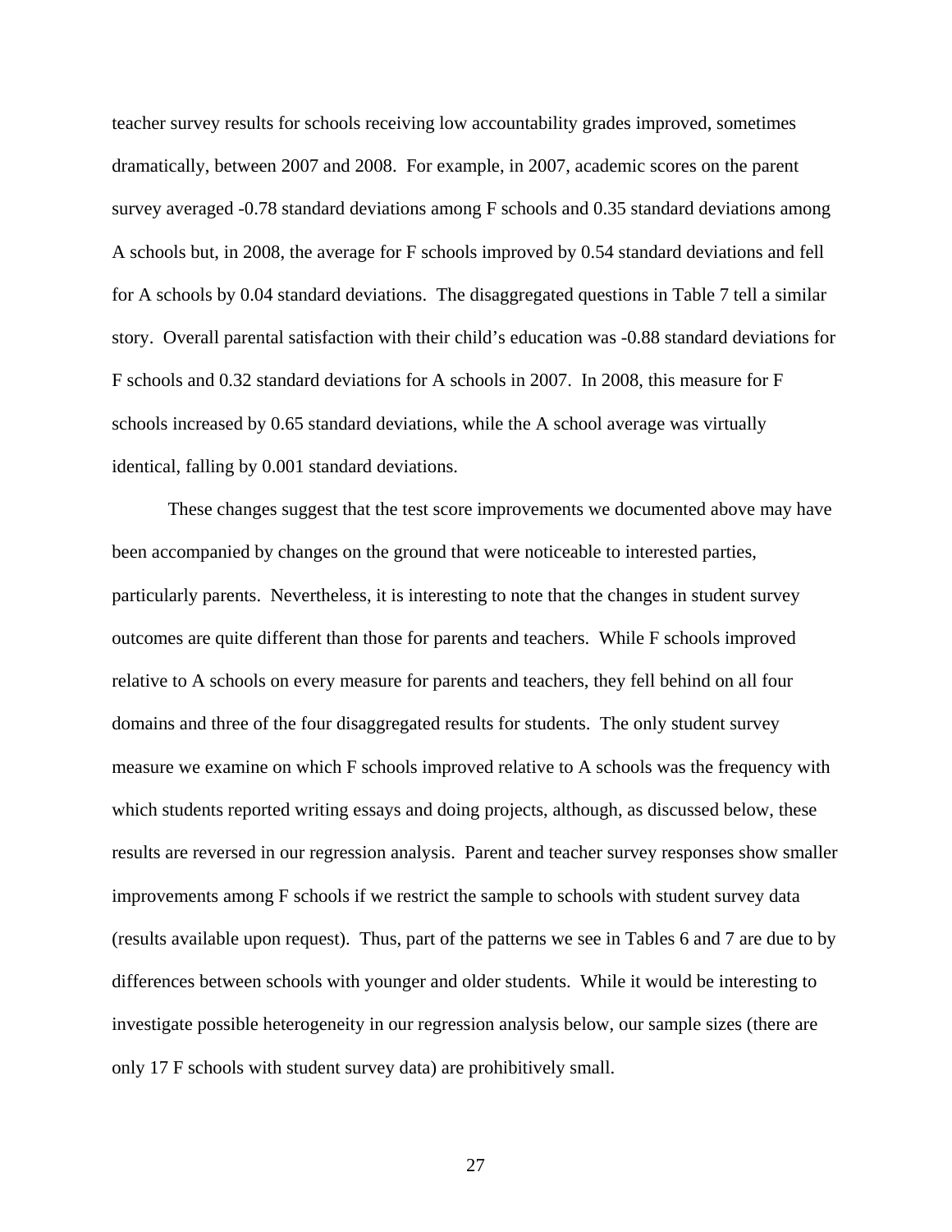teacher survey results for schools receiving low accountability grades improved, sometimes dramatically, between 2007 and 2008. For example, in 2007, academic scores on the parent survey averaged -0.78 standard deviations among F schools and 0.35 standard deviations among A schools but, in 2008, the average for F schools improved by 0.54 standard deviations and fell for A schools by 0.04 standard deviations. The disaggregated questions in Table 7 tell a similar story. Overall parental satisfaction with their child's education was -0.88 standard deviations for F schools and 0.32 standard deviations for A schools in 2007. In 2008, this measure for F schools increased by 0.65 standard deviations, while the A school average was virtually identical, falling by 0.001 standard deviations.

These changes suggest that the test score improvements we documented above may have been accompanied by changes on the ground that were noticeable to interested parties, particularly parents. Nevertheless, it is interesting to note that the changes in student survey outcomes are quite different than those for parents and teachers. While F schools improved relative to A schools on every measure for parents and teachers, they fell behind on all four domains and three of the four disaggregated results for students. The only student survey measure we examine on which F schools improved relative to A schools was the frequency with which students reported writing essays and doing projects, although, as discussed below, these results are reversed in our regression analysis. Parent and teacher survey responses show smaller improvements among F schools if we restrict the sample to schools with student survey data (results available upon request). Thus, part of the patterns we see in Tables 6 and 7 are due to by differences between schools with younger and older students. While it would be interesting to investigate possible heterogeneity in our regression analysis below, our sample sizes (there are only 17 F schools with student survey data) are prohibitively small.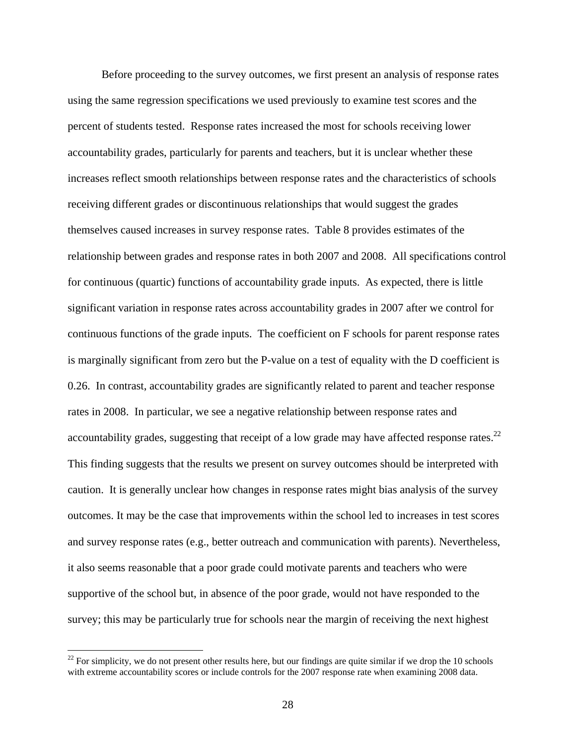Before proceeding to the survey outcomes, we first present an analysis of response rates using the same regression specifications we used previously to examine test scores and the percent of students tested. Response rates increased the most for schools receiving lower accountability grades, particularly for parents and teachers, but it is unclear whether these increases reflect smooth relationships between response rates and the characteristics of schools receiving different grades or discontinuous relationships that would suggest the grades themselves caused increases in survey response rates. Table 8 provides estimates of the relationship between grades and response rates in both 2007 and 2008. All specifications control for continuous (quartic) functions of accountability grade inputs. As expected, there is little significant variation in response rates across accountability grades in 2007 after we control for continuous functions of the grade inputs. The coefficient on F schools for parent response rates is marginally significant from zero but the P-value on a test of equality with the D coefficient is 0.26. In contrast, accountability grades are significantly related to parent and teacher response rates in 2008. In particular, we see a negative relationship between response rates and accountability grades, suggesting that receipt of a low grade may have affected response rates.[22] This finding suggests that the results we present on survey outcomes should be interpreted with caution. It is generally unclear how changes in response rates might bias analysis of the survey outcomes. It may be the case that improvements within the school led to increases in test scores and survey response rates (e.g., better outreach and communication with parents). Nevertheless, it also seems reasonable that a poor grade could motivate parents and teachers who were supportive of the school but, in absence of the poor grade, would not have responded to the survey; this may be particularly true for schools near the margin of receiving the next highest

[22] For simplicity, we do not present other results here, but our findings are quite similar if we drop the 10 schools with extreme accountability scores or include controls for the 2007 response rate when examining 2008 data.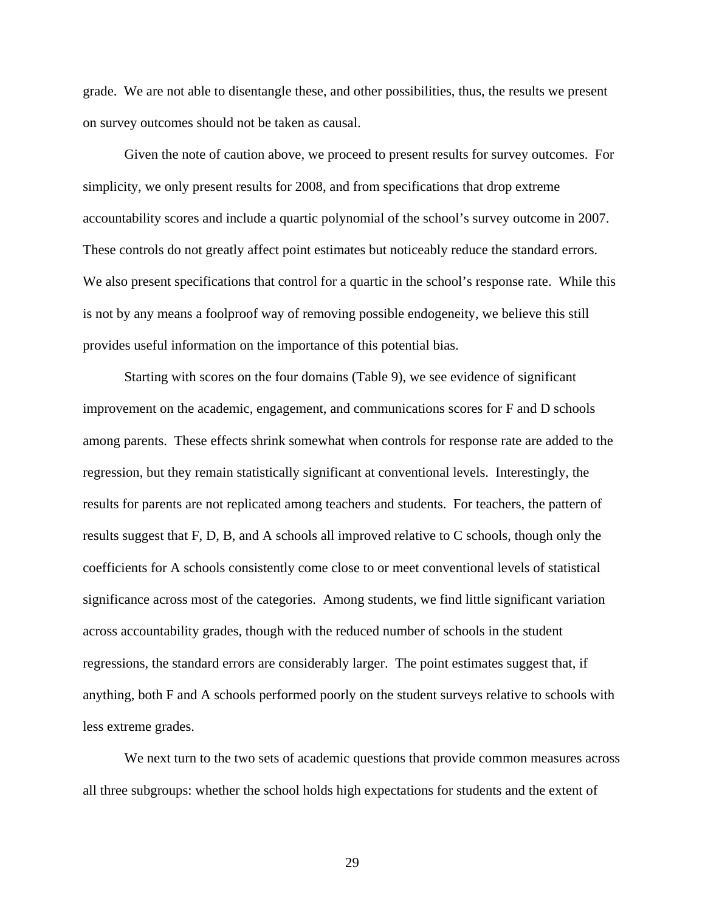grade. We are not able to disentangle these, and other possibilities, thus, the results we present on survey outcomes should not be taken as causal.

Given the note of caution above, we proceed to present results for survey outcomes. For simplicity, we only present results for 2008, and from specifications that drop extreme accountability scores and include a quartic polynomial of the school's survey outcome in 2007. These controls do not greatly affect point estimates but noticeably reduce the standard errors. We also present specifications that control for a quartic in the school's response rate. While this is not by any means a foolproof way of removing possible endogeneity, we believe this still provides useful information on the importance of this potential bias.

Starting with scores on the four domains (Table 9), we see evidence of significant improvement on the academic, engagement, and communications scores for F and D schools among parents. These effects shrink somewhat when controls for response rate are added to the regression, but they remain statistically significant at conventional levels. Interestingly, the results for parents are not replicated among teachers and students. For teachers, the pattern of results suggest that F, D, B, and A schools all improved relative to C schools, though only the coefficients for A schools consistently come close to or meet conventional levels of statistical significance across most of the categories. Among students, we find little significant variation across accountability grades, though with the reduced number of schools in the student regressions, the standard errors are considerably larger. The point estimates suggest that, if anything, both F and A schools performed poorly on the student surveys relative to schools with less extreme grades.

We next turn to the two sets of academic questions that provide common measures across all three subgroups: whether the school holds high expectations for students and the extent of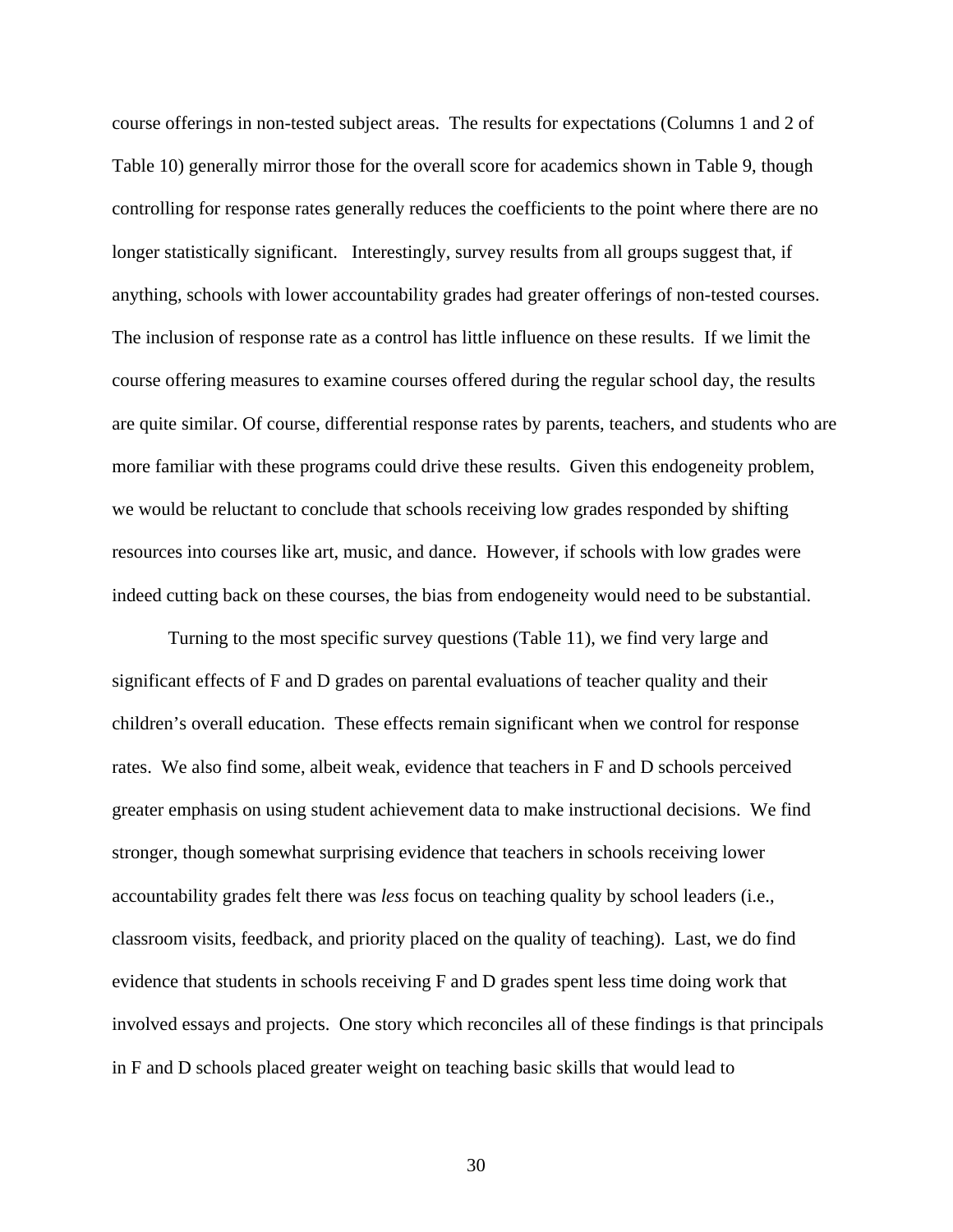course offerings in non-tested subject areas. The results for expectations (Columns 1 and 2 of Table 10) generally mirror those for the overall score for academics shown in Table 9, though controlling for response rates generally reduces the coefficients to the point where there are no longer statistically significant. Interestingly, survey results from all groups suggest that, if anything, schools with lower accountability grades had greater offerings of non-tested courses. The inclusion of response rate as a control has little influence on these results. If we limit the course offering measures to examine courses offered during the regular school day, the results are quite similar. Of course, differential response rates by parents, teachers, and students who are more familiar with these programs could drive these results. Given this endogeneity problem, we would be reluctant to conclude that schools receiving low grades responded by shifting resources into courses like art, music, and dance. However, if schools with low grades were indeed cutting back on these courses, the bias from endogeneity would need to be substantial.

Turning to the most specific survey questions (Table 11), we find very large and significant effects of F and D grades on parental evaluations of teacher quality and their children's overall education. These effects remain significant when we control for response rates. We also find some, albeit weak, evidence that teachers in F and D schools perceived greater emphasis on using student achievement data to make instructional decisions. We find stronger, though somewhat surprising evidence that teachers in schools receiving lower accountability grades felt there was *less* focus on teaching quality by school leaders (i.e., classroom visits, feedback, and priority placed on the quality of teaching). Last, we do find evidence that students in schools receiving F and D grades spent less time doing work that involved essays and projects. One story which reconciles all of these findings is that principals in F and D schools placed greater weight on teaching basic skills that would lead to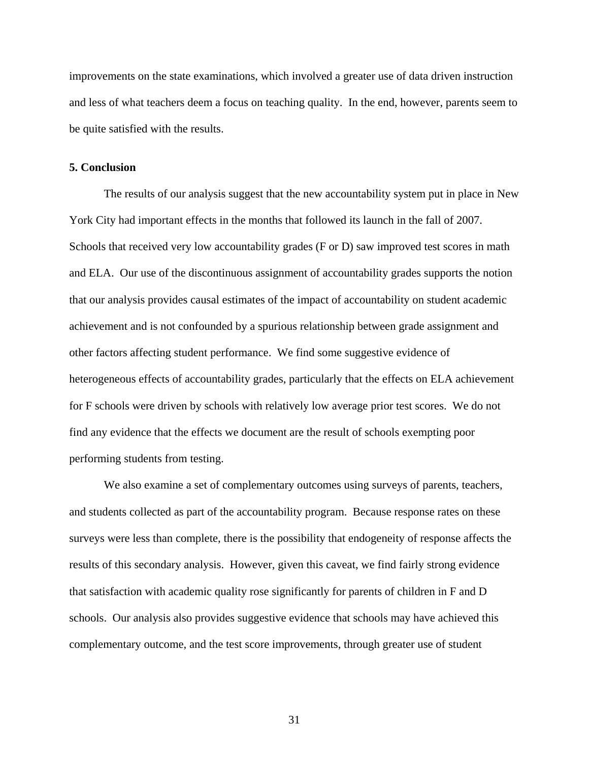improvements on the state examinations, which involved a greater use of data driven instruction and less of what teachers deem a focus on teaching quality. In the end, however, parents seem to be quite satisfied with the results.

## 5. Conclusion

The results of our analysis suggest that the new accountability system put in place in New York City had important effects in the months that followed its launch in the fall of 2007. Schools that received very low accountability grades (F or D) saw improved test scores in math and ELA. Our use of the discontinuous assignment of accountability grades supports the notion that our analysis provides causal estimates of the impact of accountability on student academic achievement and is not confounded by a spurious relationship between grade assignment and other factors affecting student performance. We find some suggestive evidence of heterogeneous effects of accountability grades, particularly that the effects on ELA achievement for F schools were driven by schools with relatively low average prior test scores. We do not find any evidence that the effects we document are the result of schools exempting poor performing students from testing.

We also examine a set of complementary outcomes using surveys of parents, teachers, and students collected as part of the accountability program. Because response rates on these surveys were less than complete, there is the possibility that endogeneity of response affects the results of this secondary analysis. However, given this caveat, we find fairly strong evidence that satisfaction with academic quality rose significantly for parents of children in F and D schools. Our analysis also provides suggestive evidence that schools may have achieved this complementary outcome, and the test score improvements, through greater use of student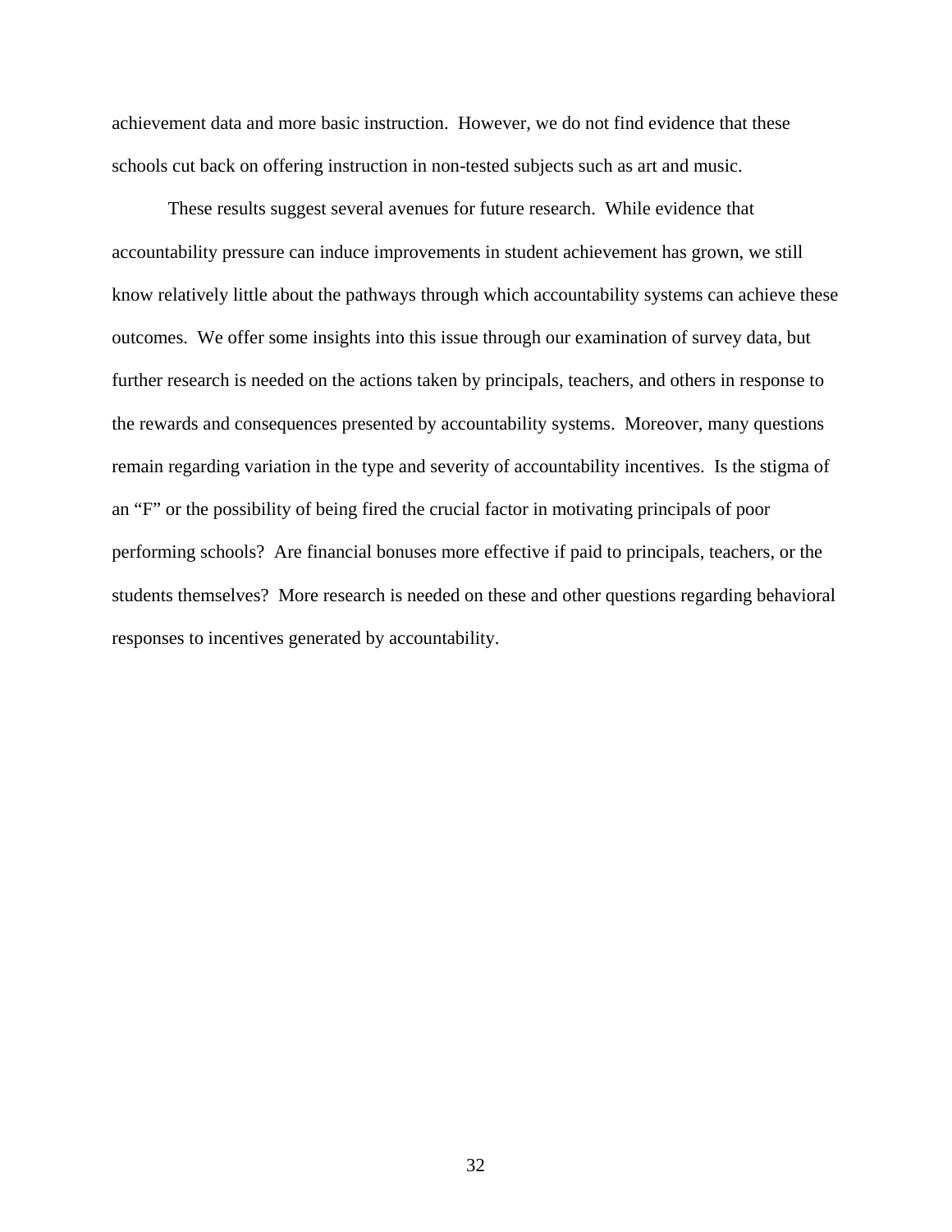achievement data and more basic instruction. However, we do not find evidence that these schools cut back on offering instruction in non-tested subjects such as art and music.

These results suggest several avenues for future research. While evidence that accountability pressure can induce improvements in student achievement has grown, we still know relatively little about the pathways through which accountability systems can achieve these outcomes. We offer some insights into this issue through our examination of survey data, but further research is needed on the actions taken by principals, teachers, and others in response to the rewards and consequences presented by accountability systems. Moreover, many questions remain regarding variation in the type and severity of accountability incentives. Is the stigma of an "F" or the possibility of being fired the crucial factor in motivating principals of poor performing schools? Are financial bonuses more effective if paid to principals, teachers, or the students themselves? More research is needed on these and other questions regarding behavioral responses to incentives generated by accountability.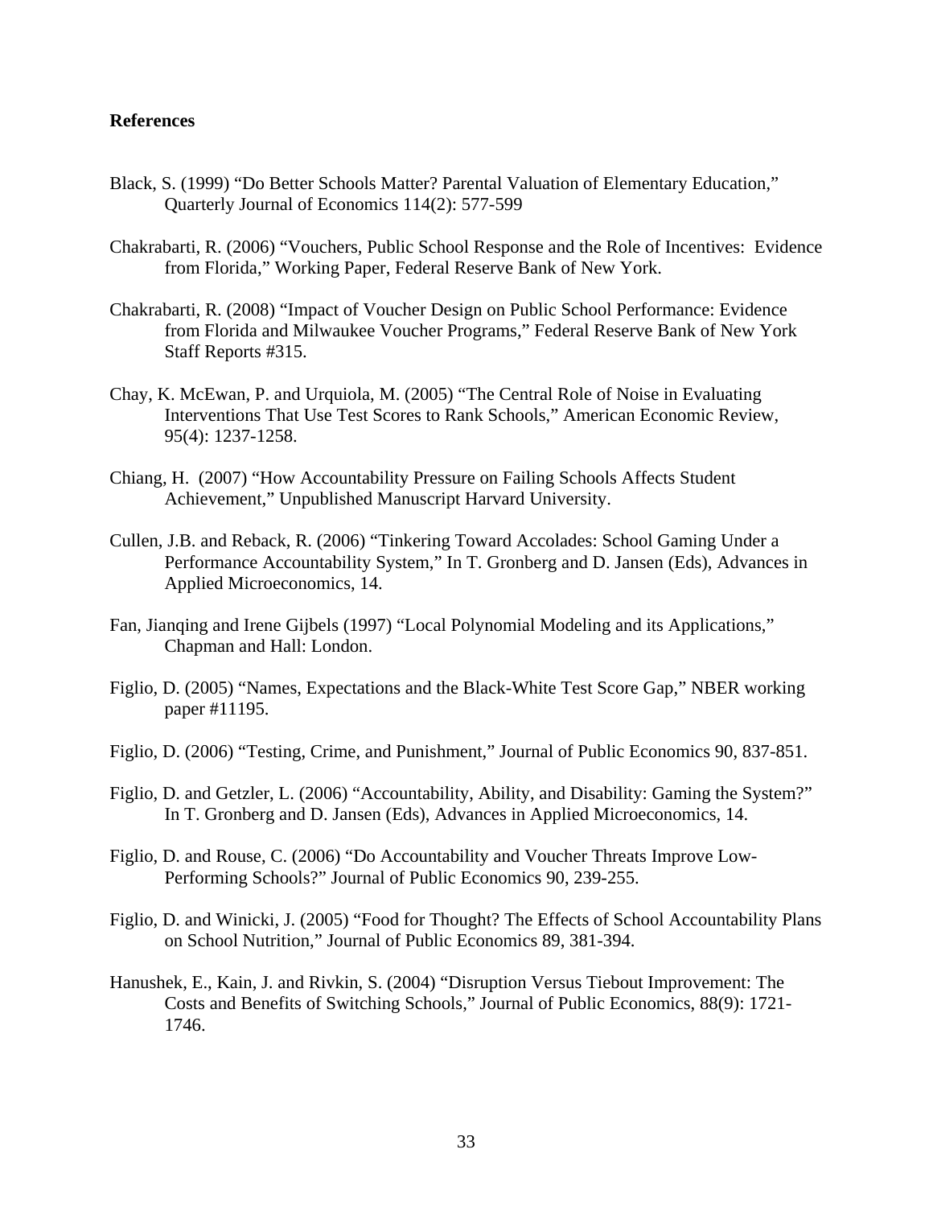**References**

Black, S. (1999) "Do Better Schools Matter? Parental Valuation of Elementary Education," Quarterly Journal of Economics 114(2): 577-599

Chakrabarti, R. (2006) "Vouchers, Public School Response and the Role of Incentives: Evidence from Florida," Working Paper, Federal Reserve Bank of New York.

Chakrabarti, R. (2008) "Impact of Voucher Design on Public School Performance: Evidence from Florida and Milwaukee Voucher Programs," Federal Reserve Bank of New York Staff Reports #315.

Chay, K. McEwan, P. and Urquiola, M. (2005) "The Central Role of Noise in Evaluating Interventions That Use Test Scores to Rank Schools," American Economic Review, 95(4): 1237-1258.

Chiang, H. (2007) "How Accountability Pressure on Failing Schools Affects Student Achievement," Unpublished Manuscript Harvard University.

Cullen, J.B. and Reback, R. (2006) "Tinkering Toward Accolades: School Gaming Under a Performance Accountability System," In T. Gronberg and D. Jansen (Eds), Advances in Applied Microeconomics, 14.

Fan, Jianqing and Irene Gijbels (1997) "Local Polynomial Modeling and its Applications," Chapman and Hall: London.

Figlio, D. (2005) "Names, Expectations and the Black-White Test Score Gap," NBER working paper #11195.

Figlio, D. (2006) "Testing, Crime, and Punishment," Journal of Public Economics 90, 837-851.

Figlio, D. and Getzler, L. (2006) "Accountability, Ability, and Disability: Gaming the System?" In T. Gronberg and D. Jansen (Eds), Advances in Applied Microeconomics, 14.

Figlio, D. and Rouse, C. (2006) "Do Accountability and Voucher Threats Improve Low-Performing Schools?" Journal of Public Economics 90, 239-255.

Figlio, D. and Winicki, J. (2005) "Food for Thought? The Effects of School Accountability Plans on School Nutrition," Journal of Public Economics 89, 381-394.

Hanushek, E., Kain, J. and Rivkin, S. (2004) "Disruption Versus Tiebout Improvement: The Costs and Benefits of Switching Schools," Journal of Public Economics, 88(9): 1721-1746.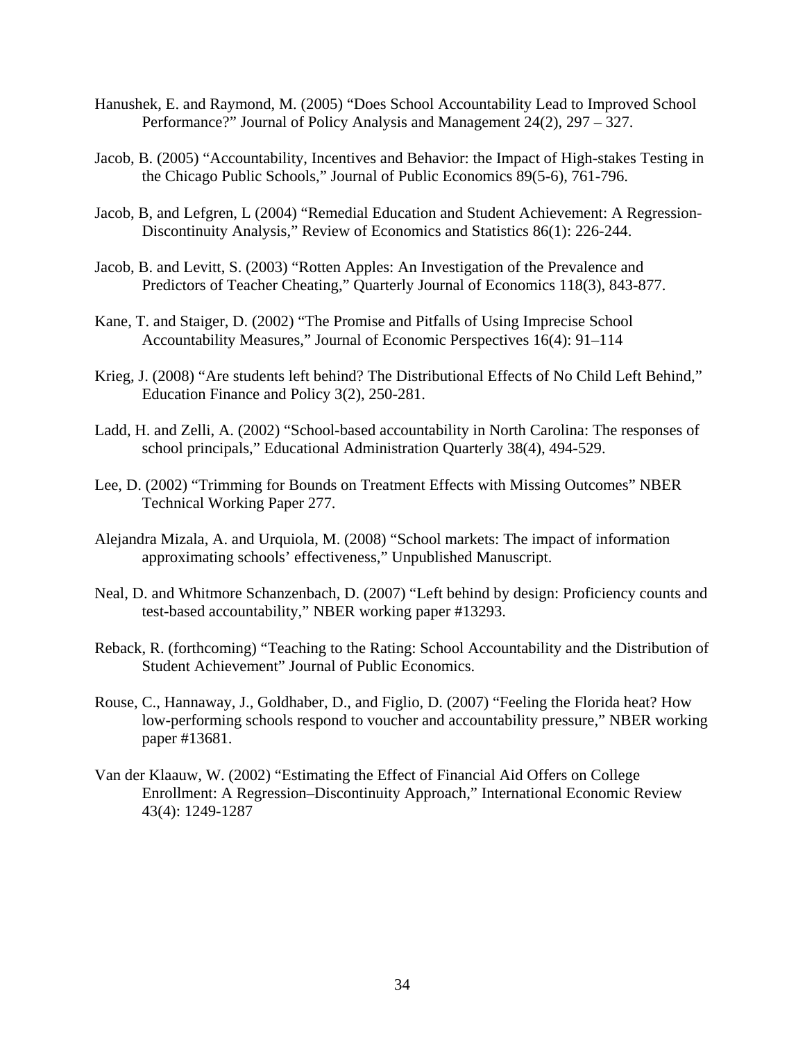Hanushek, E. and Raymond, M. (2005) "Does School Accountability Lead to Improved School Performance?" Journal of Policy Analysis and Management 24(2), 297 – 327.

Jacob, B. (2005) "Accountability, Incentives and Behavior: the Impact of High-stakes Testing in the Chicago Public Schools," Journal of Public Economics 89(5-6), 761-796.

Jacob, B, and Lefgren, L (2004) "Remedial Education and Student Achievement: A Regression-Discontinuity Analysis," Review of Economics and Statistics 86(1): 226-244.

Jacob, B. and Levitt, S. (2003) "Rotten Apples: An Investigation of the Prevalence and Predictors of Teacher Cheating," Quarterly Journal of Economics 118(3), 843-877.

Kane, T. and Staiger, D. (2002) "The Promise and Pitfalls of Using Imprecise School Accountability Measures," Journal of Economic Perspectives 16(4): 91–114

Krieg, J. (2008) "Are students left behind? The Distributional Effects of No Child Left Behind," Education Finance and Policy 3(2), 250-281.

Ladd, H. and Zelli, A. (2002) "School-based accountability in North Carolina: The responses of school principals," Educational Administration Quarterly 38(4), 494-529.

Lee, D. (2002) "Trimming for Bounds on Treatment Effects with Missing Outcomes" NBER Technical Working Paper 277.

Alejandra Mizala, A. and Urquiola, M. (2008) "School markets: The impact of information approximating schools' effectiveness," Unpublished Manuscript.

Neal, D. and Whitmore Schanzenbach, D. (2007) "Left behind by design: Proficiency counts and test-based accountability," NBER working paper #13293.

Reback, R. (forthcoming) "Teaching to the Rating: School Accountability and the Distribution of Student Achievement" Journal of Public Economics.

Rouse, C., Hannaway, J., Goldhaber, D., and Figlio, D. (2007) "Feeling the Florida heat? How low-performing schools respond to voucher and accountability pressure," NBER working paper #13681.

Van der Klaauw, W. (2002) "Estimating the Effect of Financial Aid Offers on College Enrollment: A Regression–Discontinuity Approach," International Economic Review 43(4): 1249-1287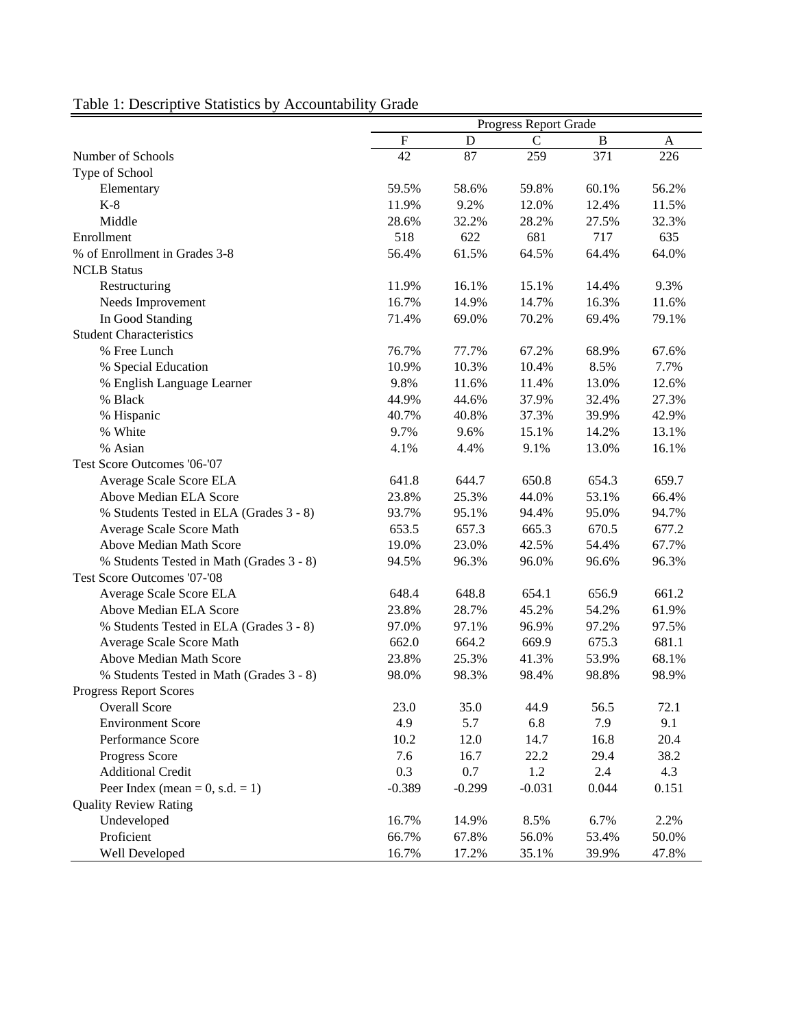Table 1: Descriptive Statistics by Accountability Grade

| | Progress Report Grade | | | | |
|---|---|---|---|---|---|
| | F | D | C | B | A |
| Number of Schools | 42 | 87 | 259 | 371 | 226 |
| Type of School | | | | | |
| Elementary | 59.5% | 58.6% | 59.8% | 60.1% | 56.2% |
| K-8 | 11.9% | 9.2% | 12.0% | 12.4% | 11.5% |
| Middle | 28.6% | 32.2% | 28.2% | 27.5% | 32.3% |
| Enrollment | 518 | 622 | 681 | 717 | 635 |
| % of Enrollment in Grades 3-8 | 56.4% | 61.5% | 64.5% | 64.4% | 64.0% |
| NCLB Status | | | | | |
| Restructuring | 11.9% | 16.1% | 15.1% | 14.4% | 9.3% |
| Needs Improvement | 16.7% | 14.9% | 14.7% | 16.3% | 11.6% |
| In Good Standing | 71.4% | 69.0% | 70.2% | 69.4% | 79.1% |
| Student Characteristics | | | | | |
| % Free Lunch | 76.7% | 77.7% | 67.2% | 68.9% | 67.6% |
| % Special Education | 10.9% | 10.3% | 10.4% | 8.5% | 7.7% |
| % English Language Learner | 9.8% | 11.6% | 11.4% | 13.0% | 12.6% |
| % Black | 44.9% | 44.6% | 37.9% | 32.4% | 27.3% |
| % Hispanic | 40.7% | 40.8% | 37.3% | 39.9% | 42.9% |
| % White | 9.7% | 9.6% | 15.1% | 14.2% | 13.1% |
| % Asian | 4.1% | 4.4% | 9.1% | 13.0% | 16.1% |
| Test Score Outcomes '06-'07 | | | | | |
| Average Scale Score ELA | 641.8 | 644.7 | 650.8 | 654.3 | 659.7 |
| Above Median ELA Score | 23.8% | 25.3% | 44.0% | 53.1% | 66.4% |
| % Students Tested in ELA (Grades 3 - 8) | 93.7% | 95.1% | 94.4% | 95.0% | 94.7% |
| Average Scale Score Math | 653.5 | 657.3 | 665.3 | 670.5 | 677.2 |
| Above Median Math Score | 19.0% | 23.0% | 42.5% | 54.4% | 67.7% |
| % Students Tested in Math (Grades 3 - 8) | 94.5% | 96.3% | 96.0% | 96.6% | 96.3% |
| Test Score Outcomes '07-'08 | | | | | |
| Average Scale Score ELA | 648.4 | 648.8 | 654.1 | 656.9 | 661.2 |
| Above Median ELA Score | 23.8% | 28.7% | 45.2% | 54.2% | 61.9% |
| % Students Tested in ELA (Grades 3 - 8) | 97.0% | 97.1% | 96.9% | 97.2% | 97.5% |
| Average Scale Score Math | 662.0 | 664.2 | 669.9 | 675.3 | 681.1 |
| Above Median Math Score | 23.8% | 25.3% | 41.3% | 53.9% | 68.1% |
| % Students Tested in Math (Grades 3 - 8) | 98.0% | 98.3% | 98.4% | 98.8% | 98.9% |
| Progress Report Scores | | | | | |
| Overall Score | 23.0 | 35.0 | 44.9 | 56.5 | 72.1 |
| Environment Score | 4.9 | 5.7 | 6.8 | 7.9 | 9.1 |
| Performance Score | 10.2 | 12.0 | 14.7 | 16.8 | 20.4 |
| Progress Score | 7.6 | 16.7 | 22.2 | 29.4 | 38.2 |
| Additional Credit | 0.3 | 0.7 | 1.2 | 2.4 | 4.3 |
| Peer Index (mean = 0, s.d. = 1) | -0.389 | -0.299 | -0.031 | 0.044 | 0.151 |
| Quality Review Rating | | | | | |
| Undeveloped | 16.7% | 14.9% | 8.5% | 6.7% | 2.2% |
| Proficient | 66.7% | 67.8% | 56.0% | 53.4% | 50.0% |
| Well Developed | 16.7% | 17.2% | 35.1% | 39.9% | 47.8% |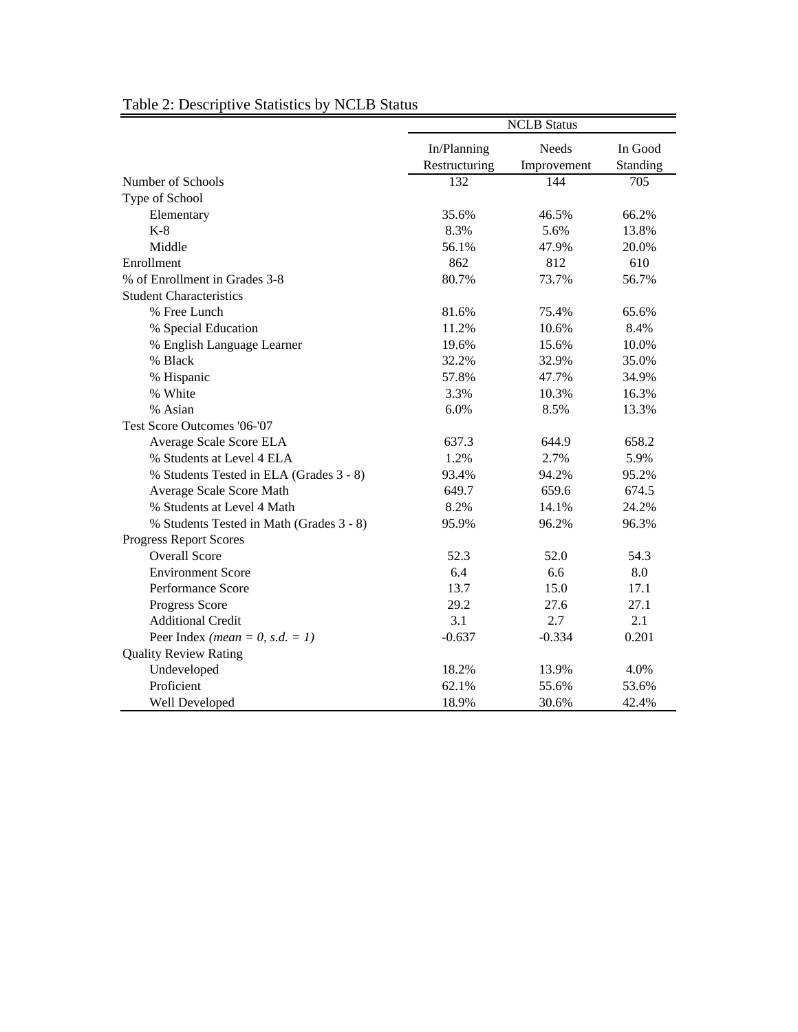Table 2: Descriptive Statistics by NCLB Status

| | NCLB Status | | |
|---|---|---|---|
| | In/Planning Restructuring | Needs Improvement | In Good Standing |
| Number of Schools | 132 | 144 | 705 |
| Type of School | | | |
| Elementary | 35.6% | 46.5% | 66.2% |
| K-8 | 8.3% | 5.6% | 13.8% |
| Middle | 56.1% | 47.9% | 20.0% |
| Enrollment | 862 | 812 | 610 |
| % of Enrollment in Grades 3-8 | 80.7% | 73.7% | 56.7% |
| Student Characteristics | | | |
| % Free Lunch | 81.6% | 75.4% | 65.6% |
| % Special Education | 11.2% | 10.6% | 8.4% |
| % English Language Learner | 19.6% | 15.6% | 10.0% |
| % Black | 32.2% | 32.9% | 35.0% |
| % Hispanic | 57.8% | 47.7% | 34.9% |
| % White | 3.3% | 10.3% | 16.3% |
| % Asian | 6.0% | 8.5% | 13.3% |
| Test Score Outcomes '06-'07 | | | |
| Average Scale Score ELA | 637.3 | 644.9 | 658.2 |
| % Students at Level 4 ELA | 1.2% | 2.7% | 5.9% |
| % Students Tested in ELA (Grades 3 - 8) | 93.4% | 94.2% | 95.2% |
| Average Scale Score Math | 649.7 | 659.6 | 674.5 |
| % Students at Level 4 Math | 8.2% | 14.1% | 24.2% |
| % Students Tested in Math (Grades 3 - 8) | 95.9% | 96.2% | 96.3% |
| Progress Report Scores | | | |
| Overall Score | 52.3 | 52.0 | 54.3 |
| Environment Score | 6.4 | 6.6 | 8.0 |
| Performance Score | 13.7 | 15.0 | 17.1 |
| Progress Score | 29.2 | 27.6 | 27.1 |
| Additional Credit | 3.1 | 2.7 | 2.1 |
| Peer Index *(mean = 0, s.d. = 1)* | -0.637 | -0.334 | 0.201 |
| Quality Review Rating | | | |
| Undeveloped | 18.2% | 13.9% | 4.0% |
| Proficient | 62.1% | 55.6% | 53.6% |
| Well Developed | 18.9% | 30.6% | 42.4% |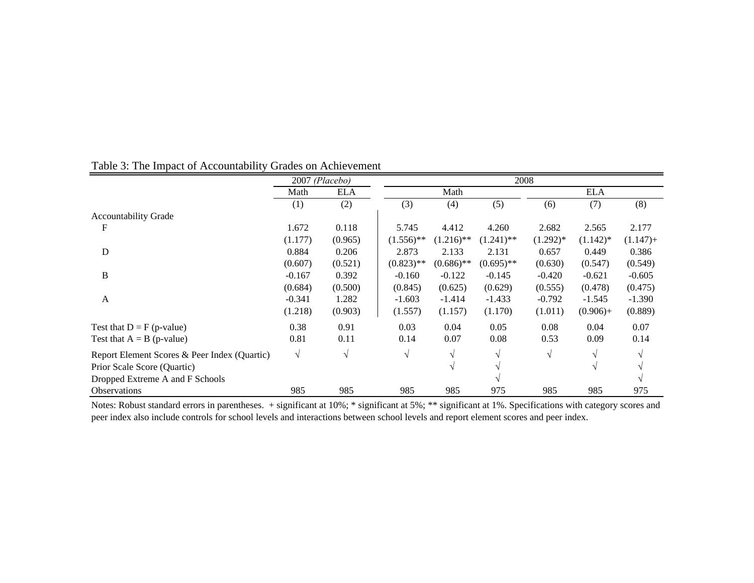Table 3: The Impact of Accountability Grades on Achievement

| | 2007 *(Placebo)* | | 2008 | | | | | |
|---|---|---|---|---|---|---|---|---|
| | Math | ELA | Math | | | ELA | | |
| | (1) | (2) | (3) | (4) | (5) | (6) | (7) | (8) |
| Accountability Grade | | | | | | | | |
| F | 1.672 | 0.118 | 5.745 | 4.412 | 4.260 | 2.682 | 2.565 | 2.177 |
| | (1.177) | (0.965) | (1.556)** | (1.216)** | (1.241)** | (1.292)* | (1.142)* | (1.147)+ |
| D | 0.884 | 0.206 | 2.873 | 2.133 | 2.131 | 0.657 | 0.449 | 0.386 |
| | (0.607) | (0.521) | (0.823)** | (0.686)** | (0.695)** | (0.630) | (0.547) | (0.549) |
| B | -0.167 | 0.392 | -0.160 | -0.122 | -0.145 | -0.420 | -0.621 | -0.605 |
| | (0.684) | (0.500) | (0.845) | (0.625) | (0.629) | (0.555) | (0.478) | (0.475) |
| A | -0.341 | 1.282 | -1.603 | -1.414 | -1.433 | -0.792 | -1.545 | -1.390 |
| | (1.218) | (0.903) | (1.557) | (1.157) | (1.170) | (1.011) | (0.906)+ | (0.889) |
| Test that D = F (p-value) | 0.38 | 0.91 | 0.03 | 0.04 | 0.05 | 0.08 | 0.04 | 0.07 |
| Test that A = B (p-value) | 0.81 | 0.11 | 0.14 | 0.07 | 0.08 | 0.53 | 0.09 | 0.14 |
| Report Element Scores & Peer Index (Quartic) | √ | √ | √ | √ | √ | √ | √ | √ |
| Prior Scale Score (Quartic) | | | | √ | √ | | √ | √ |
| Dropped Extreme A and F Schools | | | | | √ | | | √ |
| Observations | 985 | 985 | 985 | 985 | 975 | 985 | 985 | 975 |

Notes: Robust standard errors in parentheses. + significant at 10%; * significant at 5%; ** significant at 1%. Specifications with category scores and peer index also include controls for school levels and interactions between school levels and report element scores and peer index.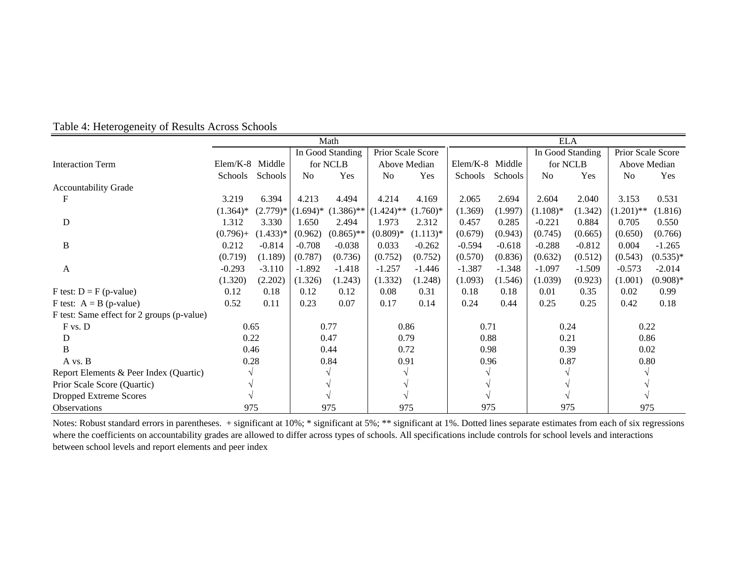Table 4: Heterogeneity of Results Across Schools

| | Math | | | | | | ELA | | | | | |
|---|---|---|---|---|---|---|---|---|---|---|---|---|
| | | | In Good Standing for NCLB | | Prior Scale Score Above Median | | | | In Good Standing for NCLB | | Prior Scale Score Above Median | |
| Interaction Term | Elem/K-8 Schools | Middle Schools | No | Yes | No | Yes | Elem/K-8 Schools | Middle Schools | No | Yes | No | Yes |
| Accountability Grade | | | | | | | | | | | | |
| F | 3.219 | 6.394 | 4.213 | 4.494 | 4.214 | 4.169 | 2.065 | 2.694 | 2.604 | 2.040 | 3.153 | 0.531 |
| | (1.364)* | (2.779)* | (1.694)* | (1.386)** | (1.424)** | (1.760)* | (1.369) | (1.997) | (1.108)* | (1.342) | (1.201)** | (1.816) |
| D | 1.312 | 3.330 | 1.650 | 2.494 | 1.973 | 2.312 | 0.457 | 0.285 | -0.221 | 0.884 | 0.705 | 0.550 |
| | (0.796)+ | (1.433)* | (0.962) | (0.865)** | (0.809)* | (1.113)* | (0.679) | (0.943) | (0.745) | (0.665) | (0.650) | (0.766) |
| B | 0.212 | -0.814 | -0.708 | -0.038 | 0.033 | -0.262 | -0.594 | -0.618 | -0.288 | -0.812 | 0.004 | -1.265 |
| | (0.719) | (1.189) | (0.787) | (0.736) | (0.752) | (0.752) | (0.570) | (0.836) | (0.632) | (0.512) | (0.543) | (0.535)* |
| A | -0.293 | -3.110 | -1.892 | -1.418 | -1.257 | -1.446 | -1.387 | -1.348 | -1.097 | -1.509 | -0.573 | -2.014 |
| | (1.320) | (2.202) | (1.326) | (1.243) | (1.332) | (1.248) | (1.093) | (1.546) | (1.039) | (0.923) | (1.001) | (0.908)* |
| F test: D = F (p-value) | 0.12 | 0.18 | 0.12 | 0.12 | 0.08 | 0.31 | 0.18 | 0.18 | 0.01 | 0.35 | 0.02 | 0.99 |
| F test: A = B (p-value) | 0.52 | 0.11 | 0.23 | 0.07 | 0.17 | 0.14 | 0.24 | 0.44 | 0.25 | 0.25 | 0.42 | 0.18 |
| F test: Same effect for 2 groups (p-value) | | | | | | | | | | | | |
| F vs. D | 0.65 | | 0.77 | | 0.86 | | 0.71 | | 0.24 | | 0.22 | |
| D | 0.22 | | 0.47 | | 0.79 | | 0.88 | | 0.21 | | 0.86 | |
| B | 0.46 | | 0.44 | | 0.72 | | 0.98 | | 0.39 | | 0.02 | |
| A vs. B | 0.28 | | 0.84 | | 0.91 | | 0.96 | | 0.87 | | 0.80 | |
| Report Elements & Peer Index (Quartic) | √ | | √ | | √ | | √ | | √ | | √ | |
| Prior Scale Score (Quartic) | √ | | √ | | √ | | √ | | √ | | √ | |
| Dropped Extreme Scores | √ | | √ | | √ | | √ | | √ | | √ | |
| Observations | 975 | | 975 | | 975 | | 975 | | 975 | | 975 | |

Notes: Robust standard errors in parentheses. + significant at 10%; * significant at 5%; ** significant at 1%. Dotted lines separate estimates from each of six regressions where the coefficients on accountability grades are allowed to differ across types of schools. All specifications include controls for school levels and interactions between school levels and report elements and peer index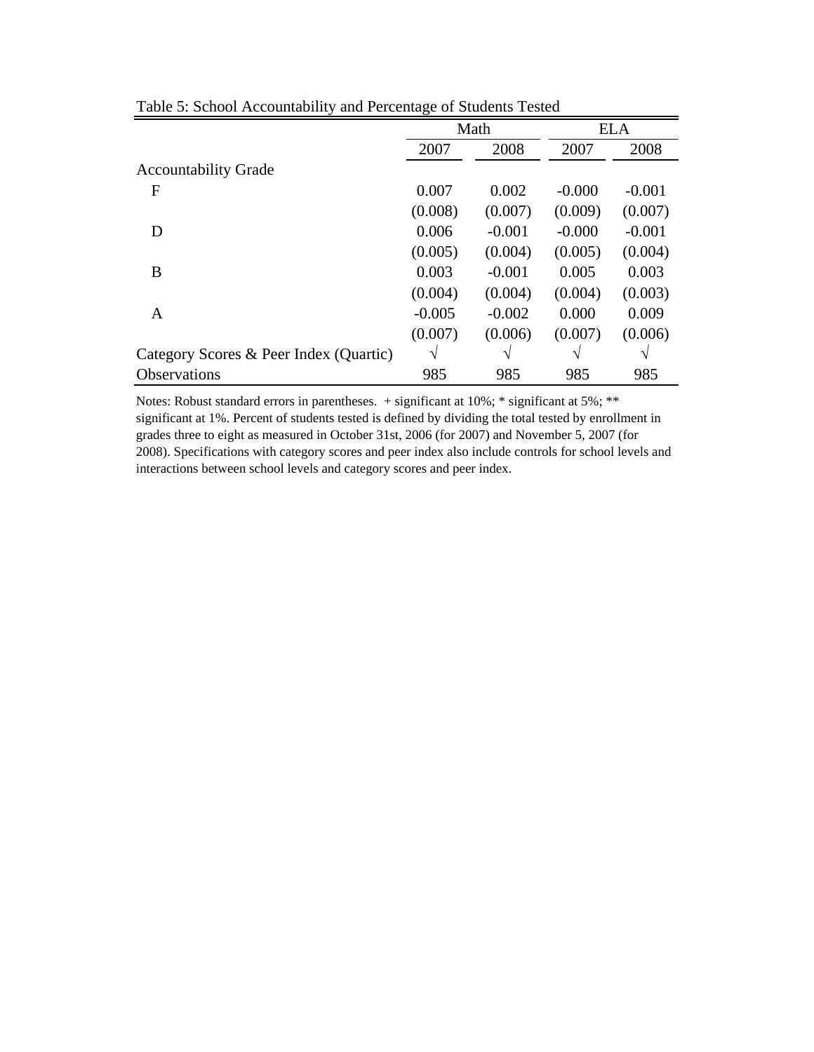Table 5: School Accountability and Percentage of Students Tested

| | Math | | ELA | |
|---|---|---|---|---|
| | 2007 | 2008 | 2007 | 2008 |
| Accountability Grade | | | | |
| F | 0.007 | 0.002 | -0.000 | -0.001 |
| | (0.008) | (0.007) | (0.009) | (0.007) |
| D | 0.006 | -0.001 | -0.000 | -0.001 |
| | (0.005) | (0.004) | (0.005) | (0.004) |
| B | 0.003 | -0.001 | 0.005 | 0.003 |
| | (0.004) | (0.004) | (0.004) | (0.003) |
| A | -0.005 | -0.002 | 0.000 | 0.009 |
| | (0.007) | (0.006) | (0.007) | (0.006) |
| Category Scores & Peer Index (Quartic) | √ | √ | √ | √ |
| Observations | 985 | 985 | 985 | 985 |

Notes: Robust standard errors in parentheses. + significant at 10%; * significant at 5%; ** significant at 1%. Percent of students tested is defined by dividing the total tested by enrollment in grades three to eight as measured in October 31st, 2006 (for 2007) and November 5, 2007 (for 2008). Specifications with category scores and peer index also include controls for school levels and interactions between school levels and category scores and peer index.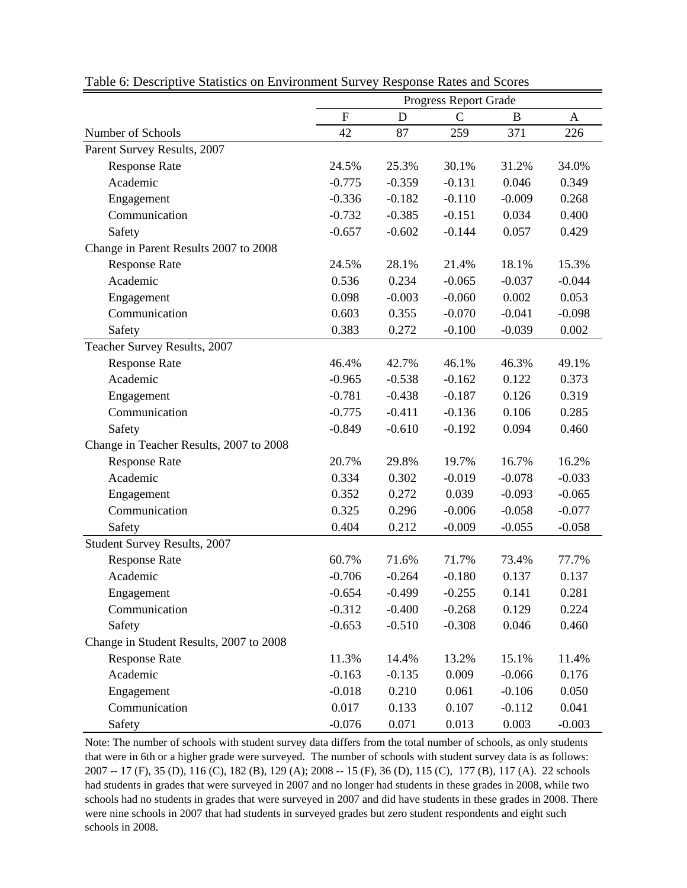Table 6: Descriptive Statistics on Environment Survey Response Rates and Scores

| | Progress Report Grade | | | | |
|---|---|---|---|---|---|
| | F | D | C | B | A |
| Number of Schools | 42 | 87 | 259 | 371 | 226 |
| Parent Survey Results, 2007 | | | | | |
| Response Rate | 24.5% | 25.3% | 30.1% | 31.2% | 34.0% |
| Academic | -0.775 | -0.359 | -0.131 | 0.046 | 0.349 |
| Engagement | -0.336 | -0.182 | -0.110 | -0.009 | 0.268 |
| Communication | -0.732 | -0.385 | -0.151 | 0.034 | 0.400 |
| Safety | -0.657 | -0.602 | -0.144 | 0.057 | 0.429 |
| Change in Parent Results 2007 to 2008 | | | | | |
| Response Rate | 24.5% | 28.1% | 21.4% | 18.1% | 15.3% |
| Academic | 0.536 | 0.234 | -0.065 | -0.037 | -0.044 |
| Engagement | 0.098 | -0.003 | -0.060 | 0.002 | 0.053 |
| Communication | 0.603 | 0.355 | -0.070 | -0.041 | -0.098 |
| Safety | 0.383 | 0.272 | -0.100 | -0.039 | 0.002 |
| Teacher Survey Results, 2007 | | | | | |
| Response Rate | 46.4% | 42.7% | 46.1% | 46.3% | 49.1% |
| Academic | -0.965 | -0.538 | -0.162 | 0.122 | 0.373 |
| Engagement | -0.781 | -0.438 | -0.187 | 0.126 | 0.319 |
| Communication | -0.775 | -0.411 | -0.136 | 0.106 | 0.285 |
| Safety | -0.849 | -0.610 | -0.192 | 0.094 | 0.460 |
| Change in Teacher Results, 2007 to 2008 | | | | | |
| Response Rate | 20.7% | 29.8% | 19.7% | 16.7% | 16.2% |
| Academic | 0.334 | 0.302 | -0.019 | -0.078 | -0.033 |
| Engagement | 0.352 | 0.272 | 0.039 | -0.093 | -0.065 |
| Communication | 0.325 | 0.296 | -0.006 | -0.058 | -0.077 |
| Safety | 0.404 | 0.212 | -0.009 | -0.055 | -0.058 |
| Student Survey Results, 2007 | | | | | |
| Response Rate | 60.7% | 71.6% | 71.7% | 73.4% | 77.7% |
| Academic | -0.706 | -0.264 | -0.180 | 0.137 | 0.137 |
| Engagement | -0.654 | -0.499 | -0.255 | 0.141 | 0.281 |
| Communication | -0.312 | -0.400 | -0.268 | 0.129 | 0.224 |
| Safety | -0.653 | -0.510 | -0.308 | 0.046 | 0.460 |
| Change in Student Results, 2007 to 2008 | | | | | |
| Response Rate | 11.3% | 14.4% | 13.2% | 15.1% | 11.4% |
| Academic | -0.163 | -0.135 | 0.009 | -0.066 | 0.176 |
| Engagement | -0.018 | 0.210 | 0.061 | -0.106 | 0.050 |
| Communication | 0.017 | 0.133 | 0.107 | -0.112 | 0.041 |
| Safety | -0.076 | 0.071 | 0.013 | 0.003 | -0.003 |

Note: The number of schools with student survey data differs from the total number of schools, as only students that were in 6th or a higher grade were surveyed. The number of schools with student survey data is as follows: 2007 -- 17 (F), 35 (D), 116 (C), 182 (B), 129 (A); 2008 -- 15 (F), 36 (D), 115 (C), 177 (B), 117 (A). 22 schools had students in grades that were surveyed in 2007 and no longer had students in these grades in 2008, while two schools had no students in grades that were surveyed in 2007 and did have students in these grades in 2008. There were nine schools in 2007 that had students in surveyed grades but zero student respondents and eight such schools in 2008.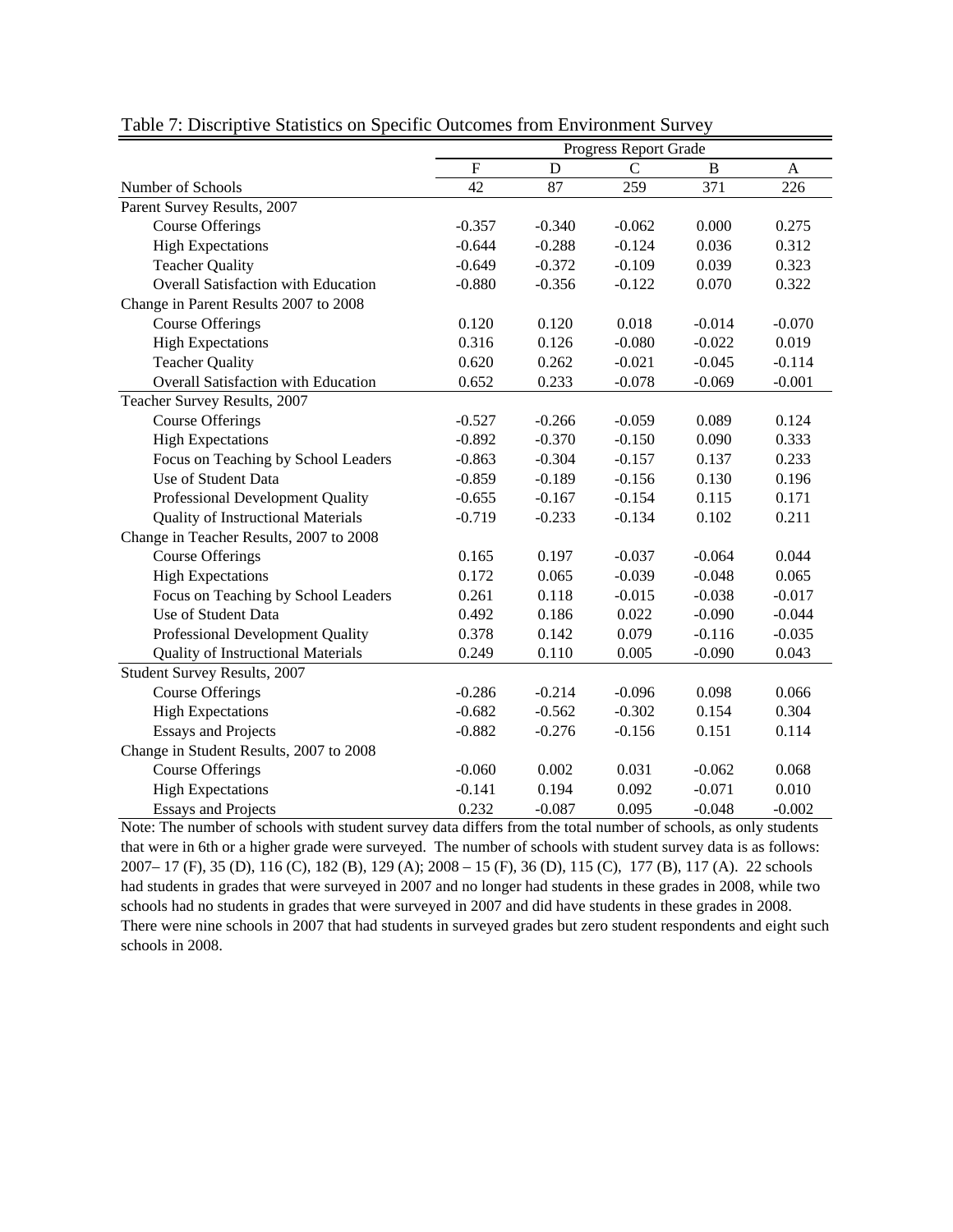Table 7: Discriptive Statistics on Specific Outcomes from Environment Survey

| | Progress Report Grade | | | | |
|---|---|---|---|---|---|
| | F | D | C | B | A |
| Number of Schools | 42 | 87 | 259 | 371 | 226 |
| Parent Survey Results, 2007 | | | | | |
| Course Offerings | -0.357 | -0.340 | -0.062 | 0.000 | 0.275 |
| High Expectations | -0.644 | -0.288 | -0.124 | 0.036 | 0.312 |
| Teacher Quality | -0.649 | -0.372 | -0.109 | 0.039 | 0.323 |
| Overall Satisfaction with Education | -0.880 | -0.356 | -0.122 | 0.070 | 0.322 |
| Change in Parent Results 2007 to 2008 | | | | | |
| Course Offerings | 0.120 | 0.120 | 0.018 | -0.014 | -0.070 |
| High Expectations | 0.316 | 0.126 | -0.080 | -0.022 | 0.019 |
| Teacher Quality | 0.620 | 0.262 | -0.021 | -0.045 | -0.114 |
| Overall Satisfaction with Education | 0.652 | 0.233 | -0.078 | -0.069 | -0.001 |
| Teacher Survey Results, 2007 | | | | | |
| Course Offerings | -0.527 | -0.266 | -0.059 | 0.089 | 0.124 |
| High Expectations | -0.892 | -0.370 | -0.150 | 0.090 | 0.333 |
| Focus on Teaching by School Leaders | -0.863 | -0.304 | -0.157 | 0.137 | 0.233 |
| Use of Student Data | -0.859 | -0.189 | -0.156 | 0.130 | 0.196 |
| Professional Development Quality | -0.655 | -0.167 | -0.154 | 0.115 | 0.171 |
| Quality of Instructional Materials | -0.719 | -0.233 | -0.134 | 0.102 | 0.211 |
| Change in Teacher Results, 2007 to 2008 | | | | | |
| Course Offerings | 0.165 | 0.197 | -0.037 | -0.064 | 0.044 |
| High Expectations | 0.172 | 0.065 | -0.039 | -0.048 | 0.065 |
| Focus on Teaching by School Leaders | 0.261 | 0.118 | -0.015 | -0.038 | -0.017 |
| Use of Student Data | 0.492 | 0.186 | 0.022 | -0.090 | -0.044 |
| Professional Development Quality | 0.378 | 0.142 | 0.079 | -0.116 | -0.035 |
| Quality of Instructional Materials | 0.249 | 0.110 | 0.005 | -0.090 | 0.043 |
| Student Survey Results, 2007 | | | | | |
| Course Offerings | -0.286 | -0.214 | -0.096 | 0.098 | 0.066 |
| High Expectations | -0.682 | -0.562 | -0.302 | 0.154 | 0.304 |
| Essays and Projects | -0.882 | -0.276 | -0.156 | 0.151 | 0.114 |
| Change in Student Results, 2007 to 2008 | | | | | |
| Course Offerings | -0.060 | 0.002 | 0.031 | -0.062 | 0.068 |
| High Expectations | -0.141 | 0.194 | 0.092 | -0.071 | 0.010 |
| Essays and Projects | 0.232 | -0.087 | 0.095 | -0.048 | -0.002 |

Note: The number of schools with student survey data differs from the total number of schools, as only students that were in 6th or a higher grade were surveyed. The number of schools with student survey data is as follows: 2007– 17 (F), 35 (D), 116 (C), 182 (B), 129 (A); 2008 – 15 (F), 36 (D), 115 (C), 177 (B), 117 (A). 22 schools had students in grades that were surveyed in 2007 and no longer had students in these grades in 2008, while two schools had no students in grades that were surveyed in 2007 and did have students in these grades in 2008. There were nine schools in 2007 that had students in surveyed grades but zero student respondents and eight such schools in 2008.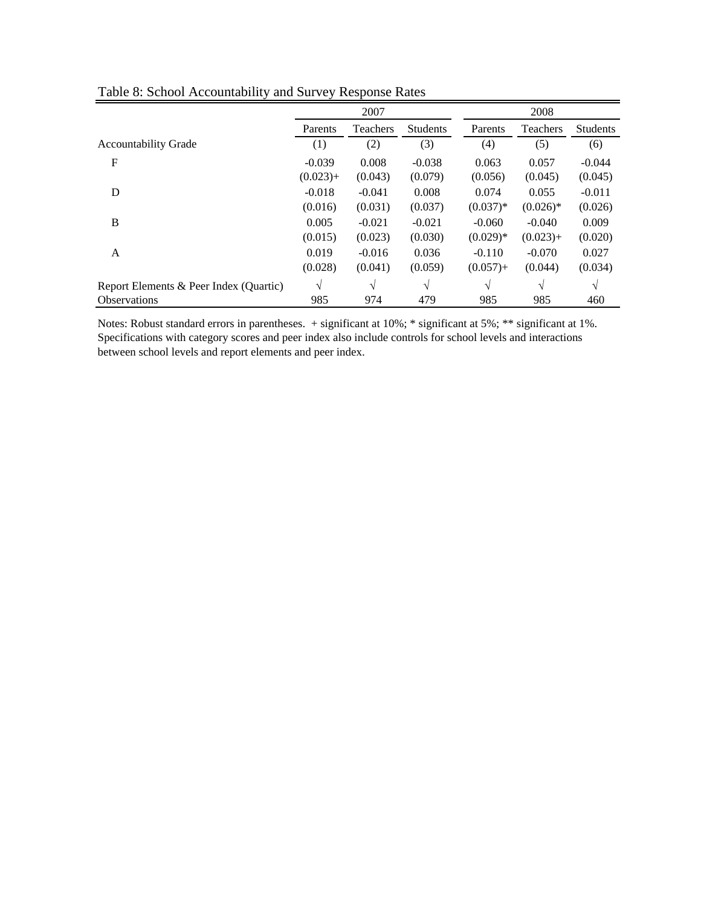Table 8: School Accountability and Survey Response Rates

| | 2007 | | | 2008 | | |
|---|---|---|---|---|---|---|
| | Parents | Teachers | Students | Parents | Teachers | Students |
| Accountability Grade | (1) | (2) | (3) | (4) | (5) | (6) |
| F | -0.039 | 0.008 | -0.038 | 0.063 | 0.057 | -0.044 |
| | (0.023)+ | (0.043) | (0.079) | (0.056) | (0.045) | (0.045) |
| D | -0.018 | -0.041 | 0.008 | 0.074 | 0.055 | -0.011 |
| | (0.016) | (0.031) | (0.037) | (0.037)* | (0.026)* | (0.026) |
| B | 0.005 | -0.021 | -0.021 | -0.060 | -0.040 | 0.009 |
| | (0.015) | (0.023) | (0.030) | (0.029)* | (0.023)+ | (0.020) |
| A | 0.019 | -0.016 | 0.036 | -0.110 | -0.070 | 0.027 |
| | (0.028) | (0.041) | (0.059) | (0.057)+ | (0.044) | (0.034) |
| Report Elements & Peer Index (Quartic) | √ | √ | √ | √ | √ | √ |
| Observations | 985 | 974 | 479 | 985 | 985 | 460 |

Notes: Robust standard errors in parentheses. + significant at 10%; * significant at 5%; ** significant at 1%. Specifications with category scores and peer index also include controls for school levels and interactions between school levels and report elements and peer index.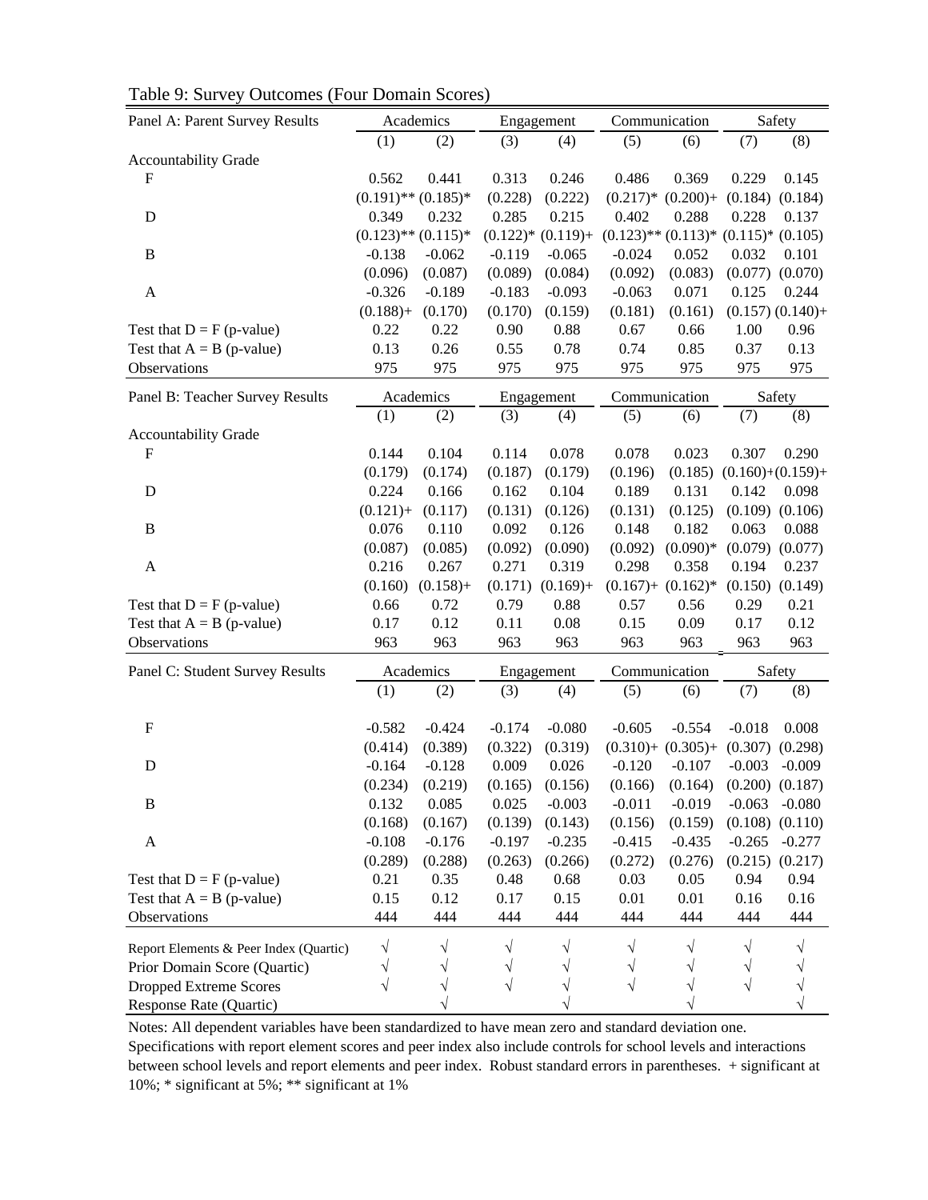Table 9: Survey Outcomes (Four Domain Scores)

| Panel A: Parent Survey Results | Academics | | Engagement | | Communication | | Safety | |
|---|---|---|---|---|---|---|---|---|
| | (1) | (2) | (3) | (4) | (5) | (6) | (7) | (8) |
| Accountability Grade | | | | | | | | |
| F | 0.562 | 0.441 | 0.313 | 0.246 | 0.486 | 0.369 | 0.229 | 0.145 |
| | (0.191)** | (0.185)* | (0.228) | (0.222) | (0.217)* | (0.200)+ | (0.184) | (0.184) |
| D | 0.349 | 0.232 | 0.285 | 0.215 | 0.402 | 0.288 | 0.228 | 0.137 |
| | (0.123)** | (0.115)* | (0.122)* | (0.119)+ | (0.123)** | (0.113)* | (0.115)* | (0.105) |
| B | -0.138 | -0.062 | -0.119 | -0.065 | -0.024 | 0.052 | 0.032 | 0.101 |
| | (0.096) | (0.087) | (0.089) | (0.084) | (0.092) | (0.083) | (0.077) | (0.070) |
| A | -0.326 | -0.189 | -0.183 | -0.093 | -0.063 | 0.071 | 0.125 | 0.244 |
| | (0.188)+ | (0.170) | (0.170) | (0.159) | (0.181) | (0.161) | (0.157) | (0.140)+ |
| Test that D = F (p-value) | 0.22 | 0.22 | 0.90 | 0.88 | 0.67 | 0.66 | 1.00 | 0.96 |
| Test that A = B (p-value) | 0.13 | 0.26 | 0.55 | 0.78 | 0.74 | 0.85 | 0.37 | 0.13 |
| Observations | 975 | 975 | 975 | 975 | 975 | 975 | 975 | 975 |
| **Panel B: Teacher Survey Results** | **Academics** | | **Engagement** | | **Communication** | | **Safety** | |
| | (1) | (2) | (3) | (4) | (5) | (6) | (7) | (8) |
| Accountability Grade | | | | | | | | |
| F | 0.144 | 0.104 | 0.114 | 0.078 | 0.078 | 0.023 | 0.307 | 0.290 |
| | (0.179) | (0.174) | (0.187) | (0.179) | (0.196) | (0.185) | (0.160)+ | (0.159)+ |
| D | 0.224 | 0.166 | 0.162 | 0.104 | 0.189 | 0.131 | 0.142 | 0.098 |
| | (0.121)+ | (0.117) | (0.131) | (0.126) | (0.131) | (0.125) | (0.109) | (0.106) |
| B | 0.076 | 0.110 | 0.092 | 0.126 | 0.148 | 0.182 | 0.063 | 0.088 |
| | (0.087) | (0.085) | (0.092) | (0.090) | (0.092) | (0.090)* | (0.079) | (0.077) |
| A | 0.216 | 0.267 | 0.271 | 0.319 | 0.298 | 0.358 | 0.194 | 0.237 |
| | (0.160) | (0.158)+ | (0.171) | (0.169)+ | (0.167)+ | (0.162)* | (0.150) | (0.149) |
| Test that D = F (p-value) | 0.66 | 0.72 | 0.79 | 0.88 | 0.57 | 0.56 | 0.29 | 0.21 |
| Test that A = B (p-value) | 0.17 | 0.12 | 0.11 | 0.08 | 0.15 | 0.09 | 0.17 | 0.12 |
| Observations | 963 | 963 | 963 | 963 | 963 | 963 | 963 | 963 |
| **Panel C: Student Survey Results** | **Academics** | | **Engagement** | | **Communication** | | **Safety** | |
| | (1) | (2) | (3) | (4) | (5) | (6) | (7) | (8) |
| F | -0.582 | -0.424 | -0.174 | -0.080 | -0.605 | -0.554 | -0.018 | 0.008 |
| | (0.414) | (0.389) | (0.322) | (0.319) | (0.310)+ | (0.305)+ | (0.307) | (0.298) |
| D | -0.164 | -0.128 | 0.009 | 0.026 | -0.120 | -0.107 | -0.003 | -0.009 |
| | (0.234) | (0.219) | (0.165) | (0.156) | (0.166) | (0.164) | (0.200) | (0.187) |
| B | 0.132 | 0.085 | 0.025 | -0.003 | -0.011 | -0.019 | -0.063 | -0.080 |
| | (0.168) | (0.167) | (0.139) | (0.143) | (0.156) | (0.159) | (0.108) | (0.110) |
| A | -0.108 | -0.176 | -0.197 | -0.235 | -0.415 | -0.435 | -0.265 | -0.277 |
| | (0.289) | (0.288) | (0.263) | (0.266) | (0.272) | (0.276) | (0.215) | (0.217) |
| Test that D = F (p-value) | 0.21 | 0.35 | 0.48 | 0.68 | 0.03 | 0.05 | 0.94 | 0.94 |
| Test that A = B (p-value) | 0.15 | 0.12 | 0.17 | 0.15 | 0.01 | 0.01 | 0.16 | 0.16 |
| Observations | 444 | 444 | 444 | 444 | 444 | 444 | 444 | 444 |
| Report Elements & Peer Index (Quartic) | √ | √ | √ | √ | √ | √ | √ | √ |
| Prior Domain Score (Quartic) | √ | √ | √ | √ | √ | √ | √ | √ |
| Dropped Extreme Scores | √ | √ | √ | √ | √ | √ | √ | √ |
| Response Rate (Quartic) | | √ | | √ | | √ | | √ |

Notes: All dependent variables have been standardized to have mean zero and standard deviation one. Specifications with report element scores and peer index also include controls for school levels and interactions between school levels and report elements and peer index. Robust standard errors in parentheses. + significant at 10%; * significant at 5%; ** significant at 1%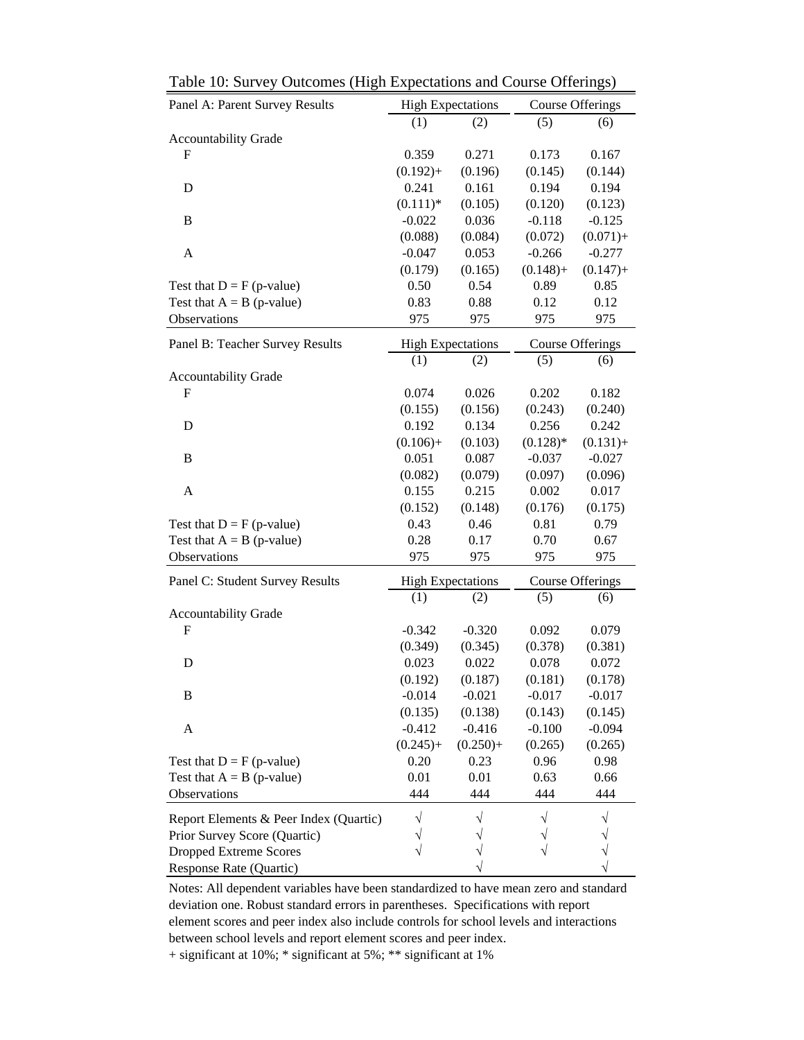Table 10: Survey Outcomes (High Expectations and Course Offerings)

| Panel A: Parent Survey Results | High Expectations | | Course Offerings | |
|---|---|---|---|---|
| | (1) | (2) | (5) | (6) |
| Accountability Grade | | | | |
| F | 0.359 | 0.271 | 0.173 | 0.167 |
| | (0.192)+ | (0.196) | (0.145) | (0.144) |
| D | 0.241 | 0.161 | 0.194 | 0.194 |
| | (0.111)* | (0.105) | (0.120) | (0.123) |
| B | -0.022 | 0.036 | -0.118 | -0.125 |
| | (0.088) | (0.084) | (0.072) | (0.071)+ |
| A | -0.047 | 0.053 | -0.266 | -0.277 |
| | (0.179) | (0.165) | (0.148)+ | (0.147)+ |
| Test that D = F (p-value) | 0.50 | 0.54 | 0.89 | 0.85 |
| Test that A = B (p-value) | 0.83 | 0.88 | 0.12 | 0.12 |
| Observations | 975 | 975 | 975 | 975 |
| **Panel B: Teacher Survey Results** | **High Expectations** | | **Course Offerings** | |
| | (1) | (2) | (5) | (6) |
| Accountability Grade | | | | |
| F | 0.074 | 0.026 | 0.202 | 0.182 |
| | (0.155) | (0.156) | (0.243) | (0.240) |
| D | 0.192 | 0.134 | 0.256 | 0.242 |
| | (0.106)+ | (0.103) | (0.128)* | (0.131)+ |
| B | 0.051 | 0.087 | -0.037 | -0.027 |
| | (0.082) | (0.079) | (0.097) | (0.096) |
| A | 0.155 | 0.215 | 0.002 | 0.017 |
| | (0.152) | (0.148) | (0.176) | (0.175) |
| Test that D = F (p-value) | 0.43 | 0.46 | 0.81 | 0.79 |
| Test that A = B (p-value) | 0.28 | 0.17 | 0.70 | 0.67 |
| Observations | 975 | 975 | 975 | 975 |
| **Panel C: Student Survey Results** | **High Expectations** | | **Course Offerings** | |
| | (1) | (2) | (5) | (6) |
| Accountability Grade | | | | |
| F | -0.342 | -0.320 | 0.092 | 0.079 |
| | (0.349) | (0.345) | (0.378) | (0.381) |
| D | 0.023 | 0.022 | 0.078 | 0.072 |
| | (0.192) | (0.187) | (0.181) | (0.178) |
| B | -0.014 | -0.021 | -0.017 | -0.017 |
| | (0.135) | (0.138) | (0.143) | (0.145) |
| A | -0.412 | -0.416 | -0.100 | -0.094 |
| | (0.245)+ | (0.250)+ | (0.265) | (0.265) |
| Test that D = F (p-value) | 0.20 | 0.23 | 0.96 | 0.98 |
| Test that A = B (p-value) | 0.01 | 0.01 | 0.63 | 0.66 |
| Observations | 444 | 444 | 444 | 444 |
| Report Elements & Peer Index (Quartic) | √ | √ | √ | √ |
| Prior Survey Score (Quartic) | √ | √ | √ | √ |
| Dropped Extreme Scores | √ | √ | √ | √ |
| Response Rate (Quartic) | | √ | | √ |

Notes: All dependent variables have been standardized to have mean zero and standard deviation one. Robust standard errors in parentheses. Specifications with report element scores and peer index also include controls for school levels and interactions between school levels and report element scores and peer index.
+ significant at 10%; * significant at 5%; ** significant at 1%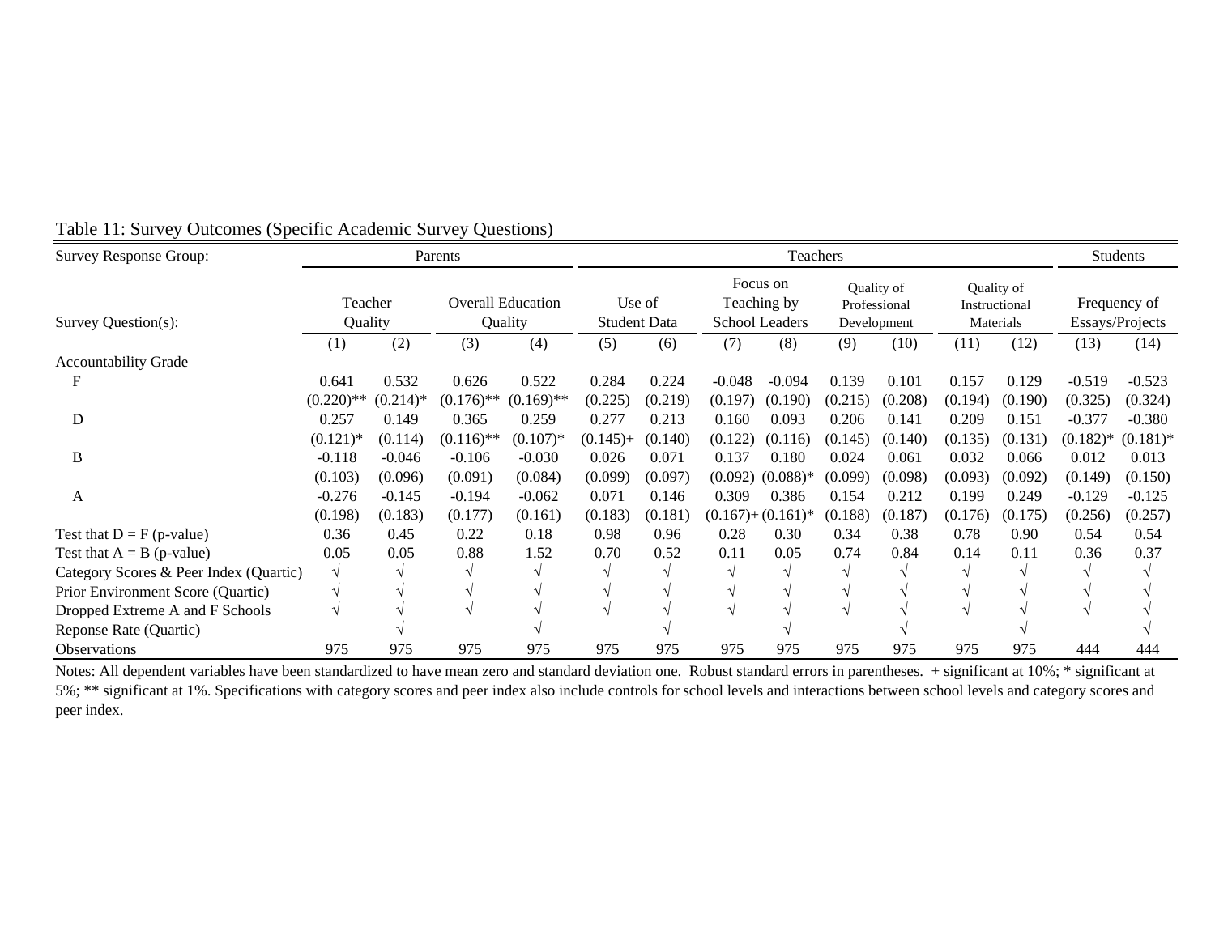Table 11: Survey Outcomes (Specific Academic Survey Questions)

| Survey Response Group: | Parents | | | | Teachers | | | | | | | | Students | |
|---|---|---|---|---|---|---|---|---|---|---|---|---|---|---|
| Survey Question(s): | Teacher Quality | | Overall Education Quality | | Use of Student Data | | Focus on Teaching by School Leaders | | Quality of Professional Development | | Quality of Instructional Materials | | Frequency of Essays/Projects | |
| | (1) | (2) | (3) | (4) | (5) | (6) | (7) | (8) | (9) | (10) | (11) | (12) | (13) | (14) |
| Accountability Grade | | | | | | | | | | | | | | |
| F | 0.641 | 0.532 | 0.626 | 0.522 | 0.284 | 0.224 | -0.048 | -0.094 | 0.139 | 0.101 | 0.157 | 0.129 | -0.519 | -0.523 |
| | (0.220)** | (0.214)* | (0.176)** | (0.169)** | (0.225) | (0.219) | (0.197) | (0.190) | (0.215) | (0.208) | (0.194) | (0.190) | (0.325) | (0.324) |
| D | 0.257 | 0.149 | 0.365 | 0.259 | 0.277 | 0.213 | 0.160 | 0.093 | 0.206 | 0.141 | 0.209 | 0.151 | -0.377 | -0.380 |
| | (0.121)* | (0.114) | (0.116)** | (0.107)* | (0.145)+ | (0.140) | (0.122) | (0.116) | (0.145) | (0.140) | (0.135) | (0.131) | (0.182)* | (0.181)* |
| B | -0.118 | -0.046 | -0.106 | -0.030 | 0.026 | 0.071 | 0.137 | 0.180 | 0.024 | 0.061 | 0.032 | 0.066 | 0.012 | 0.013 |
| | (0.103) | (0.096) | (0.091) | (0.084) | (0.099) | (0.097) | (0.092) | (0.088)* | (0.099) | (0.098) | (0.093) | (0.092) | (0.149) | (0.150) |
| A | -0.276 | -0.145 | -0.194 | -0.062 | 0.071 | 0.146 | 0.309 | 0.386 | 0.154 | 0.212 | 0.199 | 0.249 | -0.129 | -0.125 |
| | (0.198) | (0.183) | (0.177) | (0.161) | (0.183) | (0.181) | (0.167)+ | (0.161)* | (0.188) | (0.187) | (0.176) | (0.175) | (0.256) | (0.257) |
| Test that D = F (p-value) | 0.36 | 0.45 | 0.22 | 0.18 | 0.98 | 0.96 | 0.28 | 0.30 | 0.34 | 0.38 | 0.78 | 0.90 | 0.54 | 0.54 |
| Test that A = B (p-value) | 0.05 | 0.05 | 0.88 | 1.52 | 0.70 | 0.52 | 0.11 | 0.05 | 0.74 | 0.84 | 0.14 | 0.11 | 0.36 | 0.37 |
| Category Scores & Peer Index (Quartic) | √ | √ | √ | √ | √ | √ | √ | √ | √ | √ | √ | √ | √ | √ |
| Prior Environment Score (Quartic) | √ | √ | √ | √ | √ | √ | √ | √ | √ | √ | √ | √ | √ | √ |
| Dropped Extreme A and F Schools | √ | √ | √ | √ | √ | √ | √ | √ | √ | √ | √ | √ | √ | √ |
| Reponse Rate (Quartic) | | √ | | √ | | √ | | √ | | √ | | √ | | √ |
| Observations | 975 | 975 | 975 | 975 | 975 | 975 | 975 | 975 | 975 | 975 | 975 | 975 | 444 | 444 |

Notes: All dependent variables have been standardized to have mean zero and standard deviation one. Robust standard errors in parentheses. + significant at 10%; * significant at 5%; ** significant at 1%. Specifications with category scores and peer index also include controls for school levels and interactions between school levels and category scores and peer index.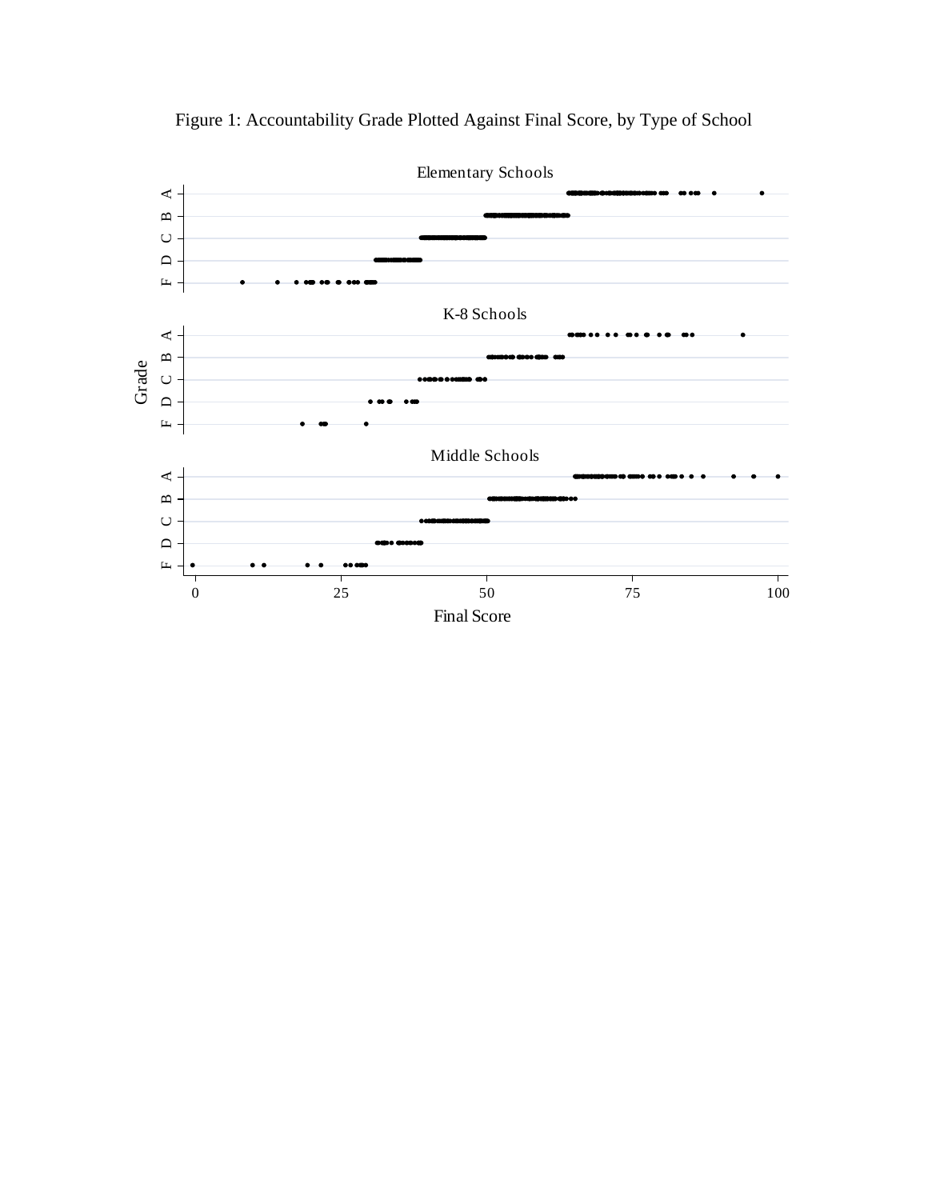Figure 1: Accountability Grade Plotted Against Final Score, by Type of School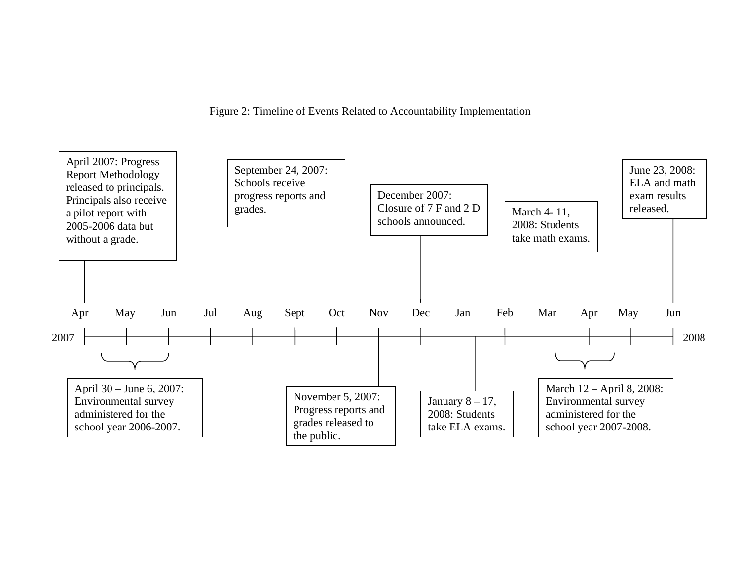Figure 2: Timeline of Events Related to Accountability Implementation

April 2007: Progress Report Methodology released to principals. Principals also receive a pilot report with 2005-2006 data but without a grade.

September 24, 2007: Schools receive progress reports and grades.

December 2007: Closure of 7 F and 2 D schools announced.

March 4- 11, 2008: Students take math exams.

June 23, 2008: ELA and math exam results released.

Apr May Jun Jul Aug Sept Oct Nov Dec Jan Feb Mar Apr May Jun

2007 2008

April 30 – June 6, 2007: Environmental survey administered for the school year 2006-2007.

November 5, 2007: Progress reports and grades released to the public.

January 8 – 17, 2008: Students take ELA exams.

March 12 – April 8, 2008: Environmental survey administered for the school year 2007-2008.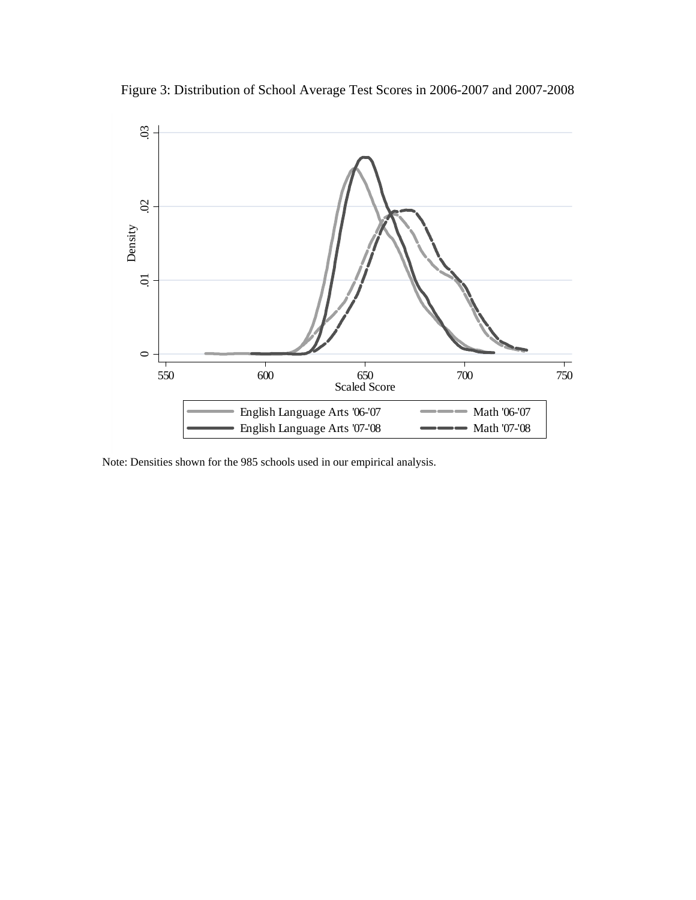Figure 3: Distribution of School Average Test Scores in 2006-2007 and 2007-2008

Note: Densities shown for the 985 schools used in our empirical analysis.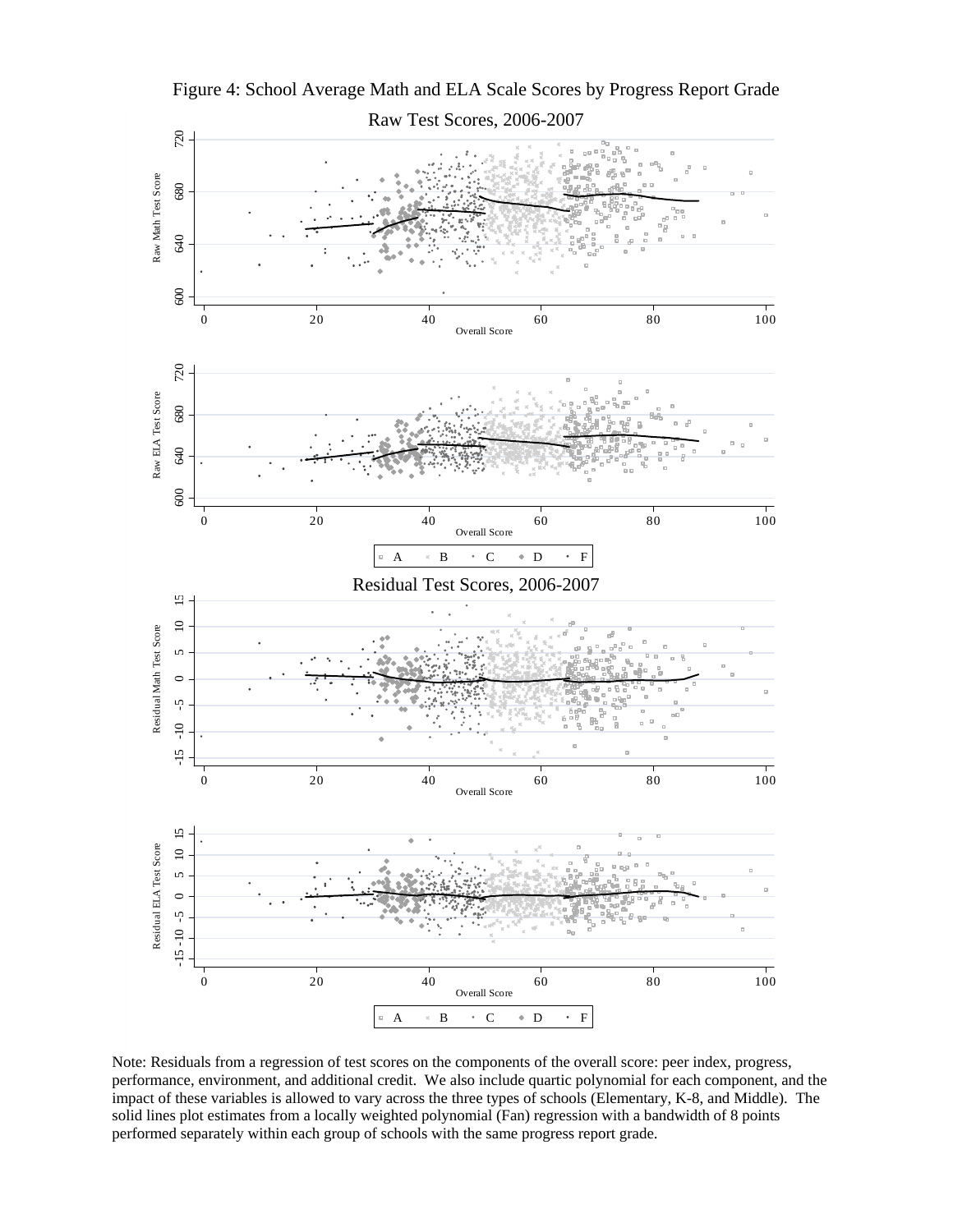Figure 4: School Average Math and ELA Scale Scores by Progress Report Grade

Note: Residuals from a regression of test scores on the components of the overall score: peer index, progress, performance, environment, and additional credit. We also include quartic polynomial for each component, and the impact of these variables is allowed to vary across the three types of schools (Elementary, K-8, and Middle). The solid lines plot estimates from a locally weighted polynomial (Fan) regression with a bandwidth of 8 points performed separately within each group of schools with the same progress report grade.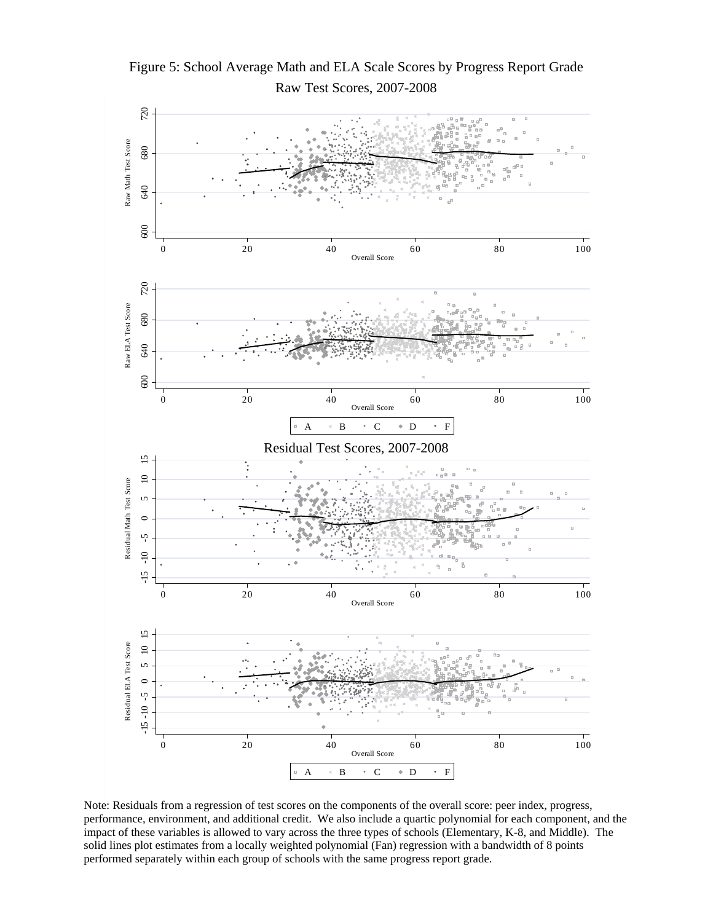Figure 5: School Average Math and ELA Scale Scores by Progress Report Grade

Raw Test Scores, 2007-2008

Raw Math Test Score

720
680
640
600

0 20 40 60 80 100

Overall Score

Raw ELA Test Score

720
680
640
600

0 20 40 60 80 100

Overall Score

A B C D F

Residual Test Scores, 2007-2008

Residual Math Test Score

15
10
5
0
-5
-10
-15

0 20 40 60 80 100

Overall Score

Residual ELA Test Score

15
10
5
0
-5
-10
-15

0 20 40 60 80 100

Overall Score

A B C D F

Note: Residuals from a regression of test scores on the components of the overall score: peer index, progress, performance, environment, and additional credit. We also include a quartic polynomial for each component, and the impact of these variables is allowed to vary across the three types of schools (Elementary, K-8, and Middle). The solid lines plot estimates from a locally weighted polynomial (Fan) regression with a bandwidth of 8 points performed separately within each group of schools with the same progress report grade.